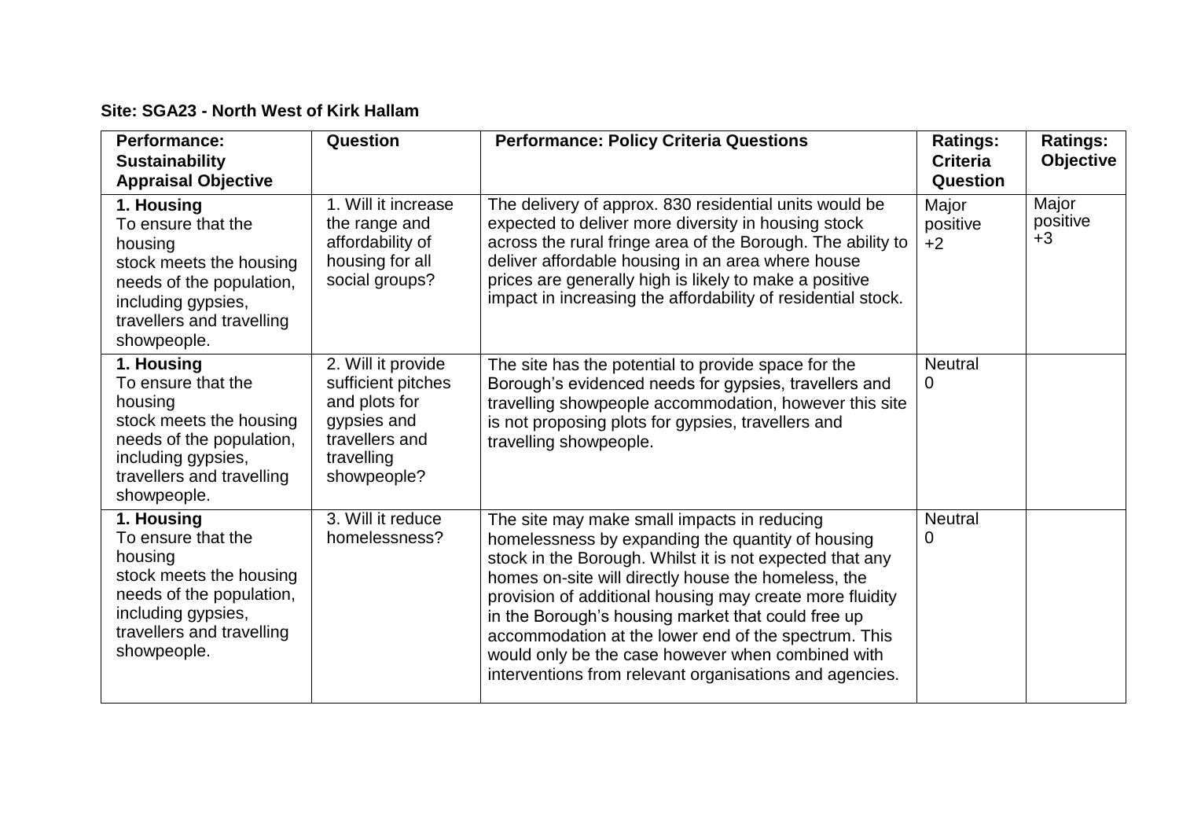**Site: SGA23 - North West of Kirk Hallam**

| Performance: Sustainability Appraisal Objective | Question | Performance: Policy Criteria Questions | Ratings: Criteria Question | Ratings: Objective |
|---|---|---|---|---|
| **1. Housing** To ensure that the housing stock meets the housing needs of the population, including gypsies, travellers and travelling showpeople. | 1. Will it increase the range and affordability of housing for all social groups? | The delivery of approx. 830 residential units would be expected to deliver more diversity in housing stock across the rural fringe area of the Borough. The ability to deliver affordable housing in an area where house prices are generally high is likely to make a positive impact in increasing the affordability of residential stock. | Major positive +2 | Major positive +3 |
| **1. Housing** To ensure that the housing stock meets the housing needs of the population, including gypsies, travellers and travelling showpeople. | 2. Will it provide sufficient pitches and plots for gypsies and travellers and travelling showpeople? | The site has the potential to provide space for the Borough's evidenced needs for gypsies, travellers and travelling showpeople accommodation, however this site is not proposing plots for gypsies, travellers and travelling showpeople. | Neutral 0 | |
| **1. Housing** To ensure that the housing stock meets the housing needs of the population, including gypsies, travellers and travelling showpeople. | 3. Will it reduce homelessness? | The site may make small impacts in reducing homelessness by expanding the quantity of housing stock in the Borough. Whilst it is not expected that any homes on-site will directly house the homeless, the provision of additional housing may create more fluidity in the Borough's housing market that could free up accommodation at the lower end of the spectrum. This would only be the case however when combined with interventions from relevant organisations and agencies. | Neutral 0 | |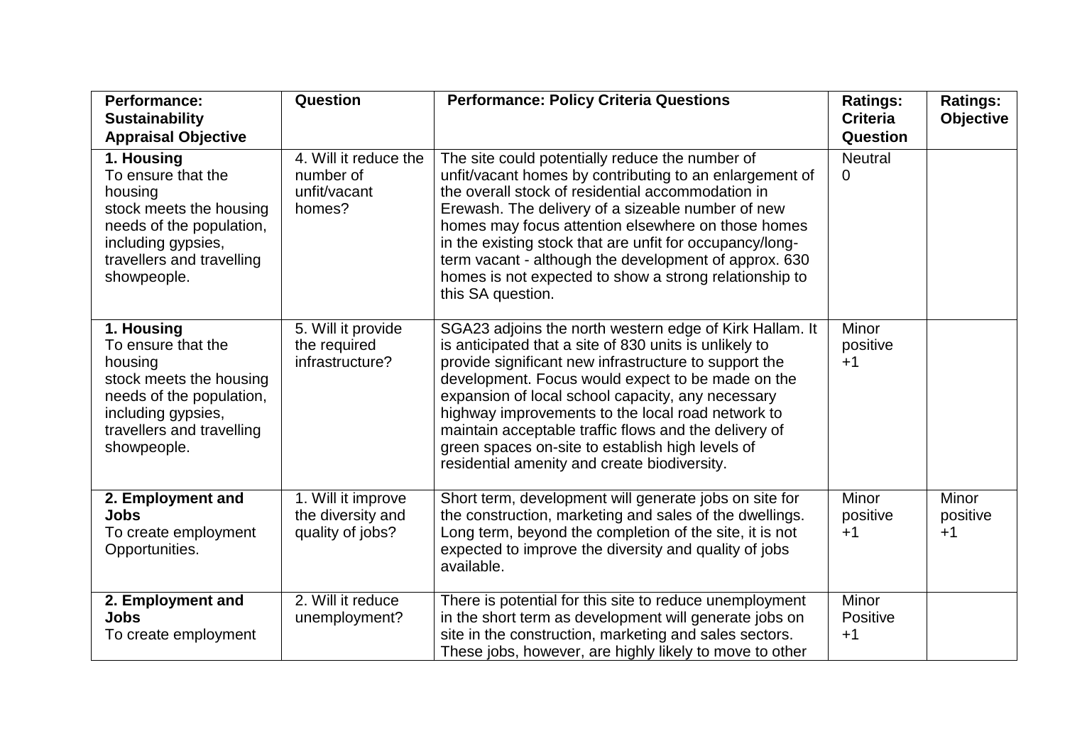| **Performance: Sustainability Appraisal Objective** | **Question** | **Performance: Policy Criteria Questions** | **Ratings: Criteria Question** | **Ratings: Objective** |
|---|---|---|---|---|
| **1. Housing** To ensure that the housing stock meets the housing needs of the population, including gypsies, travellers and travelling showpeople. | 4. Will it reduce the number of unfit/vacant homes? | The site could potentially reduce the number of unfit/vacant homes by contributing to an enlargement of the overall stock of residential accommodation in Erewash. The delivery of a sizeable number of new homes may focus attention elsewhere on those homes in the existing stock that are unfit for occupancy/long-term vacant - although the development of approx. 630 homes is not expected to show a strong relationship to this SA question. | Neutral 0 | |
| **1. Housing** To ensure that the housing stock meets the housing needs of the population, including gypsies, travellers and travelling showpeople. | 5. Will it provide the required infrastructure? | SGA23 adjoins the north western edge of Kirk Hallam. It is anticipated that a site of 830 units is unlikely to provide significant new infrastructure to support the development. Focus would expect to be made on the expansion of local school capacity, any necessary highway improvements to the local road network to maintain acceptable traffic flows and the delivery of green spaces on-site to establish high levels of residential amenity and create biodiversity. | Minor positive +1 | |
| **2. Employment and Jobs** To create employment Opportunities. | 1. Will it improve the diversity and quality of jobs? | Short term, development will generate jobs on site for the construction, marketing and sales of the dwellings. Long term, beyond the completion of the site, it is not expected to improve the diversity and quality of jobs available. | Minor positive +1 | Minor positive +1 |
| **2. Employment and Jobs** To create employment | 2. Will it reduce unemployment? | There is potential for this site to reduce unemployment in the short term as development will generate jobs on site in the construction, marketing and sales sectors. These jobs, however, are highly likely to move to other | Minor Positive +1 | |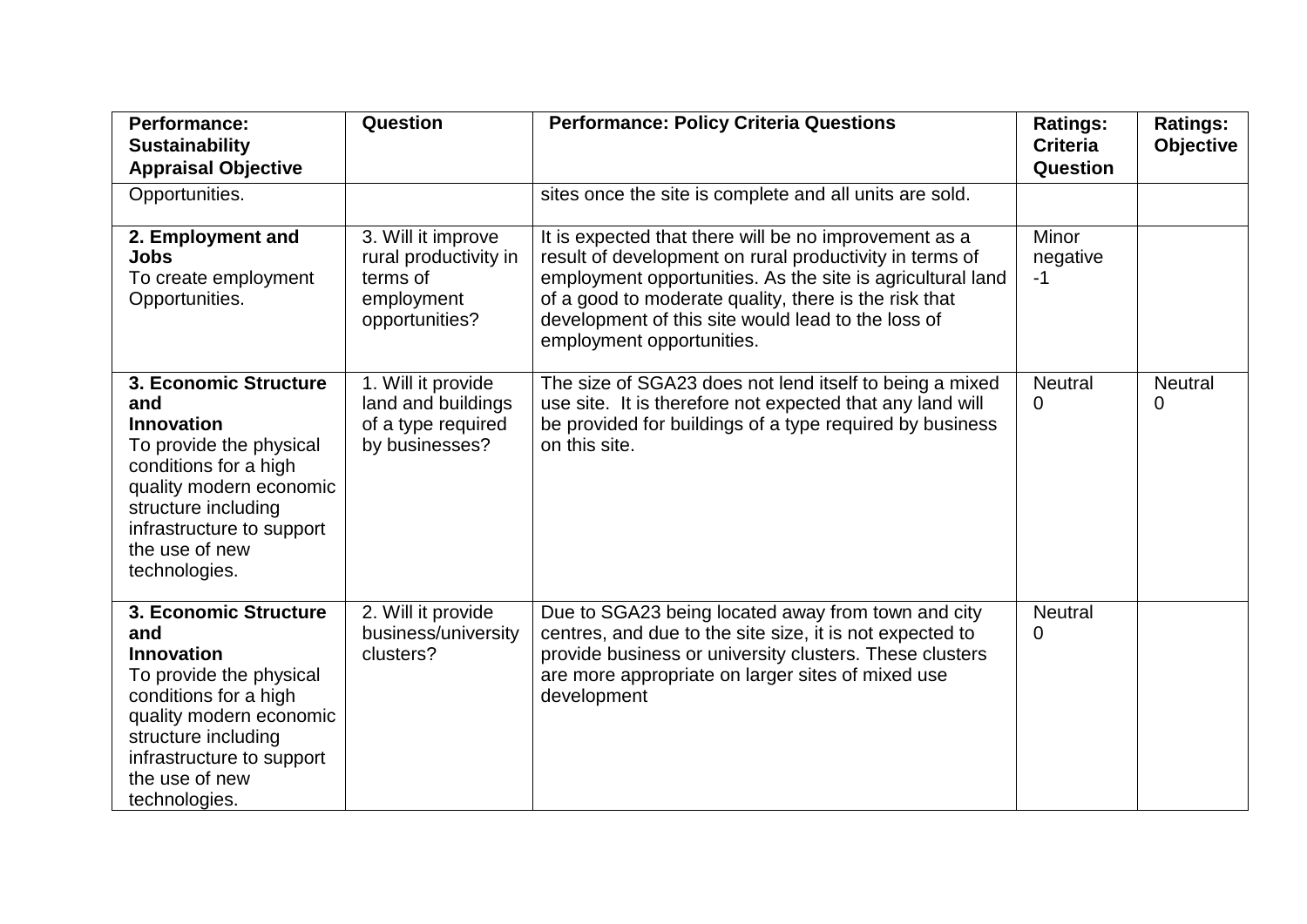| **Performance: Sustainability Appraisal Objective** | **Question** | **Performance: Policy Criteria Questions** | **Ratings: Criteria Question** | **Ratings: Objective** |
|---|---|---|---|---|
| Opportunities. | | sites once the site is complete and all units are sold. | | |
| **2. Employment and Jobs** To create employment Opportunities. | 3. Will it improve rural productivity in terms of employment opportunities? | It is expected that there will be no improvement as a result of development on rural productivity in terms of employment opportunities. As the site is agricultural land of a good to moderate quality, there is the risk that development of this site would lead to the loss of employment opportunities. | Minor negative -1 | |
| **3. Economic Structure and Innovation** To provide the physical conditions for a high quality modern economic structure including infrastructure to support the use of new technologies. | 1. Will it provide land and buildings of a type required by businesses? | The size of SGA23 does not lend itself to being a mixed use site. It is therefore not expected that any land will be provided for buildings of a type required by business on this site. | Neutral 0 | Neutral 0 |
| **3. Economic Structure and Innovation** To provide the physical conditions for a high quality modern economic structure including infrastructure to support the use of new technologies. | 2. Will it provide business/university clusters? | Due to SGA23 being located away from town and city centres, and due to the site size, it is not expected to provide business or university clusters. These clusters are more appropriate on larger sites of mixed use development | Neutral 0 | |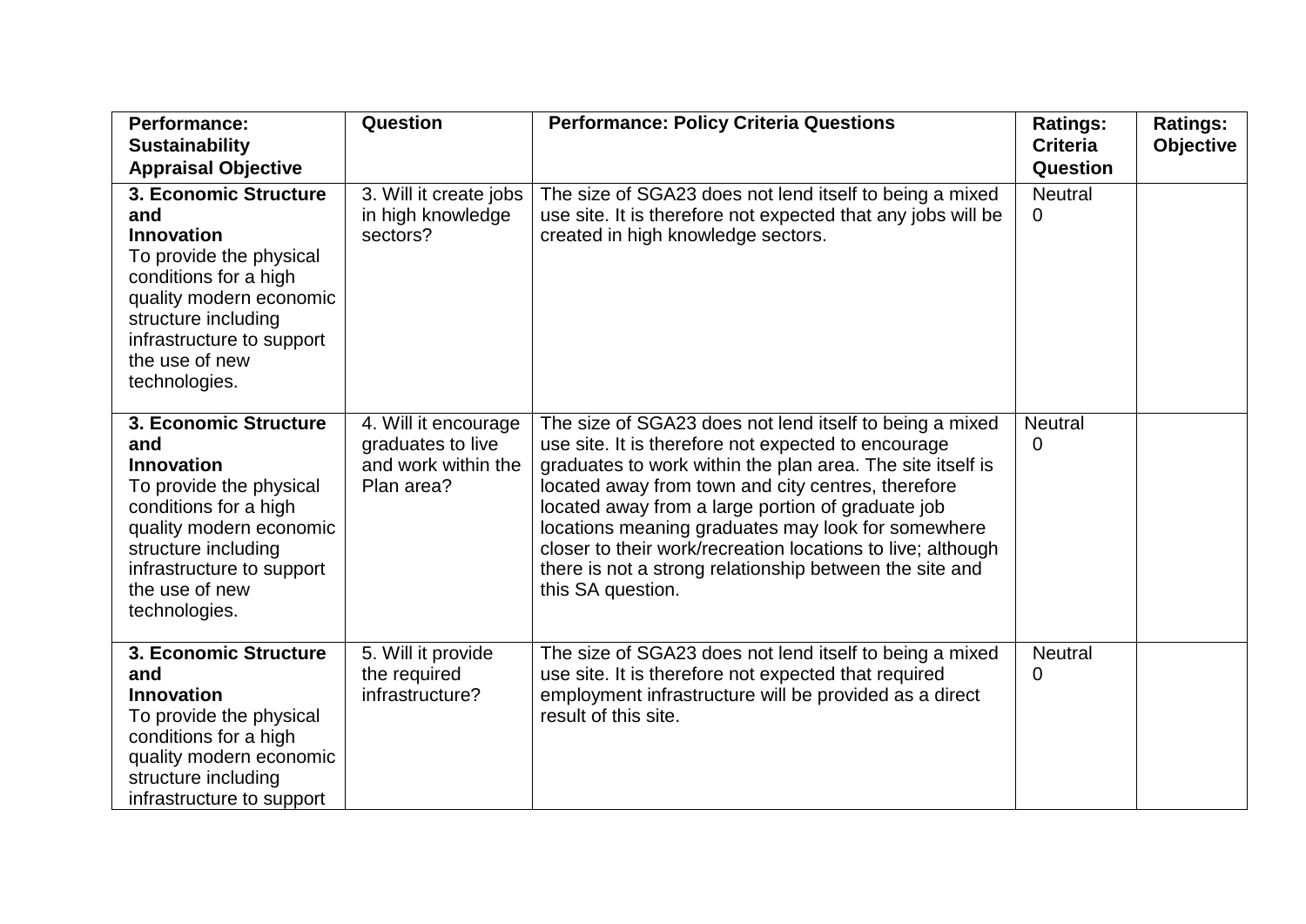| Performance: Sustainability Appraisal Objective | Question | Performance: Policy Criteria Questions | Ratings: Criteria Question | Ratings: Objective |
|---|---|---|---|---|
| **3. Economic Structure and Innovation** To provide the physical conditions for a high quality modern economic structure including infrastructure to support the use of new technologies. | 3. Will it create jobs in high knowledge sectors? | The size of SGA23 does not lend itself to being a mixed use site. It is therefore not expected that any jobs will be created in high knowledge sectors. | Neutral 0 | |
| **3. Economic Structure and Innovation** To provide the physical conditions for a high quality modern economic structure including infrastructure to support the use of new technologies. | 4. Will it encourage graduates to live and work within the Plan area? | The size of SGA23 does not lend itself to being a mixed use site. It is therefore not expected to encourage graduates to work within the plan area. The site itself is located away from town and city centres, therefore located away from a large portion of graduate job locations meaning graduates may look for somewhere closer to their work/recreation locations to live; although there is not a strong relationship between the site and this SA question. | Neutral 0 | |
| **3. Economic Structure and Innovation** To provide the physical conditions for a high quality modern economic structure including infrastructure to support | 5. Will it provide the required infrastructure? | The size of SGA23 does not lend itself to being a mixed use site. It is therefore not expected that required employment infrastructure will be provided as a direct result of this site. | Neutral 0 | |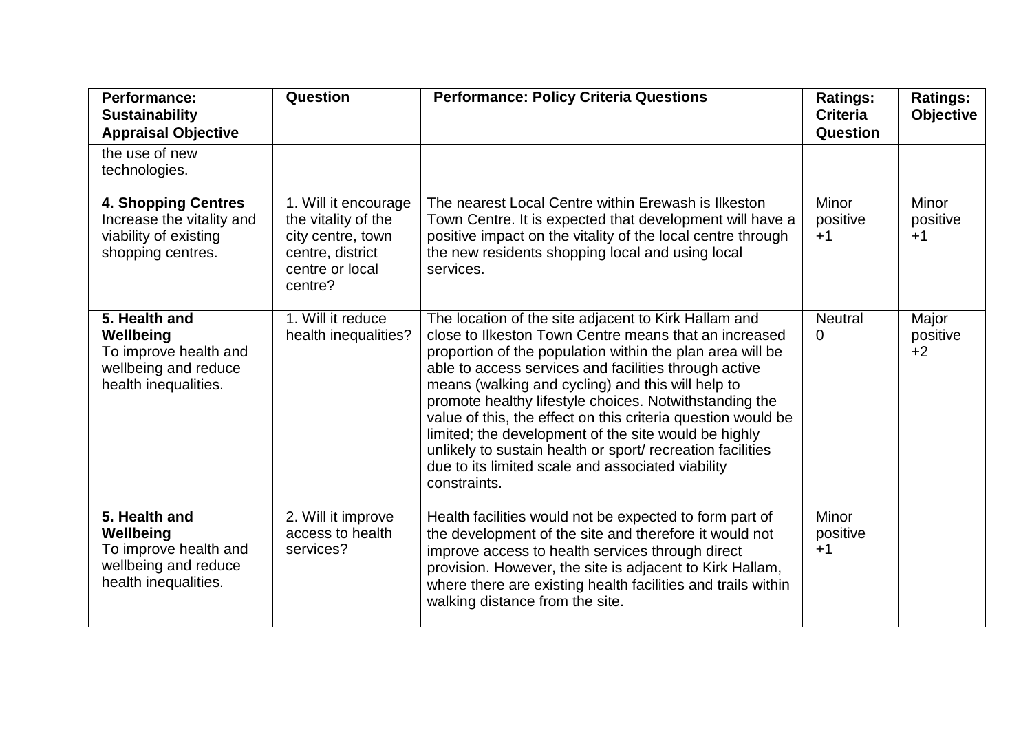| **Performance: Sustainability Appraisal Objective** | **Question** | **Performance: Policy Criteria Questions** | **Ratings: Criteria Question** | **Ratings: Objective** |
|---|---|---|---|---|
| the use of new technologies. | | | | |
| **4. Shopping Centres** Increase the vitality and viability of existing shopping centres. | 1. Will it encourage the vitality of the city centre, town centre, district centre or local centre? | The nearest Local Centre within Erewash is Ilkeston Town Centre. It is expected that development will have a positive impact on the vitality of the local centre through the new residents shopping local and using local services. | Minor positive +1 | Minor positive +1 |
| **5. Health and Wellbeing** To improve health and wellbeing and reduce health inequalities. | 1. Will it reduce health inequalities? | The location of the site adjacent to Kirk Hallam and close to Ilkeston Town Centre means that an increased proportion of the population within the plan area will be able to access services and facilities through active means (walking and cycling) and this will help to promote healthy lifestyle choices. Notwithstanding the value of this, the effect on this criteria question would be limited; the development of the site would be highly unlikely to sustain health or sport/ recreation facilities due to its limited scale and associated viability constraints. | Neutral 0 | Major positive +2 |
| **5. Health and Wellbeing** To improve health and wellbeing and reduce health inequalities. | 2. Will it improve access to health services? | Health facilities would not be expected to form part of the development of the site and therefore it would not improve access to health services through direct provision. However, the site is adjacent to Kirk Hallam, where there are existing health facilities and trails within walking distance from the site. | Minor positive +1 | |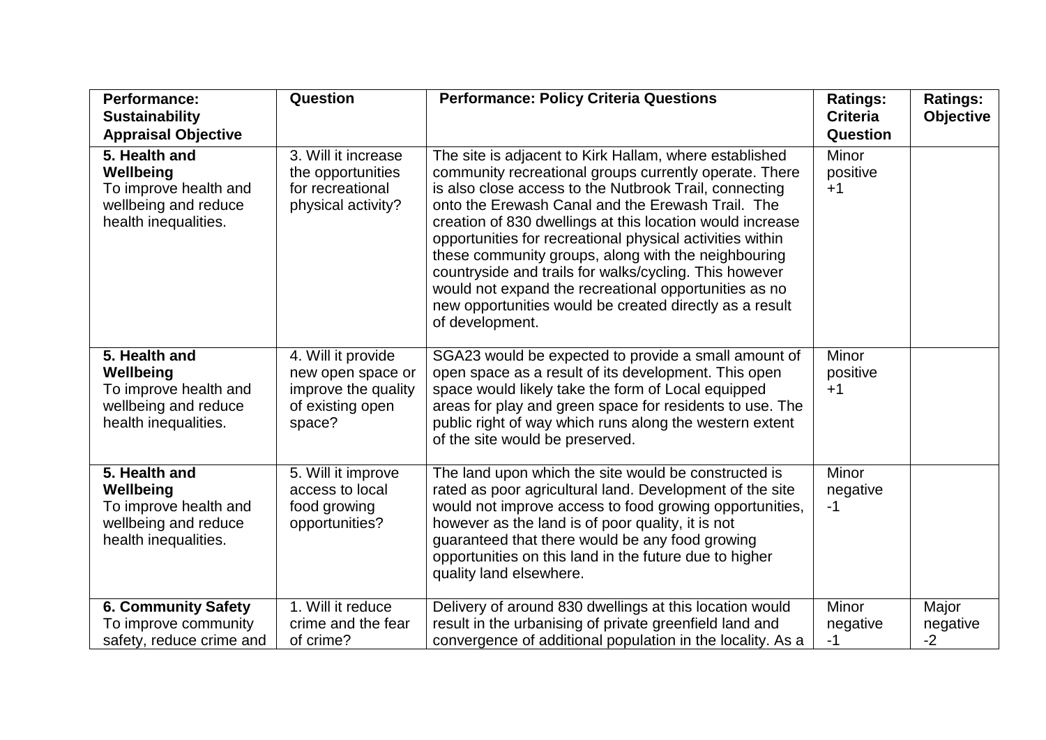| **Performance: Sustainability Appraisal Objective** | **Question** | **Performance: Policy Criteria Questions** | **Ratings: Criteria Question** | **Ratings: Objective** |
|---|---|---|---|---|
| **5. Health and Wellbeing** To improve health and wellbeing and reduce health inequalities. | 3. Will it increase the opportunities for recreational physical activity? | The site is adjacent to Kirk Hallam, where established community recreational groups currently operate. There is also close access to the Nutbrook Trail, connecting onto the Erewash Canal and the Erewash Trail. The creation of 830 dwellings at this location would increase opportunities for recreational physical activities within these community groups, along with the neighbouring countryside and trails for walks/cycling. This however would not expand the recreational opportunities as no new opportunities would be created directly as a result of development. | Minor positive +1 | |
| **5. Health and Wellbeing** To improve health and wellbeing and reduce health inequalities. | 4. Will it provide new open space or improve the quality of existing open space? | SGA23 would be expected to provide a small amount of open space as a result of its development. This open space would likely take the form of Local equipped areas for play and green space for residents to use. The public right of way which runs along the western extent of the site would be preserved. | Minor positive +1 | |
| **5. Health and Wellbeing** To improve health and wellbeing and reduce health inequalities. | 5. Will it improve access to local food growing opportunities? | The land upon which the site would be constructed is rated as poor agricultural land. Development of the site would not improve access to food growing opportunities, however as the land is of poor quality, it is not guaranteed that there would be any food growing opportunities on this land in the future due to higher quality land elsewhere. | Minor negative -1 | |
| **6. Community Safety** To improve community safety, reduce crime and | 1. Will it reduce crime and the fear of crime? | Delivery of around 830 dwellings at this location would result in the urbanising of private greenfield land and convergence of additional population in the locality. As a | Minor negative -1 | Major negative -2 |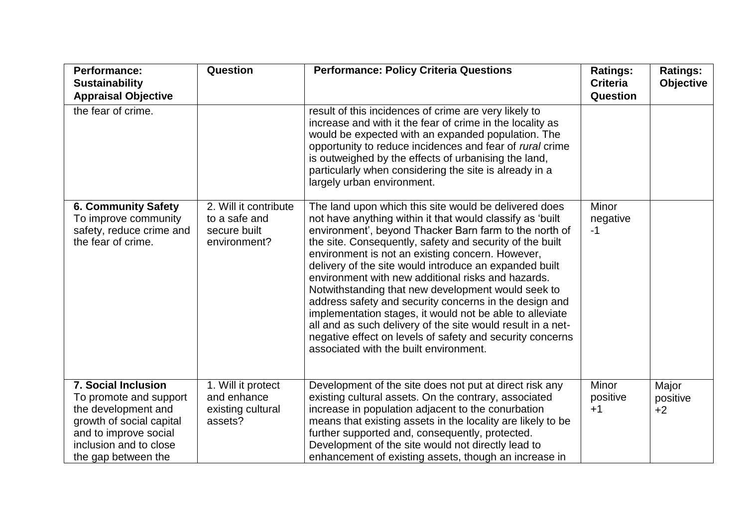| **Performance: Sustainability Appraisal Objective** | **Question** | **Performance: Policy Criteria Questions** | **Ratings: Criteria Question** | **Ratings: Objective** |
|---|---|---|---|---|
| the fear of crime. | | result of this incidences of crime are very likely to increase and with it the fear of crime in the locality as would be expected with an expanded population. The opportunity to reduce incidences and fear of *rural* crime is outweighed by the effects of urbanising the land, particularly when considering the site is already in a largely urban environment. | | |
| **6. Community Safety** To improve community safety, reduce crime and the fear of crime. | 2. Will it contribute to a safe and secure built environment? | The land upon which this site would be delivered does not have anything within it that would classify as 'built environment', beyond Thacker Barn farm to the north of the site. Consequently, safety and security of the built environment is not an existing concern. However, delivery of the site would introduce an expanded built environment with new additional risks and hazards. Notwithstanding that new development would seek to address safety and security concerns in the design and implementation stages, it would not be able to alleviate all and as such delivery of the site would result in a net-negative effect on levels of safety and security concerns associated with the built environment. | Minor negative -1 | |
| **7. Social Inclusion** To promote and support the development and growth of social capital and to improve social inclusion and to close the gap between the | 1. Will it protect and enhance existing cultural assets? | Development of the site does not put at direct risk any existing cultural assets. On the contrary, associated increase in population adjacent to the conurbation means that existing assets in the locality are likely to be further supported and, consequently, protected. Development of the site would not directly lead to enhancement of existing assets, though an increase in | Minor positive +1 | Major positive +2 |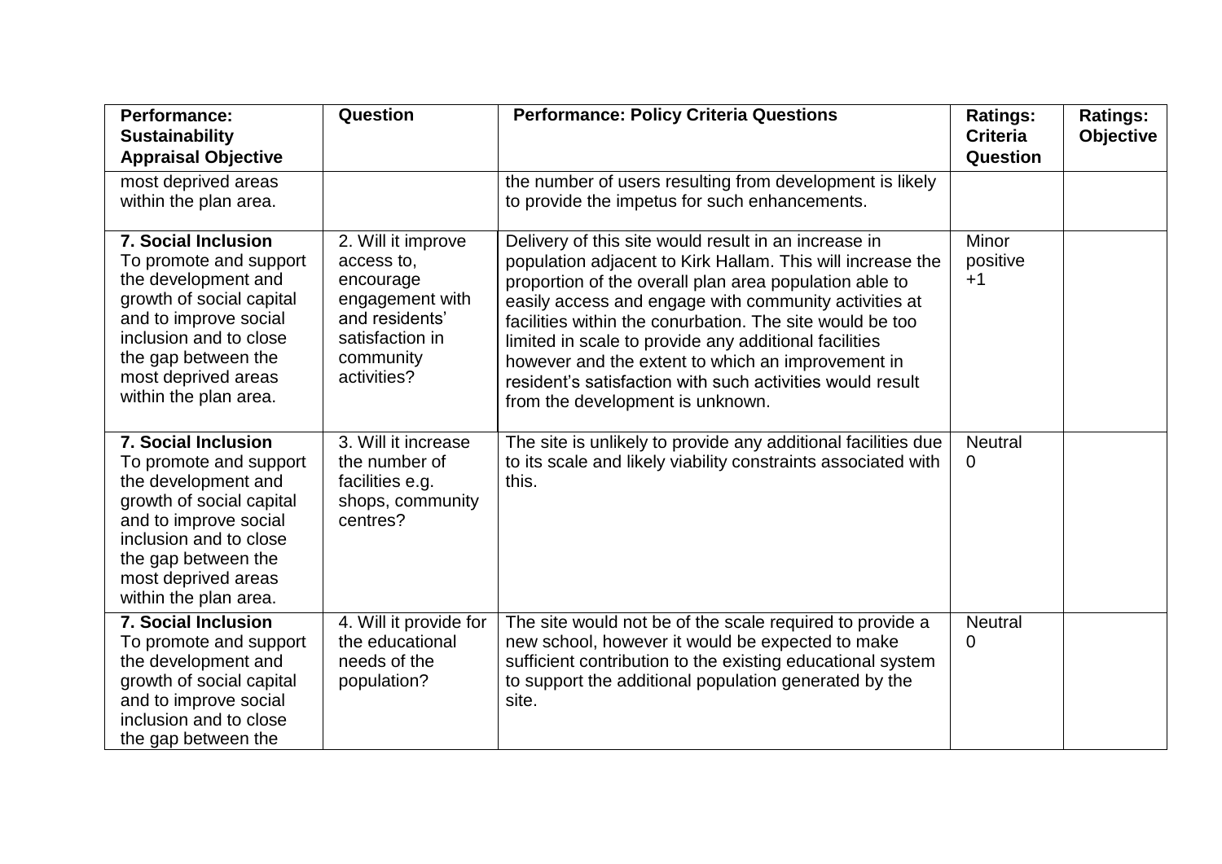| Performance: Sustainability Appraisal Objective | Question | Performance: Policy Criteria Questions | Ratings: Criteria Question | Ratings: Objective |
|---|---|---|---|---|
| most deprived areas within the plan area. | | the number of users resulting from development is likely to provide the impetus for such enhancements. | | |
| **7. Social Inclusion** To promote and support the development and growth of social capital and to improve social inclusion and to close the gap between the most deprived areas within the plan area. | 2. Will it improve access to, encourage engagement with and residents' satisfaction in community activities? | Delivery of this site would result in an increase in population adjacent to Kirk Hallam. This will increase the proportion of the overall plan area population able to easily access and engage with community activities at facilities within the conurbation. The site would be too limited in scale to provide any additional facilities however and the extent to which an improvement in resident's satisfaction with such activities would result from the development is unknown. | Minor positive +1 | |
| **7. Social Inclusion** To promote and support the development and growth of social capital and to improve social inclusion and to close the gap between the most deprived areas within the plan area. | 3. Will it increase the number of facilities e.g. shops, community centres? | The site is unlikely to provide any additional facilities due to its scale and likely viability constraints associated with this. | Neutral 0 | |
| **7. Social Inclusion** To promote and support the development and growth of social capital and to improve social inclusion and to close the gap between the | 4. Will it provide for the educational needs of the population? | The site would not be of the scale required to provide a new school, however it would be expected to make sufficient contribution to the existing educational system to support the additional population generated by the site. | Neutral 0 | |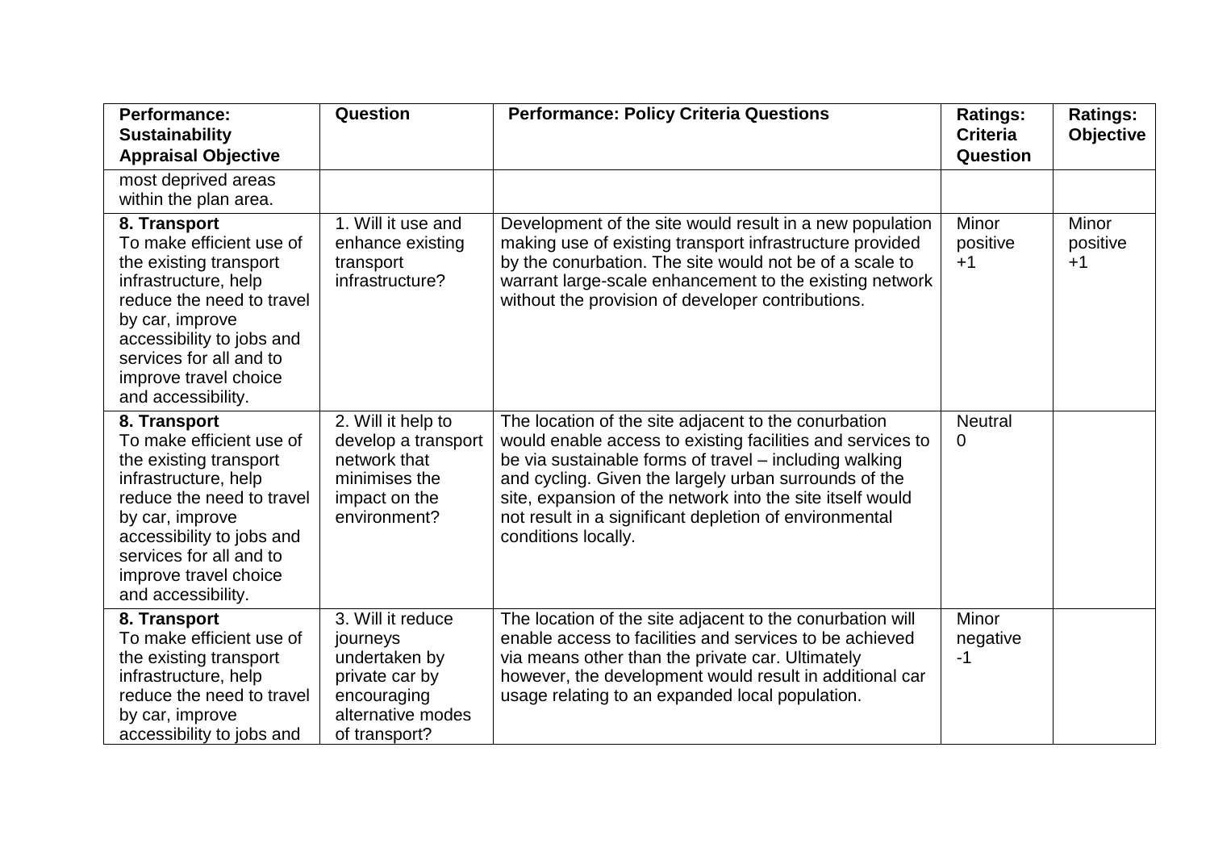| Performance: Sustainability Appraisal Objective | Question | Performance: Policy Criteria Questions | Ratings: Criteria Question | Ratings: Objective |
|---|---|---|---|---|
| most deprived areas within the plan area. | | | | |
| **8. Transport** To make efficient use of the existing transport infrastructure, help reduce the need to travel by car, improve accessibility to jobs and services for all and to improve travel choice and accessibility. | 1. Will it use and enhance existing transport infrastructure? | Development of the site would result in a new population making use of existing transport infrastructure provided by the conurbation. The site would not be of a scale to warrant large-scale enhancement to the existing network without the provision of developer contributions. | Minor positive +1 | Minor positive +1 |
| **8. Transport** To make efficient use of the existing transport infrastructure, help reduce the need to travel by car, improve accessibility to jobs and services for all and to improve travel choice and accessibility. | 2. Will it help to develop a transport network that minimises the impact on the environment? | The location of the site adjacent to the conurbation would enable access to existing facilities and services to be via sustainable forms of travel – including walking and cycling. Given the largely urban surrounds of the site, expansion of the network into the site itself would not result in a significant depletion of environmental conditions locally. | Neutral 0 | |
| **8. Transport** To make efficient use of the existing transport infrastructure, help reduce the need to travel by car, improve accessibility to jobs and | 3. Will it reduce journeys undertaken by private car by encouraging alternative modes of transport? | The location of the site adjacent to the conurbation will enable access to facilities and services to be achieved via means other than the private car. Ultimately however, the development would result in additional car usage relating to an expanded local population. | Minor negative -1 | |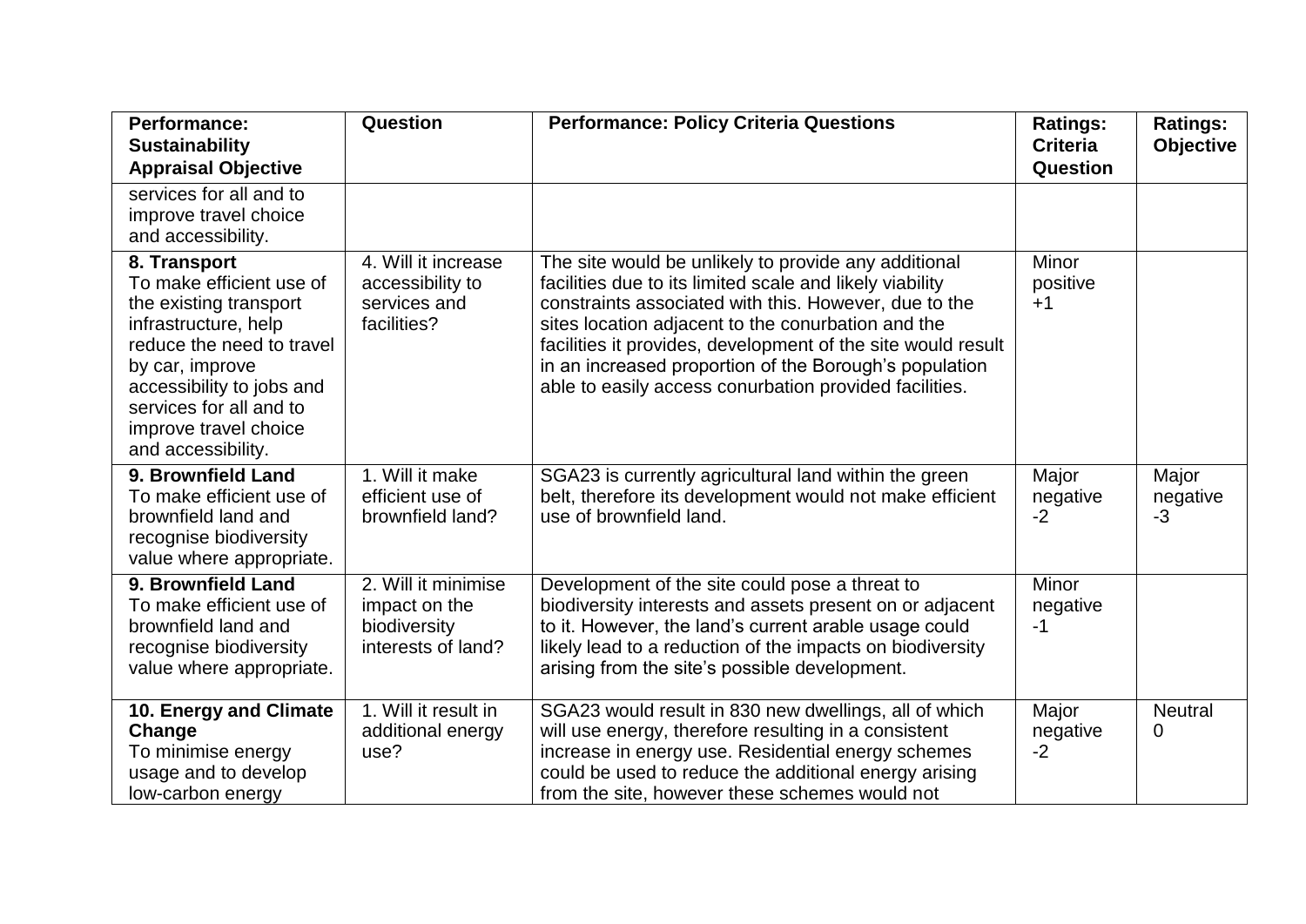| **Performance: Sustainability Appraisal Objective** | **Question** | **Performance: Policy Criteria Questions** | **Ratings: Criteria Question** | **Ratings: Objective** |
|---|---|---|---|---|
| services for all and to improve travel choice and accessibility. | | | | |
| **8. Transport** To make efficient use of the existing transport infrastructure, help reduce the need to travel by car, improve accessibility to jobs and services for all and to improve travel choice and accessibility. | 4. Will it increase accessibility to services and facilities? | The site would be unlikely to provide any additional facilities due to its limited scale and likely viability constraints associated with this. However, due to the sites location adjacent to the conurbation and the facilities it provides, development of the site would result in an increased proportion of the Borough's population able to easily access conurbation provided facilities. | Minor positive +1 | |
| **9. Brownfield Land** To make efficient use of brownfield land and recognise biodiversity value where appropriate. | 1. Will it make efficient use of brownfield land? | SGA23 is currently agricultural land within the green belt, therefore its development would not make efficient use of brownfield land. | Major negative -2 | Major negative -3 |
| **9. Brownfield Land** To make efficient use of brownfield land and recognise biodiversity value where appropriate. | 2. Will it minimise impact on the biodiversity interests of land? | Development of the site could pose a threat to biodiversity interests and assets present on or adjacent to it. However, the land's current arable usage could likely lead to a reduction of the impacts on biodiversity arising from the site's possible development. | Minor negative -1 | |
| **10. Energy and Climate Change** To minimise energy usage and to develop low-carbon energy | 1. Will it result in additional energy use? | SGA23 would result in 830 new dwellings, all of which will use energy, therefore resulting in a consistent increase in energy use. Residential energy schemes could be used to reduce the additional energy arising from the site, however these schemes would not | Major negative -2 | Neutral 0 |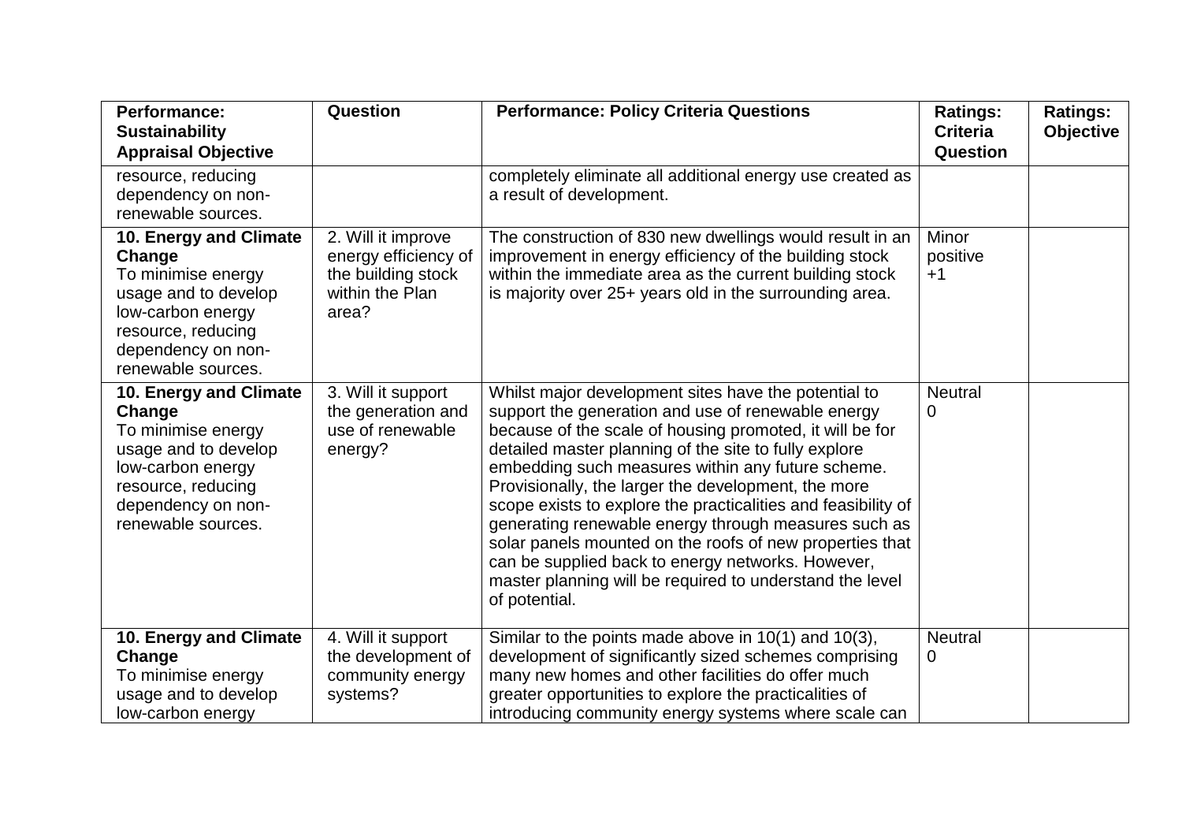| Performance: Sustainability Appraisal Objective | Question | Performance: Policy Criteria Questions | Ratings: Criteria Question | Ratings: Objective |
|---|---|---|---|---|
| resource, reducing dependency on non-renewable sources. | | completely eliminate all additional energy use created as a result of development. | | |
| **10. Energy and Climate Change** To minimise energy usage and to develop low-carbon energy resource, reducing dependency on non-renewable sources. | 2. Will it improve energy efficiency of the building stock within the Plan area? | The construction of 830 new dwellings would result in an improvement in energy efficiency of the building stock within the immediate area as the current building stock is majority over 25+ years old in the surrounding area. | Minor positive +1 | |
| **10. Energy and Climate Change** To minimise energy usage and to develop low-carbon energy resource, reducing dependency on non-renewable sources. | 3. Will it support the generation and use of renewable energy? | Whilst major development sites have the potential to support the generation and use of renewable energy because of the scale of housing promoted, it will be for detailed master planning of the site to fully explore embedding such measures within any future scheme. Provisionally, the larger the development, the more scope exists to explore the practicalities and feasibility of generating renewable energy through measures such as solar panels mounted on the roofs of new properties that can be supplied back to energy networks. However, master planning will be required to understand the level of potential. | Neutral 0 | |
| **10. Energy and Climate Change** To minimise energy usage and to develop low-carbon energy | 4. Will it support the development of community energy systems? | Similar to the points made above in 10(1) and 10(3), development of significantly sized schemes comprising many new homes and other facilities do offer much greater opportunities to explore the practicalities of introducing community energy systems where scale can | Neutral 0 | |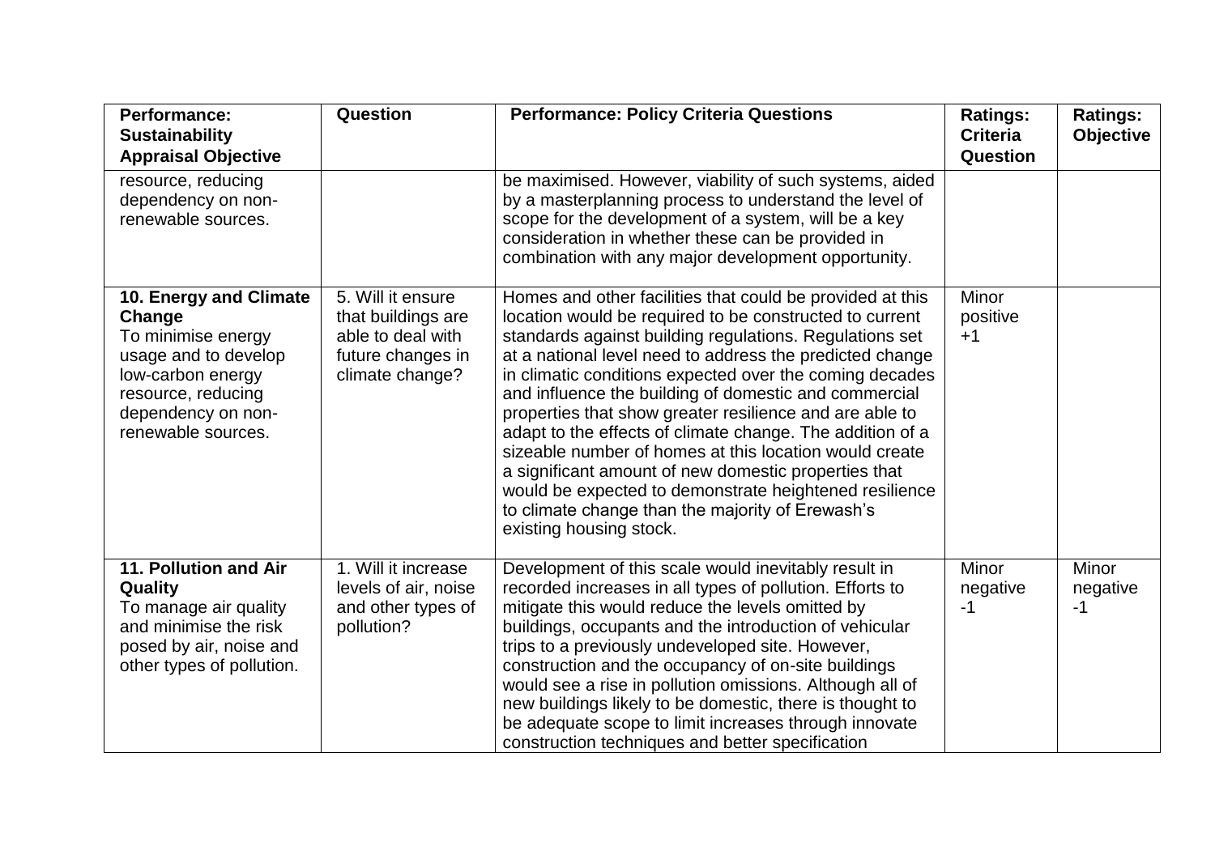| Performance: Sustainability Appraisal Objective | Question | Performance: Policy Criteria Questions | Ratings: Criteria Question | Ratings: Objective |
|---|---|---|---|---|
| resource, reducing dependency on non-renewable sources. | | be maximised. However, viability of such systems, aided by a masterplanning process to understand the level of scope for the development of a system, will be a key consideration in whether these can be provided in combination with any major development opportunity. | | |
| **10. Energy and Climate Change** To minimise energy usage and to develop low-carbon energy resource, reducing dependency on non-renewable sources. | 5. Will it ensure that buildings are able to deal with future changes in climate change? | Homes and other facilities that could be provided at this location would be required to be constructed to current standards against building regulations. Regulations set at a national level need to address the predicted change in climatic conditions expected over the coming decades and influence the building of domestic and commercial properties that show greater resilience and are able to adapt to the effects of climate change. The addition of a sizeable number of homes at this location would create a significant amount of new domestic properties that would be expected to demonstrate heightened resilience to climate change than the majority of Erewash's existing housing stock. | Minor positive +1 | |
| **11. Pollution and Air Quality** To manage air quality and minimise the risk posed by air, noise and other types of pollution. | 1. Will it increase levels of air, noise and other types of pollution? | Development of this scale would inevitably result in recorded increases in all types of pollution. Efforts to mitigate this would reduce the levels omitted by buildings, occupants and the introduction of vehicular trips to a previously undeveloped site. However, construction and the occupancy of on-site buildings would see a rise in pollution omissions. Although all of new buildings likely to be domestic, there is thought to be adequate scope to limit increases through innovate construction techniques and better specification | Minor negative -1 | Minor negative -1 |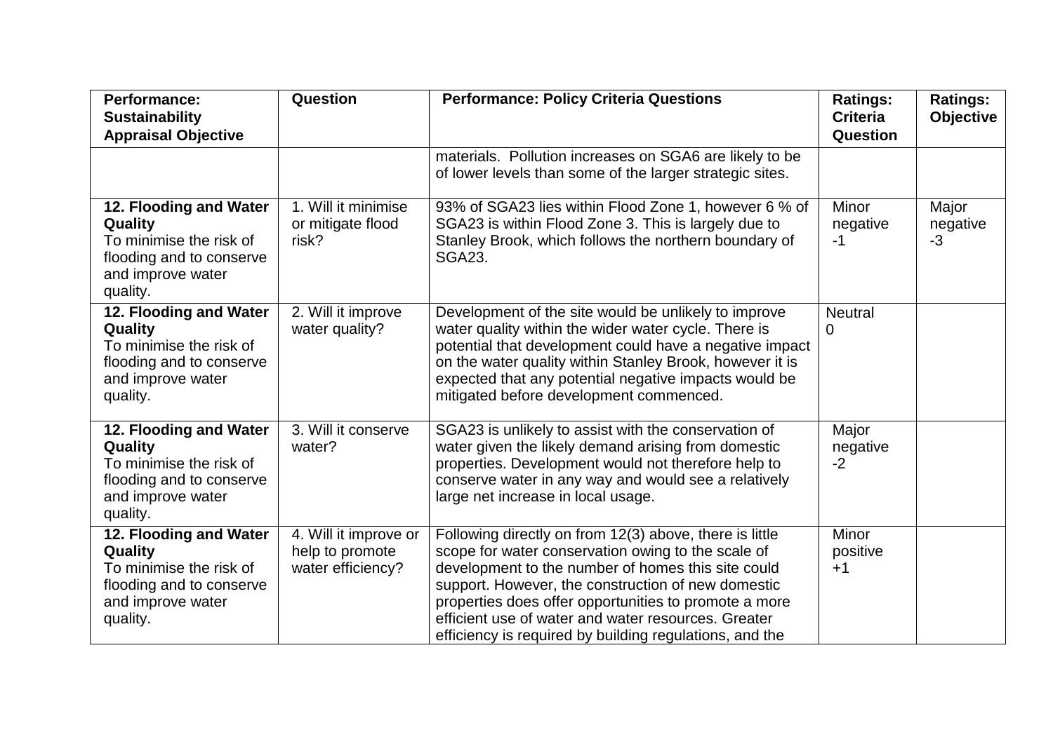| Performance: Sustainability Appraisal Objective | Question | Performance: Policy Criteria Questions | Ratings: Criteria Question | Ratings: Objective |
|---|---|---|---|---|
| | | materials. Pollution increases on SGA6 are likely to be of lower levels than some of the larger strategic sites. | | |
| **12. Flooding and Water Quality** To minimise the risk of flooding and to conserve and improve water quality. | 1. Will it minimise or mitigate flood risk? | 93% of SGA23 lies within Flood Zone 1, however 6 % of SGA23 is within Flood Zone 3. This is largely due to Stanley Brook, which follows the northern boundary of SGA23. | Minor negative -1 | Major negative -3 |
| **12. Flooding and Water Quality** To minimise the risk of flooding and to conserve and improve water quality. | 2. Will it improve water quality? | Development of the site would be unlikely to improve water quality within the wider water cycle. There is potential that development could have a negative impact on the water quality within Stanley Brook, however it is expected that any potential negative impacts would be mitigated before development commenced. | Neutral 0 | |
| **12. Flooding and Water Quality** To minimise the risk of flooding and to conserve and improve water quality. | 3. Will it conserve water? | SGA23 is unlikely to assist with the conservation of water given the likely demand arising from domestic properties. Development would not therefore help to conserve water in any way and would see a relatively large net increase in local usage. | Major negative -2 | |
| **12. Flooding and Water Quality** To minimise the risk of flooding and to conserve and improve water quality. | 4. Will it improve or help to promote water efficiency? | Following directly on from 12(3) above, there is little scope for water conservation owing to the scale of development to the number of homes this site could support. However, the construction of new domestic properties does offer opportunities to promote a more efficient use of water and water resources. Greater efficiency is required by building regulations, and the | Minor positive +1 | |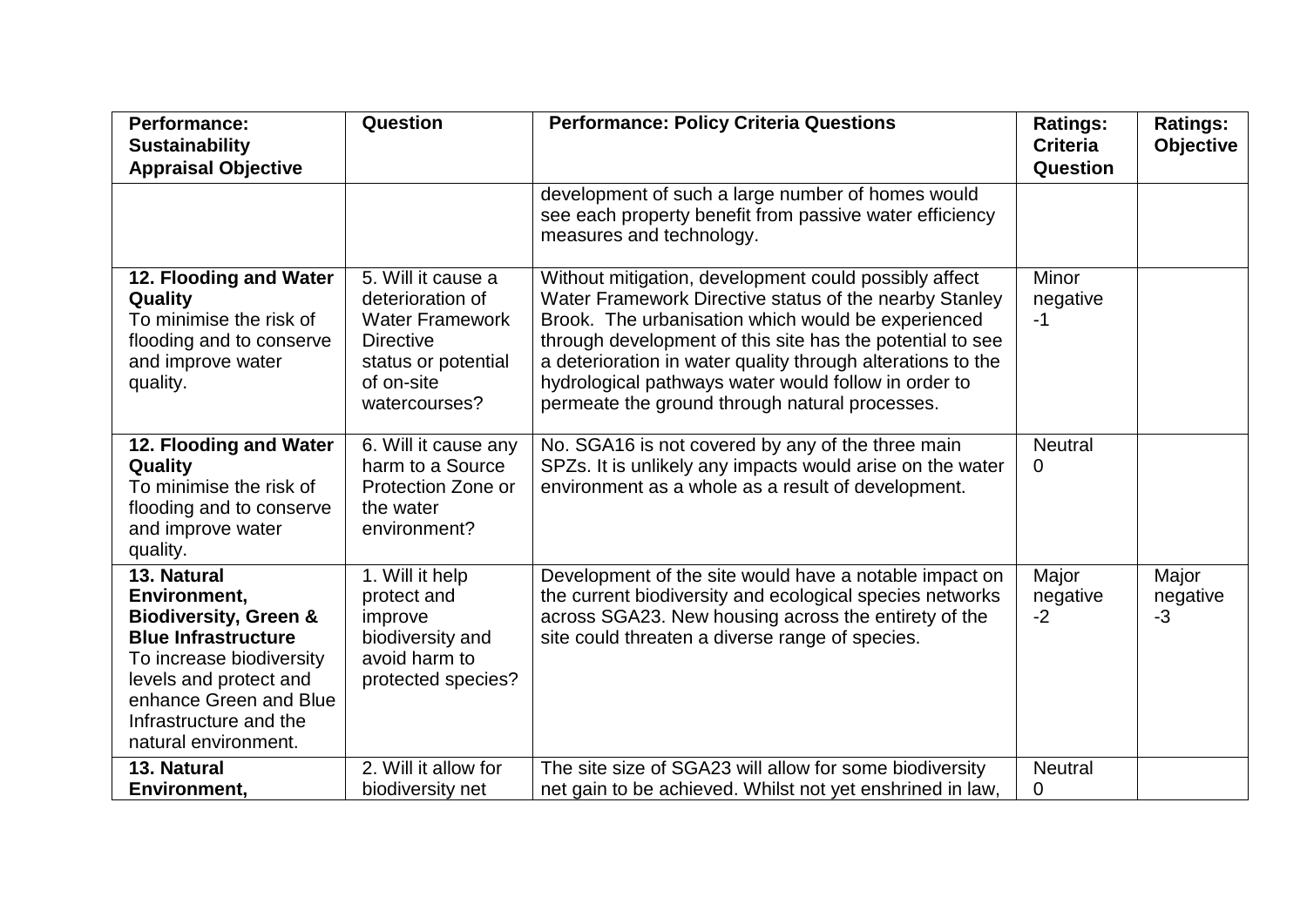| Performance: Sustainability Appraisal Objective | Question | Performance: Policy Criteria Questions | Ratings: Criteria Question | Ratings: Objective |
|---|---|---|---|---|
| | | development of such a large number of homes would see each property benefit from passive water efficiency measures and technology. | | |
| **12. Flooding and Water Quality** To minimise the risk of flooding and to conserve and improve water quality. | 5. Will it cause a deterioration of Water Framework Directive status or potential of on-site watercourses? | Without mitigation, development could possibly affect Water Framework Directive status of the nearby Stanley Brook. The urbanisation which would be experienced through development of this site has the potential to see a deterioration in water quality through alterations to the hydrological pathways water would follow in order to permeate the ground through natural processes. | Minor negative -1 | |
| **12. Flooding and Water Quality** To minimise the risk of flooding and to conserve and improve water quality. | 6. Will it cause any harm to a Source Protection Zone or the water environment? | No. SGA16 is not covered by any of the three main SPZs. It is unlikely any impacts would arise on the water environment as a whole as a result of development. | Neutral 0 | |
| **13. Natural Environment, Biodiversity, Green & Blue Infrastructure** To increase biodiversity levels and protect and enhance Green and Blue Infrastructure and the natural environment. | 1. Will it help protect and improve biodiversity and avoid harm to protected species? | Development of the site would have a notable impact on the current biodiversity and ecological species networks across SGA23. New housing across the entirety of the site could threaten a diverse range of species. | Major negative -2 | Major negative -3 |
| **13. Natural Environment,** | 2. Will it allow for biodiversity net | The site size of SGA23 will allow for some biodiversity net gain to be achieved. Whilst not yet enshrined in law, | Neutral 0 | |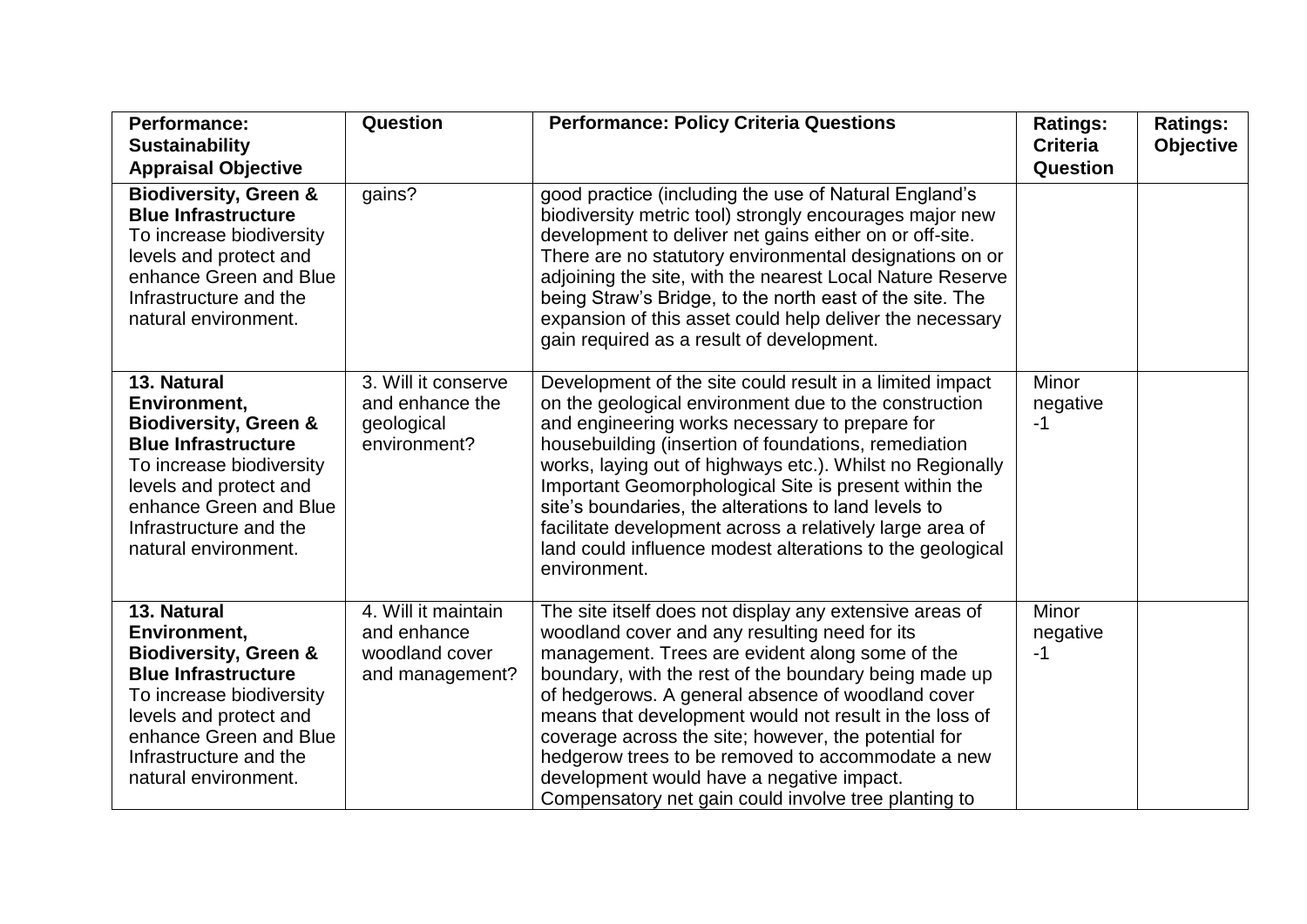| **Performance: Sustainability Appraisal Objective** | **Question** | **Performance: Policy Criteria Questions** | **Ratings: Criteria Question** | **Ratings: Objective** |
|---|---|---|---|---|
| **Biodiversity, Green & Blue Infrastructure** To increase biodiversity levels and protect and enhance Green and Blue Infrastructure and the natural environment. | gains? | good practice (including the use of Natural England's biodiversity metric tool) strongly encourages major new development to deliver net gains either on or off-site. There are no statutory environmental designations on or adjoining the site, with the nearest Local Nature Reserve being Straw's Bridge, to the north east of the site. The expansion of this asset could help deliver the necessary gain required as a result of development. | | |
| **13. Natural Environment, Biodiversity, Green & Blue Infrastructure** To increase biodiversity levels and protect and enhance Green and Blue Infrastructure and the natural environment. | 3. Will it conserve and enhance the geological environment? | Development of the site could result in a limited impact on the geological environment due to the construction and engineering works necessary to prepare for housebuilding (insertion of foundations, remediation works, laying out of highways etc.). Whilst no Regionally Important Geomorphological Site is present within the site's boundaries, the alterations to land levels to facilitate development across a relatively large area of land could influence modest alterations to the geological environment. | Minor negative -1 | |
| **13. Natural Environment, Biodiversity, Green & Blue Infrastructure** To increase biodiversity levels and protect and enhance Green and Blue Infrastructure and the natural environment. | 4. Will it maintain and enhance woodland cover and management? | The site itself does not display any extensive areas of woodland cover and any resulting need for its management. Trees are evident along some of the boundary, with the rest of the boundary being made up of hedgerows. A general absence of woodland cover means that development would not result in the loss of coverage across the site; however, the potential for hedgerow trees to be removed to accommodate a new development would have a negative impact. Compensatory net gain could involve tree planting to | Minor negative -1 | |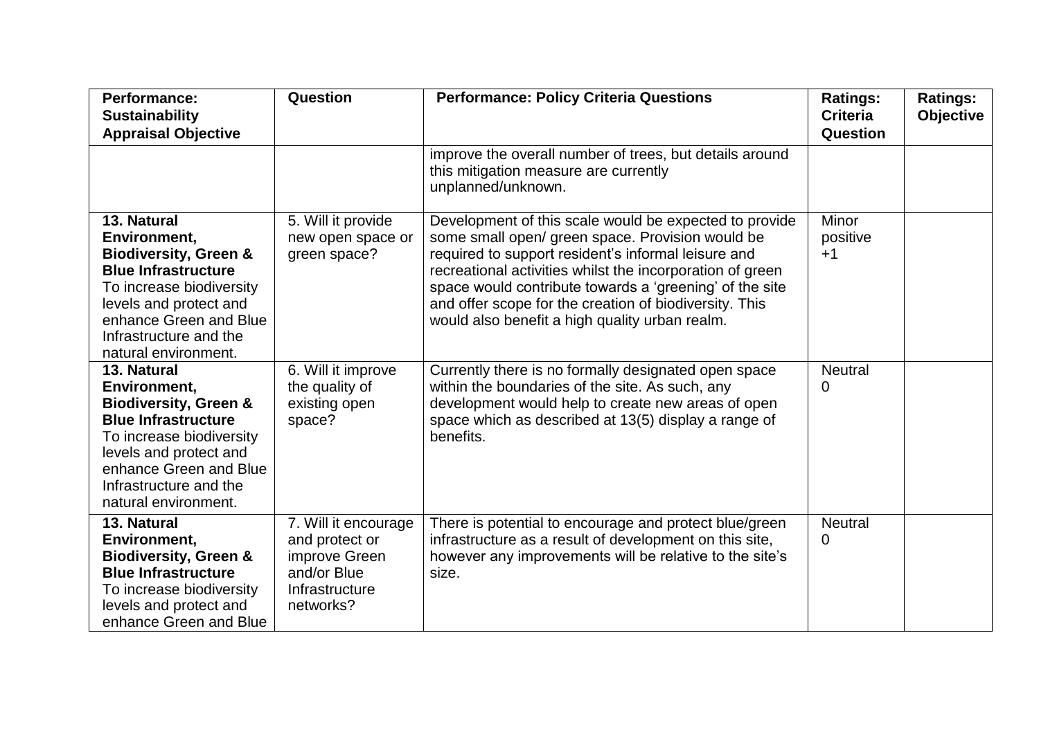| Performance: Sustainability Appraisal Objective | Question | Performance: Policy Criteria Questions | Ratings: Criteria Question | Ratings: Objective |
|---|---|---|---|---|
| | | improve the overall number of trees, but details around this mitigation measure are currently unplanned/unknown. | | |
| **13. Natural Environment, Biodiversity, Green & Blue Infrastructure** To increase biodiversity levels and protect and enhance Green and Blue Infrastructure and the natural environment. | 5. Will it provide new open space or green space? | Development of this scale would be expected to provide some small open/ green space. Provision would be required to support resident's informal leisure and recreational activities whilst the incorporation of green space would contribute towards a 'greening' of the site and offer scope for the creation of biodiversity. This would also benefit a high quality urban realm. | Minor positive +1 | |
| **13. Natural Environment, Biodiversity, Green & Blue Infrastructure** To increase biodiversity levels and protect and enhance Green and Blue Infrastructure and the natural environment. | 6. Will it improve the quality of existing open space? | Currently there is no formally designated open space within the boundaries of the site. As such, any development would help to create new areas of open space which as described at 13(5) display a range of benefits. | Neutral 0 | |
| **13. Natural Environment, Biodiversity, Green & Blue Infrastructure** To increase biodiversity levels and protect and enhance Green and Blue | 7. Will it encourage and protect or improve Green and/or Blue Infrastructure networks? | There is potential to encourage and protect blue/green infrastructure as a result of development on this site, however any improvements will be relative to the site's size. | Neutral 0 | |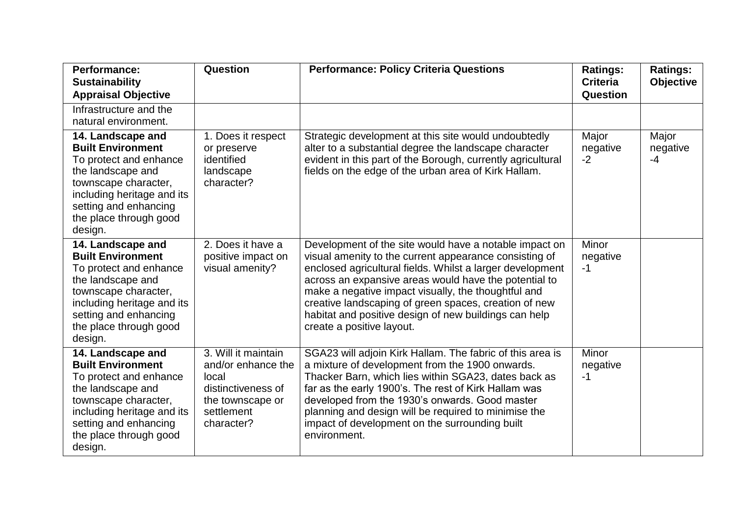| **Performance: Sustainability Appraisal Objective** | **Question** | **Performance: Policy Criteria Questions** | **Ratings: Criteria Question** | **Ratings: Objective** |
|---|---|---|---|---|
| Infrastructure and the natural environment. | | | | |
| **14. Landscape and Built Environment** To protect and enhance the landscape and townscape character, including heritage and its setting and enhancing the place through good design. | 1. Does it respect or preserve identified landscape character? | Strategic development at this site would undoubtedly alter to a substantial degree the landscape character evident in this part of the Borough, currently agricultural fields on the edge of the urban area of Kirk Hallam. | Major negative -2 | Major negative -4 |
| **14. Landscape and Built Environment** To protect and enhance the landscape and townscape character, including heritage and its setting and enhancing the place through good design. | 2. Does it have a positive impact on visual amenity? | Development of the site would have a notable impact on visual amenity to the current appearance consisting of enclosed agricultural fields. Whilst a larger development across an expansive areas would have the potential to make a negative impact visually, the thoughtful and creative landscaping of green spaces, creation of new habitat and positive design of new buildings can help create a positive layout. | Minor negative -1 | |
| **14. Landscape and Built Environment** To protect and enhance the landscape and townscape character, including heritage and its setting and enhancing the place through good design. | 3. Will it maintain and/or enhance the local distinctiveness of the townscape or settlement character? | SGA23 will adjoin Kirk Hallam. The fabric of this area is a mixture of development from the 1900 onwards. Thacker Barn, which lies within SGA23, dates back as far as the early 1900's. The rest of Kirk Hallam was developed from the 1930's onwards. Good master planning and design will be required to minimise the impact of development on the surrounding built environment. | Minor negative -1 | |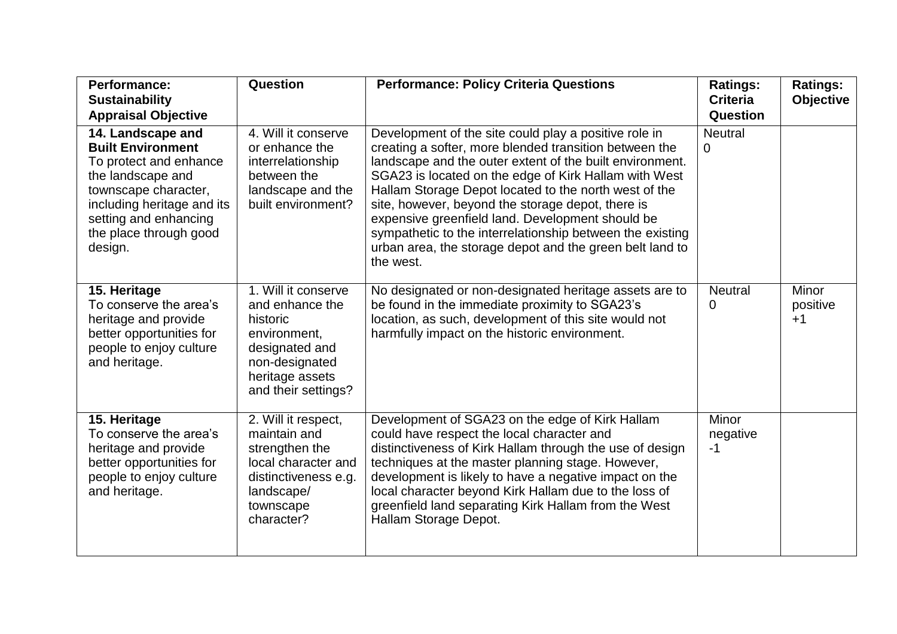| Performance: Sustainability Appraisal Objective | Question | Performance: Policy Criteria Questions | Ratings: Criteria Question | Ratings: Objective |
| --- | --- | --- | --- | --- |
| **14. Landscape and Built Environment** To protect and enhance the landscape and townscape character, including heritage and its setting and enhancing the place through good design. | 4. Will it conserve or enhance the interrelationship between the landscape and the built environment? | Development of the site could play a positive role in creating a softer, more blended transition between the landscape and the outer extent of the built environment. SGA23 is located on the edge of Kirk Hallam with West Hallam Storage Depot located to the north west of the site, however, beyond the storage depot, there is expensive greenfield land. Development should be sympathetic to the interrelationship between the existing urban area, the storage depot and the green belt land to the west. | Neutral 0 | |
| **15. Heritage** To conserve the area's heritage and provide better opportunities for people to enjoy culture and heritage. | 1. Will it conserve and enhance the historic environment, designated and non-designated heritage assets and their settings? | No designated or non-designated heritage assets are to be found in the immediate proximity to SGA23's location, as such, development of this site would not harmfully impact on the historic environment. | Neutral 0 | Minor positive +1 |
| **15. Heritage** To conserve the area's heritage and provide better opportunities for people to enjoy culture and heritage. | 2. Will it respect, maintain and strengthen the local character and distinctiveness e.g. landscape/ townscape character? | Development of SGA23 on the edge of Kirk Hallam could have respect the local character and distinctiveness of Kirk Hallam through the use of design techniques at the master planning stage. However, development is likely to have a negative impact on the local character beyond Kirk Hallam due to the loss of greenfield land separating Kirk Hallam from the West Hallam Storage Depot. | Minor negative -1 | |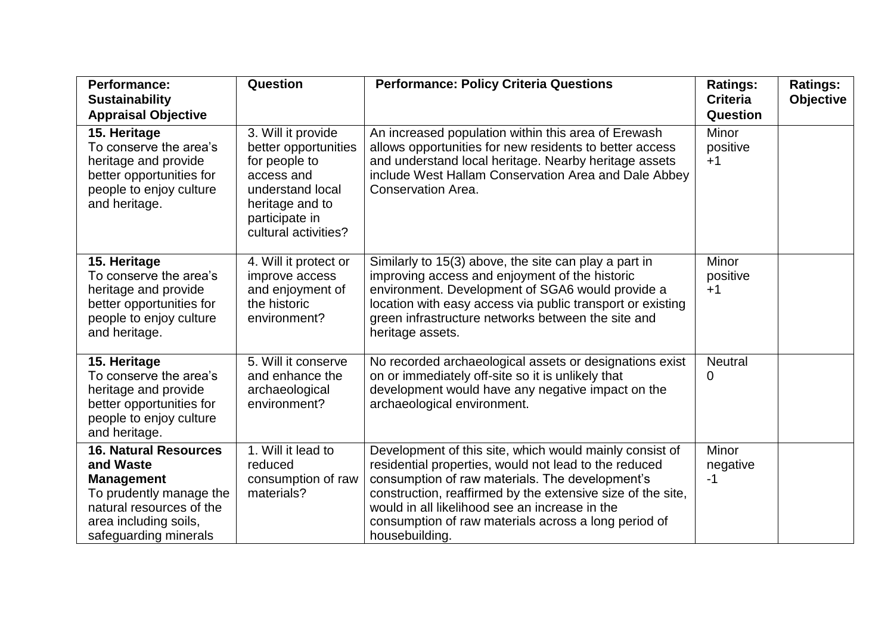| Performance: Sustainability Appraisal Objective | Question | Performance: Policy Criteria Questions | Ratings: Criteria Question | Ratings: Objective |
|---|---|---|---|---|
| **15. Heritage** To conserve the area's heritage and provide better opportunities for people to enjoy culture and heritage. | 3. Will it provide better opportunities for people to access and understand local heritage and to participate in cultural activities? | An increased population within this area of Erewash allows opportunities for new residents to better access and understand local heritage. Nearby heritage assets include West Hallam Conservation Area and Dale Abbey Conservation Area. | Minor positive +1 | |
| **15. Heritage** To conserve the area's heritage and provide better opportunities for people to enjoy culture and heritage. | 4. Will it protect or improve access and enjoyment of the historic environment? | Similarly to 15(3) above, the site can play a part in improving access and enjoyment of the historic environment. Development of SGA6 would provide a location with easy access via public transport or existing green infrastructure networks between the site and heritage assets. | Minor positive +1 | |
| **15. Heritage** To conserve the area's heritage and provide better opportunities for people to enjoy culture and heritage. | 5. Will it conserve and enhance the archaeological environment? | No recorded archaeological assets or designations exist on or immediately off-site so it is unlikely that development would have any negative impact on the archaeological environment. | Neutral 0 | |
| **16. Natural Resources and Waste Management** To prudently manage the natural resources of the area including soils, safeguarding minerals | 1. Will it lead to reduced consumption of raw materials? | Development of this site, which would mainly consist of residential properties, would not lead to the reduced consumption of raw materials. The development's construction, reaffirmed by the extensive size of the site, would in all likelihood see an increase in the consumption of raw materials across a long period of housebuilding. | Minor negative -1 | |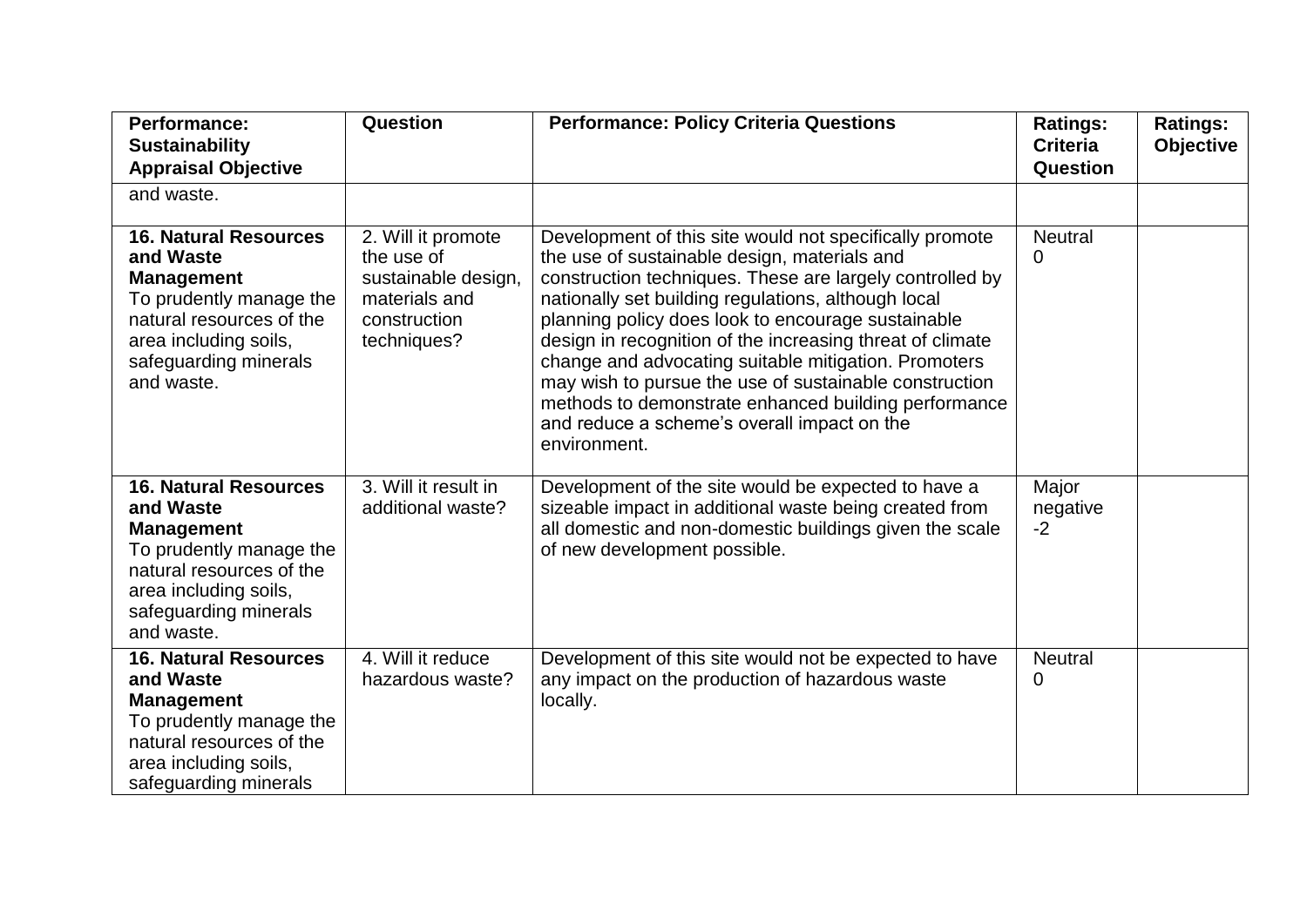| Performance: Sustainability Appraisal Objective | Question | Performance: Policy Criteria Questions | Ratings: Criteria Question | Ratings: Objective |
|---|---|---|---|---|
| and waste. | | | | |
| **16. Natural Resources and Waste Management** To prudently manage the natural resources of the area including soils, safeguarding minerals and waste. | 2. Will it promote the use of sustainable design, materials and construction techniques? | Development of this site would not specifically promote the use of sustainable design, materials and construction techniques. These are largely controlled by nationally set building regulations, although local planning policy does look to encourage sustainable design in recognition of the increasing threat of climate change and advocating suitable mitigation. Promoters may wish to pursue the use of sustainable construction methods to demonstrate enhanced building performance and reduce a scheme's overall impact on the environment. | Neutral 0 | |
| **16. Natural Resources and Waste Management** To prudently manage the natural resources of the area including soils, safeguarding minerals and waste. | 3. Will it result in additional waste? | Development of the site would be expected to have a sizeable impact in additional waste being created from all domestic and non-domestic buildings given the scale of new development possible. | Major negative -2 | |
| **16. Natural Resources and Waste Management** To prudently manage the natural resources of the area including soils, safeguarding minerals | 4. Will it reduce hazardous waste? | Development of this site would not be expected to have any impact on the production of hazardous waste locally. | Neutral 0 | |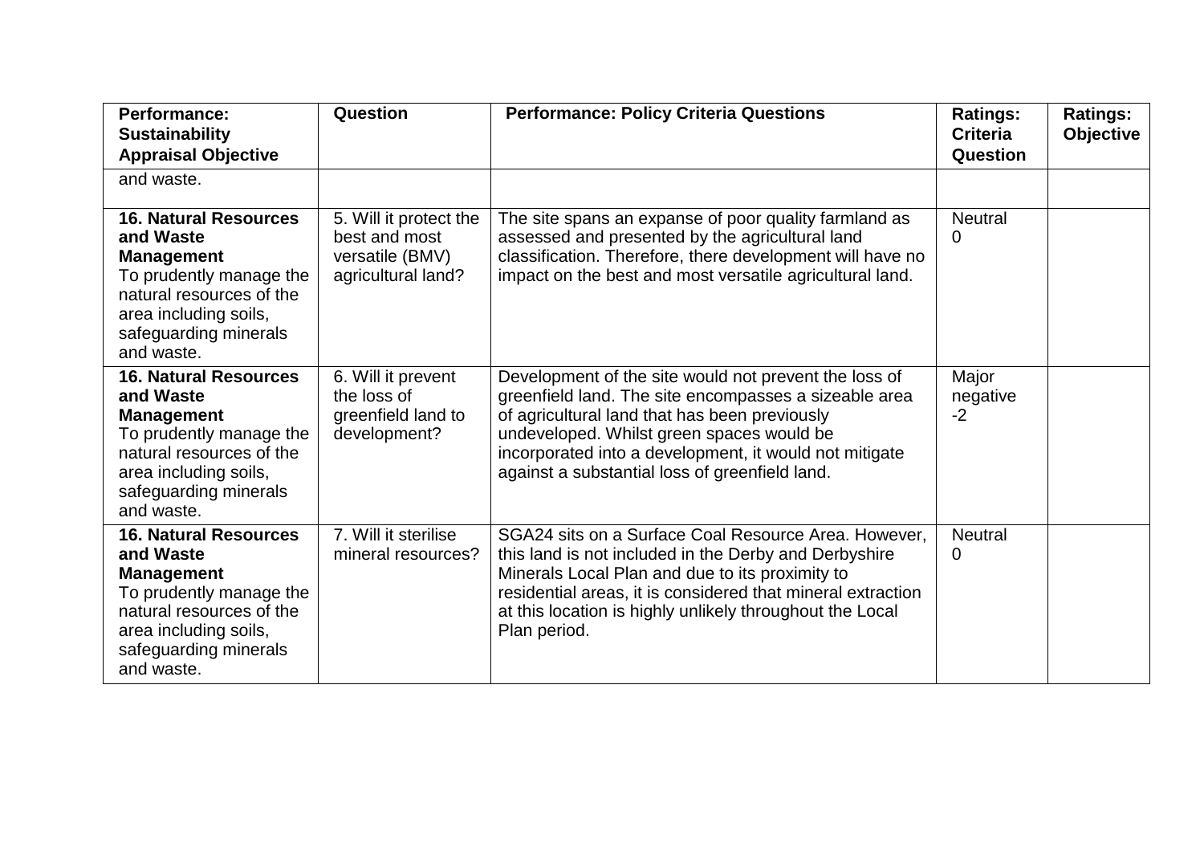| Performance: Sustainability Appraisal Objective | Question | Performance: Policy Criteria Questions | Ratings: Criteria Question | Ratings: Objective |
|---|---|---|---|---|
| and waste. | | | | |
| **16. Natural Resources and Waste Management** To prudently manage the natural resources of the area including soils, safeguarding minerals and waste. | 5. Will it protect the best and most versatile (BMV) agricultural land? | The site spans an expanse of poor quality farmland as assessed and presented by the agricultural land classification. Therefore, there development will have no impact on the best and most versatile agricultural land. | Neutral 0 | |
| **16. Natural Resources and Waste Management** To prudently manage the natural resources of the area including soils, safeguarding minerals and waste. | 6. Will it prevent the loss of greenfield land to development? | Development of the site would not prevent the loss of greenfield land. The site encompasses a sizeable area of agricultural land that has been previously undeveloped. Whilst green spaces would be incorporated into a development, it would not mitigate against a substantial loss of greenfield land. | Major negative -2 | |
| **16. Natural Resources and Waste Management** To prudently manage the natural resources of the area including soils, safeguarding minerals and waste. | 7. Will it sterilise mineral resources? | SGA24 sits on a Surface Coal Resource Area. However, this land is not included in the Derby and Derbyshire Minerals Local Plan and due to its proximity to residential areas, it is considered that mineral extraction at this location is highly unlikely throughout the Local Plan period. | Neutral 0 | |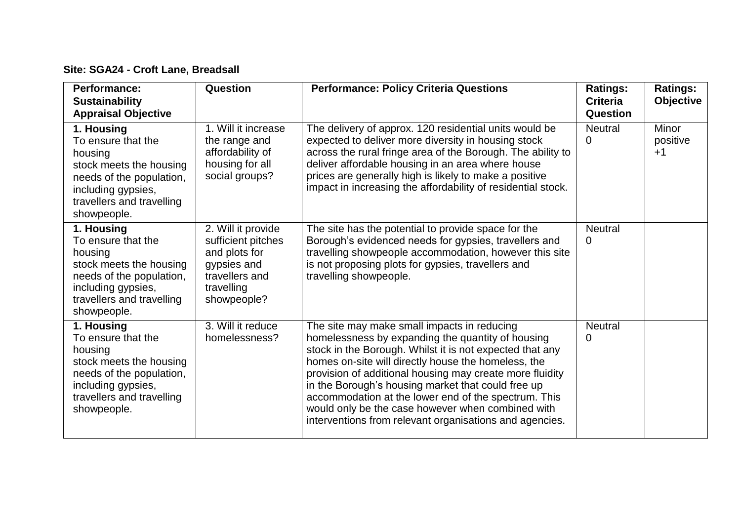**Site: SGA24 - Croft Lane, Breadsall**

| Performance: Sustainability Appraisal Objective | Question | Performance: Policy Criteria Questions | Ratings: Criteria Question | Ratings: Objective |
|---|---|---|---|---|
| **1. Housing** To ensure that the housing stock meets the housing needs of the population, including gypsies, travellers and travelling showpeople. | 1. Will it increase the range and affordability of housing for all social groups? | The delivery of approx. 120 residential units would be expected to deliver more diversity in housing stock across the rural fringe area of the Borough. The ability to deliver affordable housing in an area where house prices are generally high is likely to make a positive impact in increasing the affordability of residential stock. | Neutral 0 | Minor positive +1 |
| **1. Housing** To ensure that the housing stock meets the housing needs of the population, including gypsies, travellers and travelling showpeople. | 2. Will it provide sufficient pitches and plots for gypsies and travellers and travelling showpeople? | The site has the potential to provide space for the Borough's evidenced needs for gypsies, travellers and travelling showpeople accommodation, however this site is not proposing plots for gypsies, travellers and travelling showpeople. | Neutral 0 | |
| **1. Housing** To ensure that the housing stock meets the housing needs of the population, including gypsies, travellers and travelling showpeople. | 3. Will it reduce homelessness? | The site may make small impacts in reducing homelessness by expanding the quantity of housing stock in the Borough. Whilst it is not expected that any homes on-site will directly house the homeless, the provision of additional housing may create more fluidity in the Borough's housing market that could free up accommodation at the lower end of the spectrum. This would only be the case however when combined with interventions from relevant organisations and agencies. | Neutral 0 | |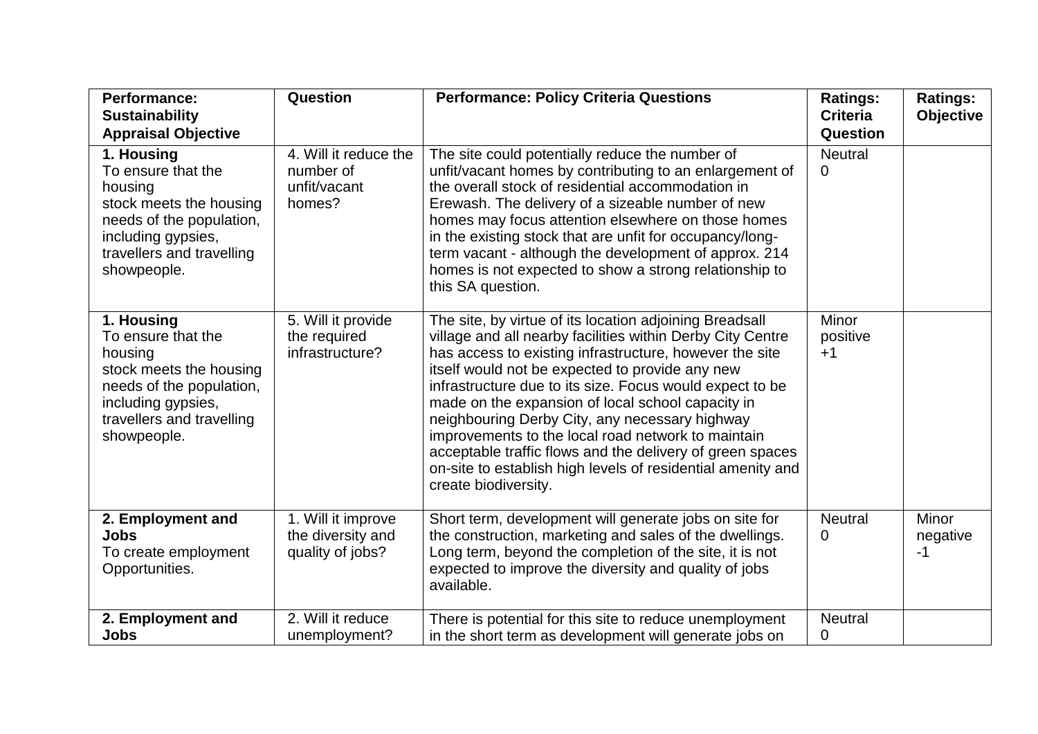| Performance: Sustainability Appraisal Objective | Question | Performance: Policy Criteria Questions | Ratings: Criteria Question | Ratings: Objective |
|---|---|---|---|---|
| **1. Housing** To ensure that the housing stock meets the housing needs of the population, including gypsies, travellers and travelling showpeople. | 4. Will it reduce the number of unfit/vacant homes? | The site could potentially reduce the number of unfit/vacant homes by contributing to an enlargement of the overall stock of residential accommodation in Erewash. The delivery of a sizeable number of new homes may focus attention elsewhere on those homes in the existing stock that are unfit for occupancy/long-term vacant - although the development of approx. 214 homes is not expected to show a strong relationship to this SA question. | Neutral 0 | |
| **1. Housing** To ensure that the housing stock meets the housing needs of the population, including gypsies, travellers and travelling showpeople. | 5. Will it provide the required infrastructure? | The site, by virtue of its location adjoining Breadsall village and all nearby facilities within Derby City Centre has access to existing infrastructure, however the site itself would not be expected to provide any new infrastructure due to its size. Focus would expect to be made on the expansion of local school capacity in neighbouring Derby City, any necessary highway improvements to the local road network to maintain acceptable traffic flows and the delivery of green spaces on-site to establish high levels of residential amenity and create biodiversity. | Minor positive +1 | |
| **2. Employment and Jobs** To create employment Opportunities. | 1. Will it improve the diversity and quality of jobs? | Short term, development will generate jobs on site for the construction, marketing and sales of the dwellings. Long term, beyond the completion of the site, it is not expected to improve the diversity and quality of jobs available. | Neutral 0 | Minor negative -1 |
| **2. Employment and Jobs** | 2. Will it reduce unemployment? | There is potential for this site to reduce unemployment in the short term as development will generate jobs on | Neutral 0 | |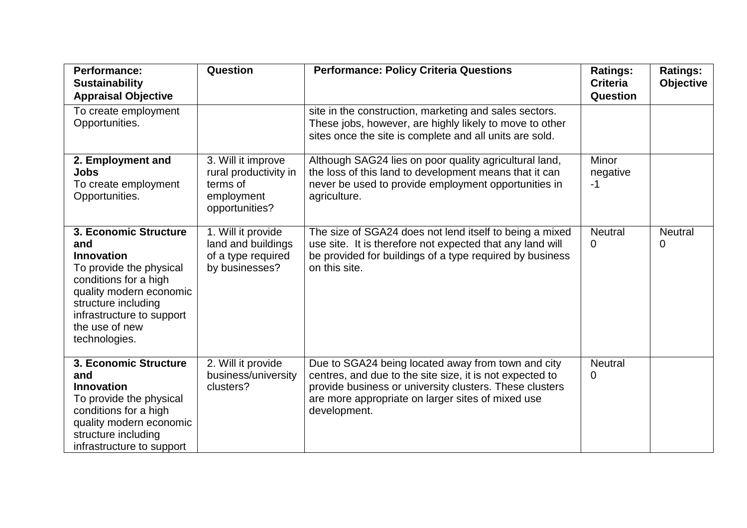| Performance: Sustainability Appraisal Objective | Question | Performance: Policy Criteria Questions | Ratings: Criteria Question | Ratings: Objective |
|---|---|---|---|---|
| To create employment Opportunities. | | site in the construction, marketing and sales sectors. These jobs, however, are highly likely to move to other sites once the site is complete and all units are sold. | | |
| **2. Employment and Jobs** To create employment Opportunities. | 3. Will it improve rural productivity in terms of employment opportunities? | Although SAG24 lies on poor quality agricultural land, the loss of this land to development means that it can never be used to provide employment opportunities in agriculture. | Minor negative -1 | |
| **3. Economic Structure and Innovation** To provide the physical conditions for a high quality modern economic structure including infrastructure to support the use of new technologies. | 1. Will it provide land and buildings of a type required by businesses? | The size of SGA24 does not lend itself to being a mixed use site. It is therefore not expected that any land will be provided for buildings of a type required by business on this site. | Neutral 0 | Neutral 0 |
| **3. Economic Structure and Innovation** To provide the physical conditions for a high quality modern economic structure including infrastructure to support | 2. Will it provide business/university clusters? | Due to SGA24 being located away from town and city centres, and due to the site size, it is not expected to provide business or university clusters. These clusters are more appropriate on larger sites of mixed use development. | Neutral 0 | |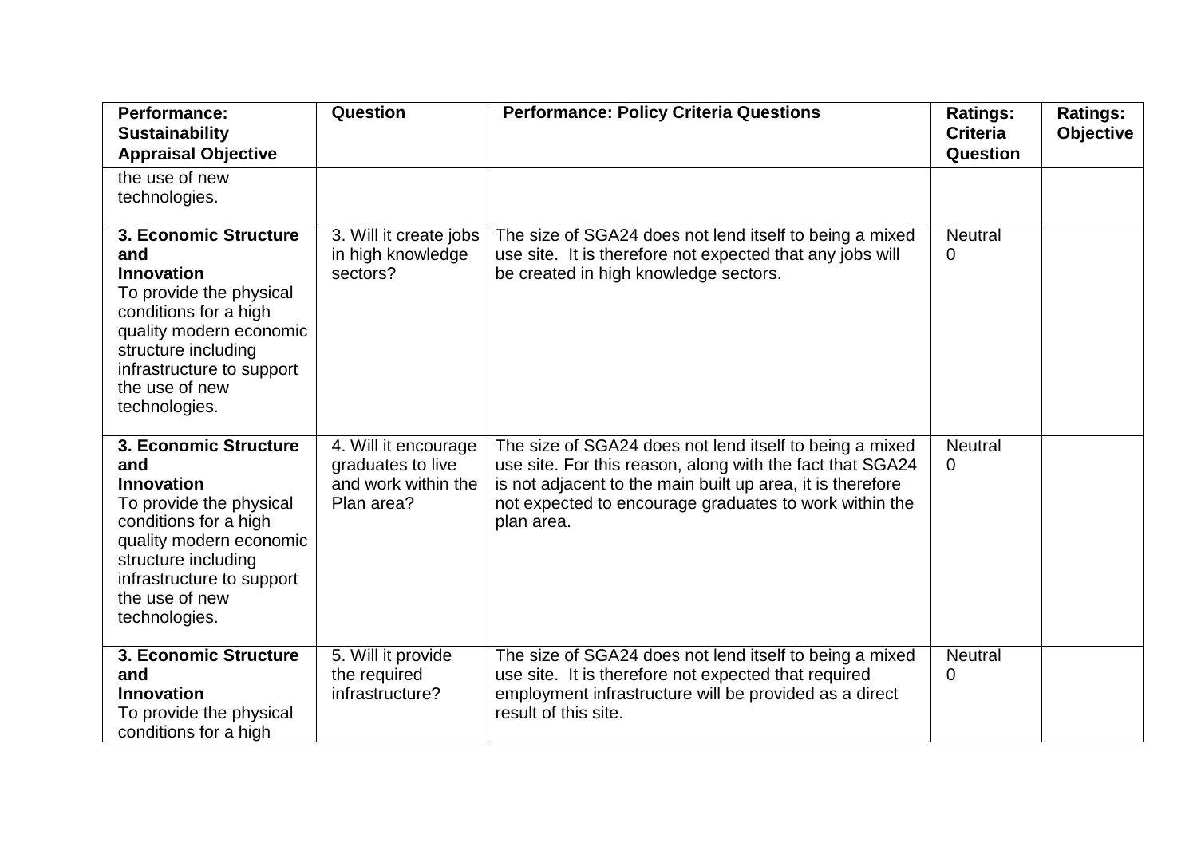| **Performance: Sustainability Appraisal Objective** | **Question** | **Performance: Policy Criteria Questions** | **Ratings: Criteria Question** | **Ratings: Objective** |
|---|---|---|---|---|
| the use of new technologies. | | | | |
| **3. Economic Structure and Innovation** To provide the physical conditions for a high quality modern economic structure including infrastructure to support the use of new technologies. | 3. Will it create jobs in high knowledge sectors? | The size of SGA24 does not lend itself to being a mixed use site. It is therefore not expected that any jobs will be created in high knowledge sectors. | Neutral 0 | |
| **3. Economic Structure and Innovation** To provide the physical conditions for a high quality modern economic structure including infrastructure to support the use of new technologies. | 4. Will it encourage graduates to live and work within the Plan area? | The size of SGA24 does not lend itself to being a mixed use site. For this reason, along with the fact that SGA24 is not adjacent to the main built up area, it is therefore not expected to encourage graduates to work within the plan area. | Neutral 0 | |
| **3. Economic Structure and Innovation** To provide the physical conditions for a high | 5. Will it provide the required infrastructure? | The size of SGA24 does not lend itself to being a mixed use site. It is therefore not expected that required employment infrastructure will be provided as a direct result of this site. | Neutral 0 | |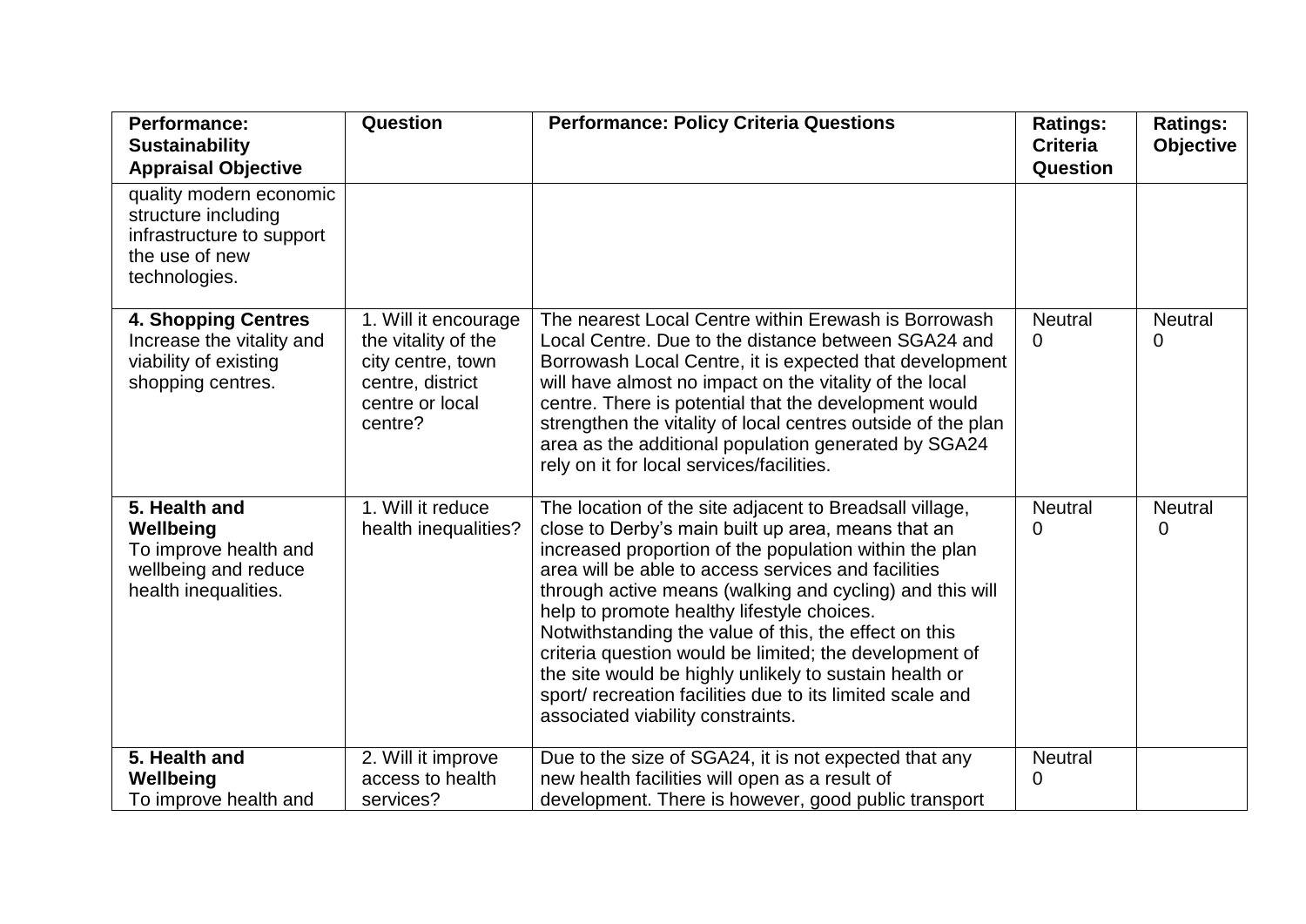| Performance: Sustainability Appraisal Objective | Question | Performance: Policy Criteria Questions | Ratings: Criteria Question | Ratings: Objective |
|---|---|---|---|---|
| quality modern economic structure including infrastructure to support the use of new technologies. | | | | |
| **4. Shopping Centres** Increase the vitality and viability of existing shopping centres. | 1. Will it encourage the vitality of the city centre, town centre, district centre or local centre? | The nearest Local Centre within Erewash is Borrowash Local Centre. Due to the distance between SGA24 and Borrowash Local Centre, it is expected that development will have almost no impact on the vitality of the local centre. There is potential that the development would strengthen the vitality of local centres outside of the plan area as the additional population generated by SGA24 rely on it for local services/facilities. | Neutral 0 | Neutral 0 |
| **5. Health and Wellbeing** To improve health and wellbeing and reduce health inequalities. | 1. Will it reduce health inequalities? | The location of the site adjacent to Breadsall village, close to Derby's main built up area, means that an increased proportion of the population within the plan area will be able to access services and facilities through active means (walking and cycling) and this will help to promote healthy lifestyle choices. Notwithstanding the value of this, the effect on this criteria question would be limited; the development of the site would be highly unlikely to sustain health or sport/ recreation facilities due to its limited scale and associated viability constraints. | Neutral 0 | Neutral 0 |
| **5. Health and Wellbeing** To improve health and | 2. Will it improve access to health services? | Due to the size of SGA24, it is not expected that any new health facilities will open as a result of development. There is however, good public transport | Neutral 0 | |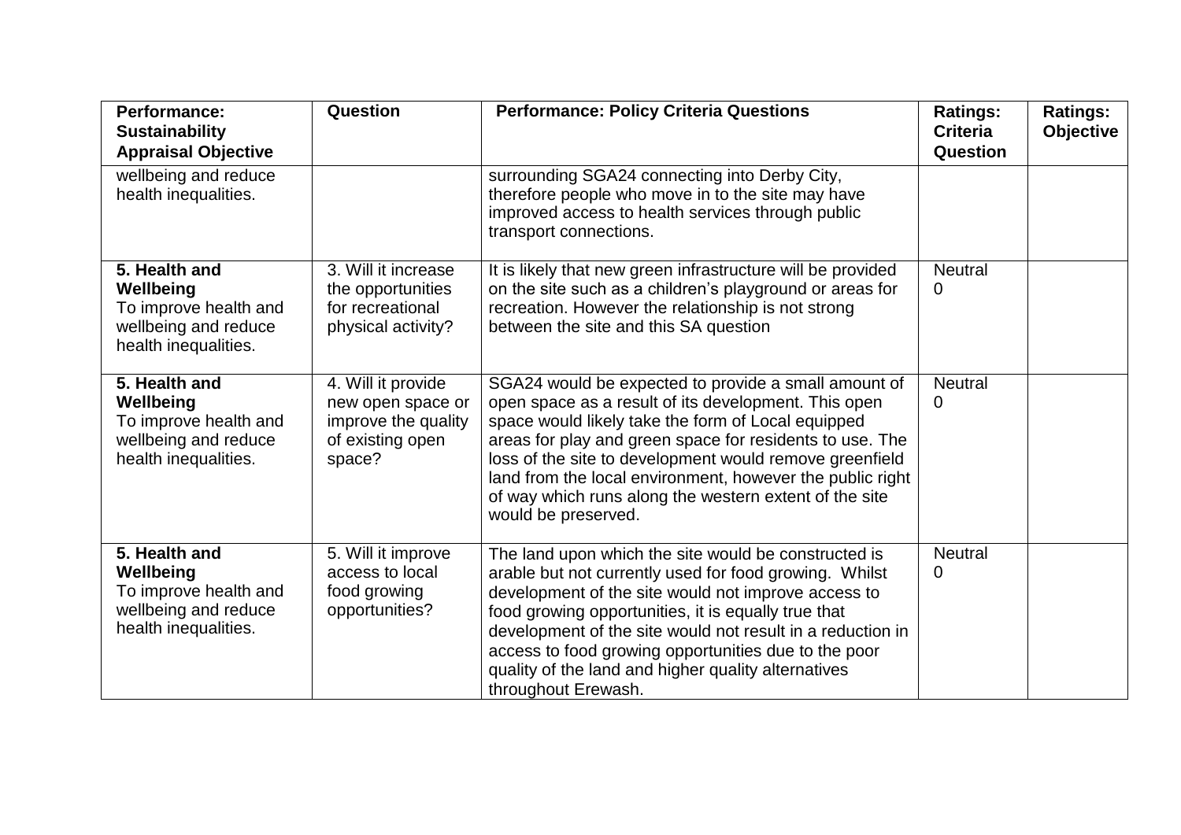| **Performance: Sustainability Appraisal Objective** | **Question** | **Performance: Policy Criteria Questions** | **Ratings: Criteria Question** | **Ratings: Objective** |
|---|---|---|---|---|
| wellbeing and reduce health inequalities. | | surrounding SGA24 connecting into Derby City, therefore people who move in to the site may have improved access to health services through public transport connections. | | |
| **5. Health and Wellbeing** To improve health and wellbeing and reduce health inequalities. | 3. Will it increase the opportunities for recreational physical activity? | It is likely that new green infrastructure will be provided on the site such as a children's playground or areas for recreation. However the relationship is not strong between the site and this SA question | Neutral 0 | |
| **5. Health and Wellbeing** To improve health and wellbeing and reduce health inequalities. | 4. Will it provide new open space or improve the quality of existing open space? | SGA24 would be expected to provide a small amount of open space as a result of its development. This open space would likely take the form of Local equipped areas for play and green space for residents to use. The loss of the site to development would remove greenfield land from the local environment, however the public right of way which runs along the western extent of the site would be preserved. | Neutral 0 | |
| **5. Health and Wellbeing** To improve health and wellbeing and reduce health inequalities. | 5. Will it improve access to local food growing opportunities? | The land upon which the site would be constructed is arable but not currently used for food growing. Whilst development of the site would not improve access to food growing opportunities, it is equally true that development of the site would not result in a reduction in access to food growing opportunities due to the poor quality of the land and higher quality alternatives throughout Erewash. | Neutral 0 | |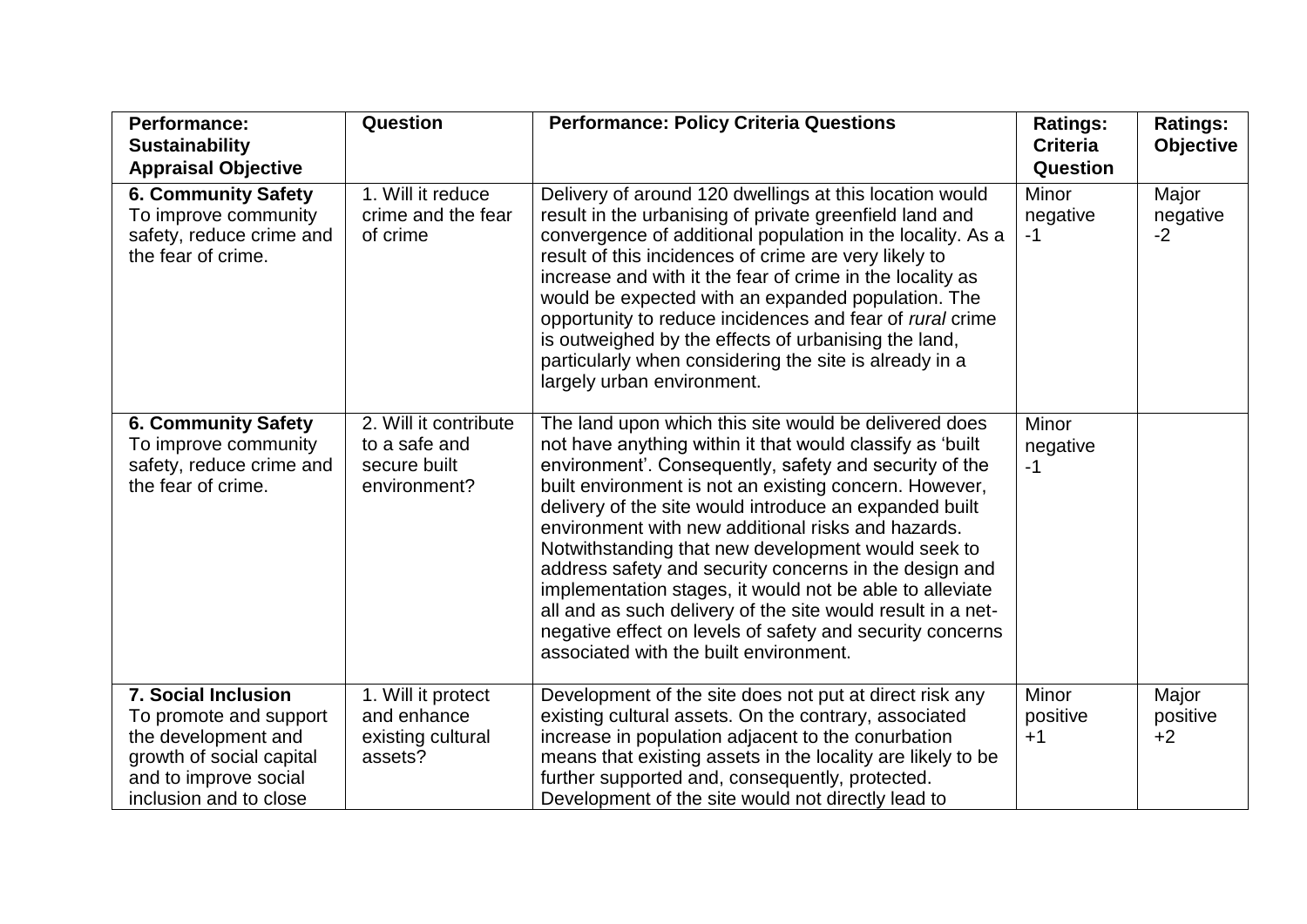| **Performance: Sustainability Appraisal Objective** | **Question** | **Performance: Policy Criteria Questions** | **Ratings: Criteria Question** | **Ratings: Objective** |
| --- | --- | --- | --- | --- |
| **6. Community Safety** To improve community safety, reduce crime and the fear of crime. | 1. Will it reduce crime and the fear of crime | Delivery of around 120 dwellings at this location would result in the urbanising of private greenfield land and convergence of additional population in the locality. As a result of this incidences of crime are very likely to increase and with it the fear of crime in the locality as would be expected with an expanded population. The opportunity to reduce incidences and fear of *rural* crime is outweighed by the effects of urbanising the land, particularly when considering the site is already in a largely urban environment. | Minor negative -1 | Major negative -2 |
| **6. Community Safety** To improve community safety, reduce crime and the fear of crime. | 2. Will it contribute to a safe and secure built environment? | The land upon which this site would be delivered does not have anything within it that would classify as 'built environment'. Consequently, safety and security of the built environment is not an existing concern. However, delivery of the site would introduce an expanded built environment with new additional risks and hazards. Notwithstanding that new development would seek to address safety and security concerns in the design and implementation stages, it would not be able to alleviate all and as such delivery of the site would result in a net-negative effect on levels of safety and security concerns associated with the built environment. | Minor negative -1 | |
| **7. Social Inclusion** To promote and support the development and growth of social capital and to improve social inclusion and to close | 1. Will it protect and enhance existing cultural assets? | Development of the site does not put at direct risk any existing cultural assets. On the contrary, associated increase in population adjacent to the conurbation means that existing assets in the locality are likely to be further supported and, consequently, protected. Development of the site would not directly lead to | Minor positive +1 | Major positive +2 |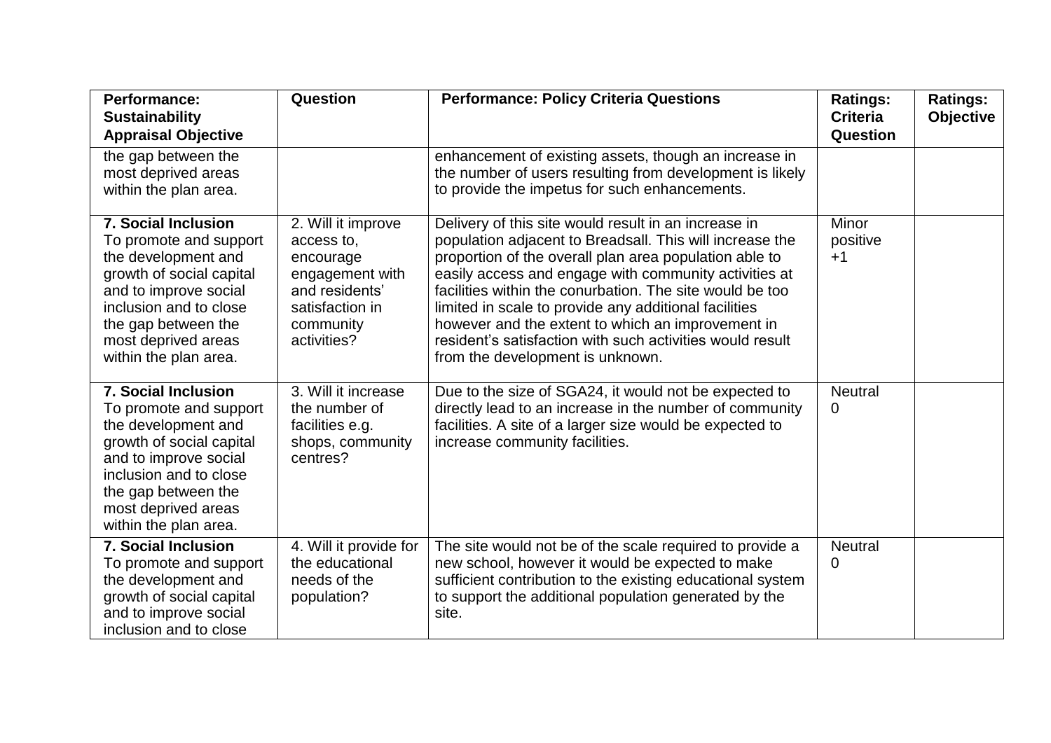| Performance: Sustainability Appraisal Objective | Question | Performance: Policy Criteria Questions | Ratings: Criteria Question | Ratings: Objective |
|---|---|---|---|---|
| the gap between the most deprived areas within the plan area. | | enhancement of existing assets, though an increase in the number of users resulting from development is likely to provide the impetus for such enhancements. | | |
| **7. Social Inclusion** To promote and support the development and growth of social capital and to improve social inclusion and to close the gap between the most deprived areas within the plan area. | 2. Will it improve access to, encourage engagement with and residents' satisfaction in community activities? | Delivery of this site would result in an increase in population adjacent to Breadsall. This will increase the proportion of the overall plan area population able to easily access and engage with community activities at facilities within the conurbation. The site would be too limited in scale to provide any additional facilities however and the extent to which an improvement in resident's satisfaction with such activities would result from the development is unknown. | Minor positive +1 | |
| **7. Social Inclusion** To promote and support the development and growth of social capital and to improve social inclusion and to close the gap between the most deprived areas within the plan area. | 3. Will it increase the number of facilities e.g. shops, community centres? | Due to the size of SGA24, it would not be expected to directly lead to an increase in the number of community facilities. A site of a larger size would be expected to increase community facilities. | Neutral 0 | |
| **7. Social Inclusion** To promote and support the development and growth of social capital and to improve social inclusion and to close | 4. Will it provide for the educational needs of the population? | The site would not be of the scale required to provide a new school, however it would be expected to make sufficient contribution to the existing educational system to support the additional population generated by the site. | Neutral 0 | |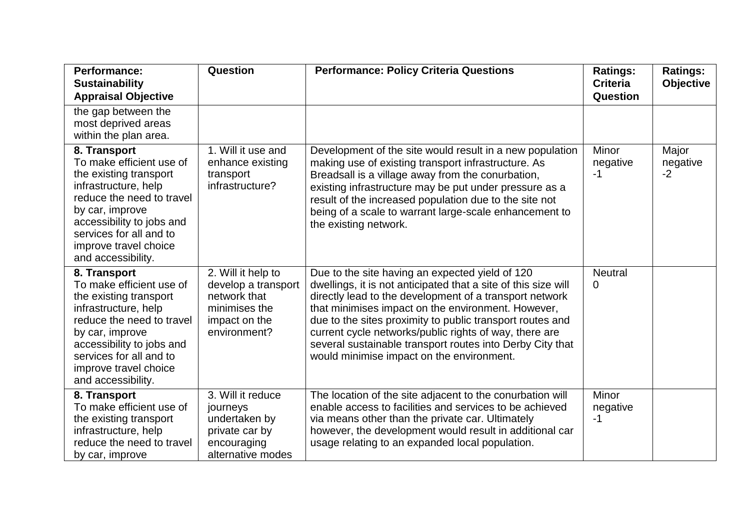| Performance: Sustainability Appraisal Objective | Question | Performance: Policy Criteria Questions | Ratings: Criteria Question | Ratings: Objective |
|---|---|---|---|---|
| the gap between the most deprived areas within the plan area. | | | | |
| **8. Transport** To make efficient use of the existing transport infrastructure, help reduce the need to travel by car, improve accessibility to jobs and services for all and to improve travel choice and accessibility. | 1. Will it use and enhance existing transport infrastructure? | Development of the site would result in a new population making use of existing transport infrastructure. As Breadsall is a village away from the conurbation, existing infrastructure may be put under pressure as a result of the increased population due to the site not being of a scale to warrant large-scale enhancement to the existing network. | Minor negative -1 | Major negative -2 |
| **8. Transport** To make efficient use of the existing transport infrastructure, help reduce the need to travel by car, improve accessibility to jobs and services for all and to improve travel choice and accessibility. | 2. Will it help to develop a transport network that minimises the impact on the environment? | Due to the site having an expected yield of 120 dwellings, it is not anticipated that a site of this size will directly lead to the development of a transport network that minimises impact on the environment. However, due to the sites proximity to public transport routes and current cycle networks/public rights of way, there are several sustainable transport routes into Derby City that would minimise impact on the environment. | Neutral 0 | |
| **8. Transport** To make efficient use of the existing transport infrastructure, help reduce the need to travel by car, improve | 3. Will it reduce journeys undertaken by private car by encouraging alternative modes | The location of the site adjacent to the conurbation will enable access to facilities and services to be achieved via means other than the private car. Ultimately however, the development would result in additional car usage relating to an expanded local population. | Minor negative -1 | |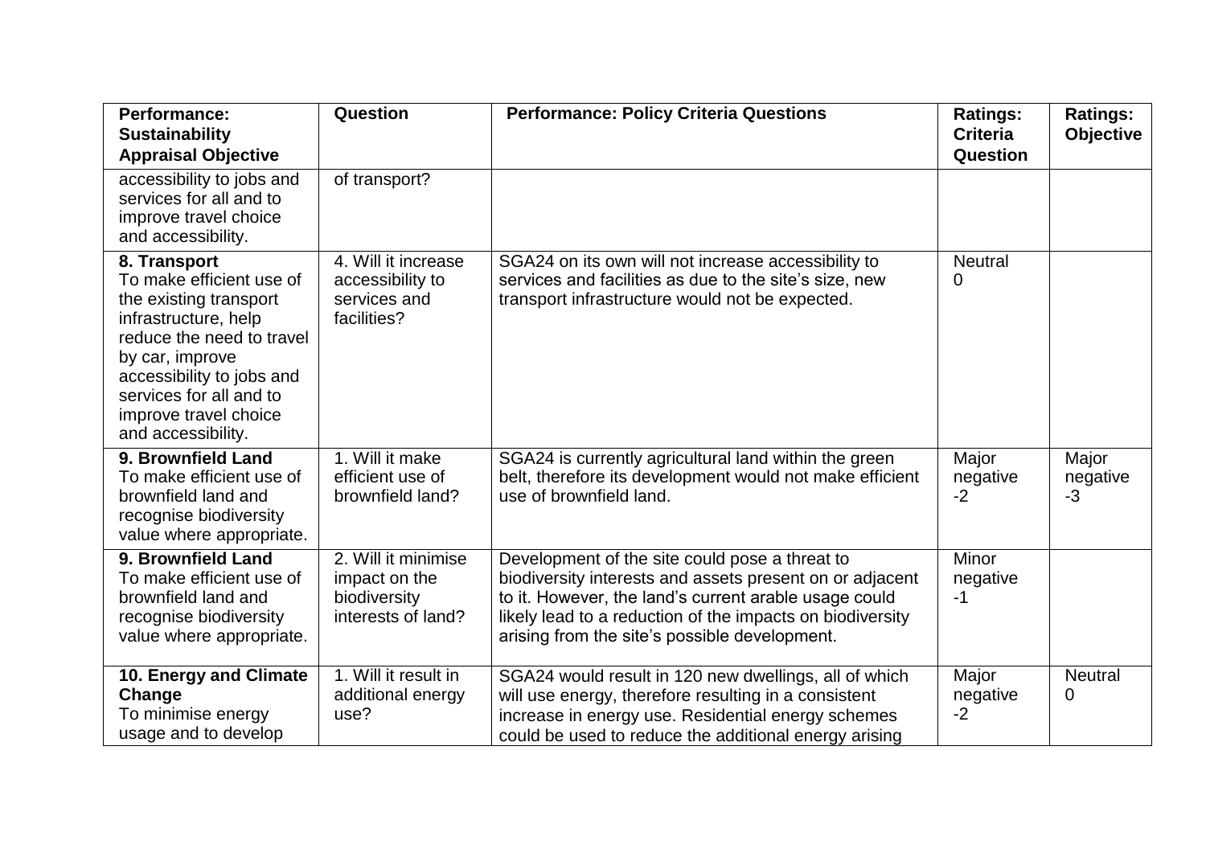| Performance: Sustainability Appraisal Objective | Question | Performance: Policy Criteria Questions | Ratings: Criteria Question | Ratings: Objective |
|---|---|---|---|---|
| accessibility to jobs and services for all and to improve travel choice and accessibility. | of transport? | | | |
| **8. Transport** To make efficient use of the existing transport infrastructure, help reduce the need to travel by car, improve accessibility to jobs and services for all and to improve travel choice and accessibility. | 4. Will it increase accessibility to services and facilities? | SGA24 on its own will not increase accessibility to services and facilities as due to the site's size, new transport infrastructure would not be expected. | Neutral 0 | |
| **9. Brownfield Land** To make efficient use of brownfield land and recognise biodiversity value where appropriate. | 1. Will it make efficient use of brownfield land? | SGA24 is currently agricultural land within the green belt, therefore its development would not make efficient use of brownfield land. | Major negative -2 | Major negative -3 |
| **9. Brownfield Land** To make efficient use of brownfield land and recognise biodiversity value where appropriate. | 2. Will it minimise impact on the biodiversity interests of land? | Development of the site could pose a threat to biodiversity interests and assets present on or adjacent to it. However, the land's current arable usage could likely lead to a reduction of the impacts on biodiversity arising from the site's possible development. | Minor negative -1 | |
| **10. Energy and Climate Change** To minimise energy usage and to develop | 1. Will it result in additional energy use? | SGA24 would result in 120 new dwellings, all of which will use energy, therefore resulting in a consistent increase in energy use. Residential energy schemes could be used to reduce the additional energy arising | Major negative -2 | Neutral 0 |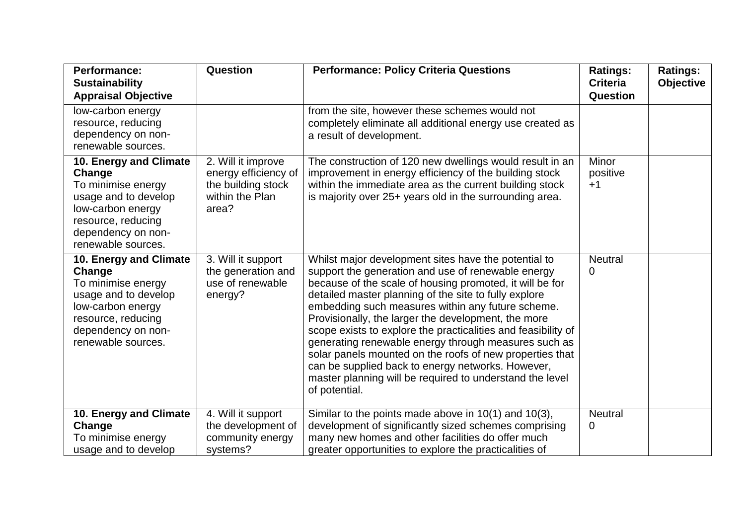| Performance: Sustainability Appraisal Objective | Question | Performance: Policy Criteria Questions | Ratings: Criteria Question | Ratings: Objective |
|---|---|---|---|---|
| low-carbon energy resource, reducing dependency on non-renewable sources. | | from the site, however these schemes would not completely eliminate all additional energy use created as a result of development. | | |
| **10. Energy and Climate Change** To minimise energy usage and to develop low-carbon energy resource, reducing dependency on non-renewable sources. | 2. Will it improve energy efficiency of the building stock within the Plan area? | The construction of 120 new dwellings would result in an improvement in energy efficiency of the building stock within the immediate area as the current building stock is majority over 25+ years old in the surrounding area. | Minor positive +1 | |
| **10. Energy and Climate Change** To minimise energy usage and to develop low-carbon energy resource, reducing dependency on non-renewable sources. | 3. Will it support the generation and use of renewable energy? | Whilst major development sites have the potential to support the generation and use of renewable energy because of the scale of housing promoted, it will be for detailed master planning of the site to fully explore embedding such measures within any future scheme. Provisionally, the larger the development, the more scope exists to explore the practicalities and feasibility of generating renewable energy through measures such as solar panels mounted on the roofs of new properties that can be supplied back to energy networks. However, master planning will be required to understand the level of potential. | Neutral 0 | |
| **10. Energy and Climate Change** To minimise energy usage and to develop | 4. Will it support the development of community energy systems? | Similar to the points made above in 10(1) and 10(3), development of significantly sized schemes comprising many new homes and other facilities do offer much greater opportunities to explore the practicalities of | Neutral 0 | |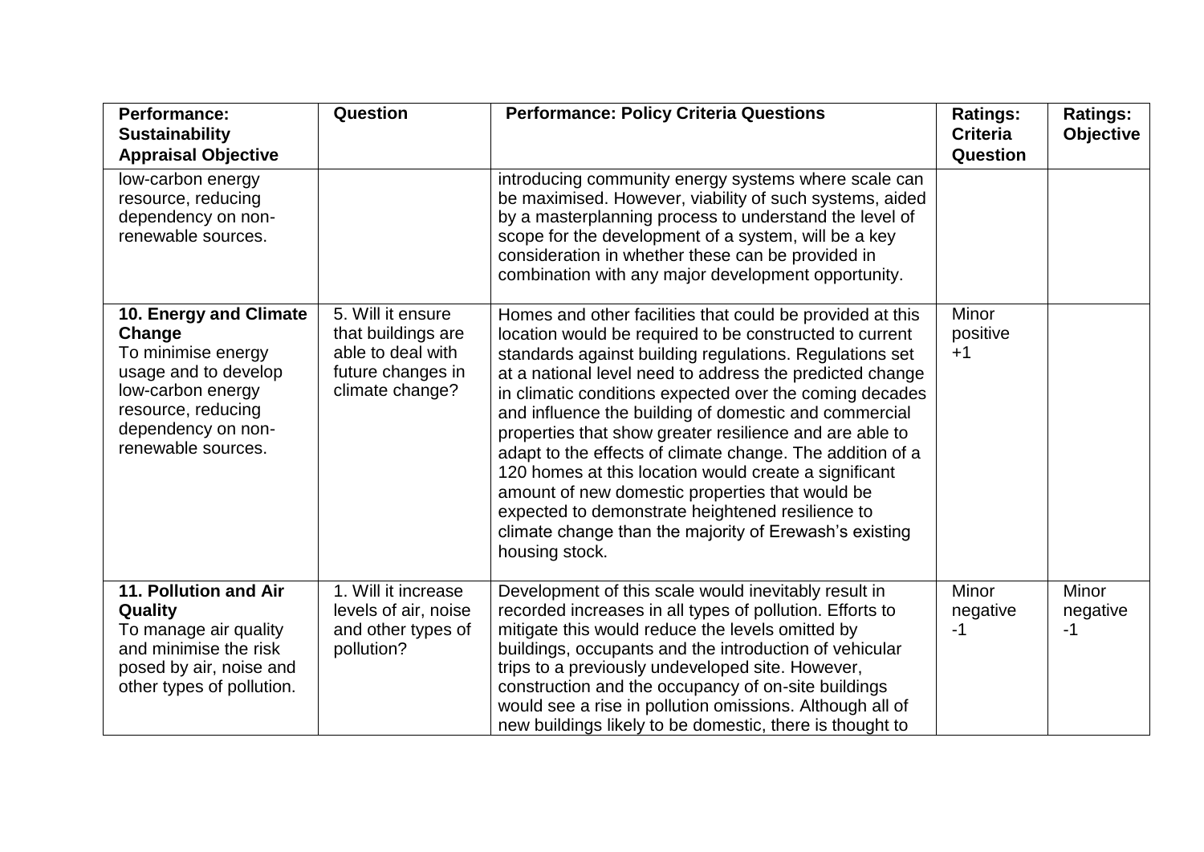| Performance: Sustainability Appraisal Objective | Question | Performance: Policy Criteria Questions | Ratings: Criteria Question | Ratings: Objective |
|---|---|---|---|---|
| low-carbon energy resource, reducing dependency on non-renewable sources. | | introducing community energy systems where scale can be maximised. However, viability of such systems, aided by a masterplanning process to understand the level of scope for the development of a system, will be a key consideration in whether these can be provided in combination with any major development opportunity. | | |
| **10. Energy and Climate Change** To minimise energy usage and to develop low-carbon energy resource, reducing dependency on non-renewable sources. | 5. Will it ensure that buildings are able to deal with future changes in climate change? | Homes and other facilities that could be provided at this location would be required to be constructed to current standards against building regulations. Regulations set at a national level need to address the predicted change in climatic conditions expected over the coming decades and influence the building of domestic and commercial properties that show greater resilience and are able to adapt to the effects of climate change. The addition of a 120 homes at this location would create a significant amount of new domestic properties that would be expected to demonstrate heightened resilience to climate change than the majority of Erewash's existing housing stock. | Minor positive +1 | |
| **11. Pollution and Air Quality** To manage air quality and minimise the risk posed by air, noise and other types of pollution. | 1. Will it increase levels of air, noise and other types of pollution? | Development of this scale would inevitably result in recorded increases in all types of pollution. Efforts to mitigate this would reduce the levels omitted by buildings, occupants and the introduction of vehicular trips to a previously undeveloped site. However, construction and the occupancy of on-site buildings would see a rise in pollution omissions. Although all of new buildings likely to be domestic, there is thought to | Minor negative -1 | Minor negative -1 |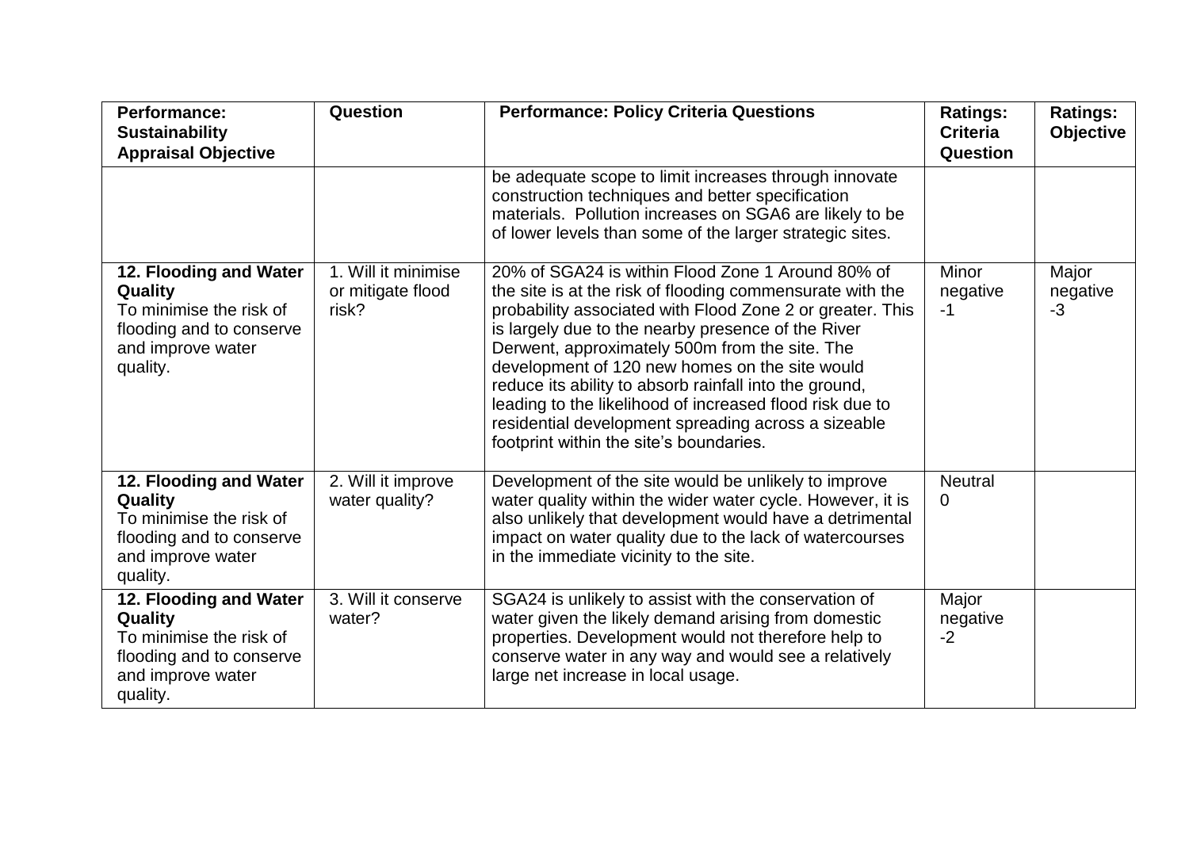| Performance: Sustainability Appraisal Objective | Question | Performance: Policy Criteria Questions | Ratings: Criteria Question | Ratings: Objective |
|---|---|---|---|---|
| | | be adequate scope to limit increases through innovate construction techniques and better specification materials. Pollution increases on SGA6 are likely to be of lower levels than some of the larger strategic sites. | | |
| **12. Flooding and Water Quality** To minimise the risk of flooding and to conserve and improve water quality. | 1. Will it minimise or mitigate flood risk? | 20% of SGA24 is within Flood Zone 1 Around 80% of the site is at the risk of flooding commensurate with the probability associated with Flood Zone 2 or greater. This is largely due to the nearby presence of the River Derwent, approximately 500m from the site. The development of 120 new homes on the site would reduce its ability to absorb rainfall into the ground, leading to the likelihood of increased flood risk due to residential development spreading across a sizeable footprint within the site's boundaries. | Minor negative -1 | Major negative -3 |
| **12. Flooding and Water Quality** To minimise the risk of flooding and to conserve and improve water quality. | 2. Will it improve water quality? | Development of the site would be unlikely to improve water quality within the wider water cycle. However, it is also unlikely that development would have a detrimental impact on water quality due to the lack of watercourses in the immediate vicinity to the site. | Neutral 0 | |
| **12. Flooding and Water Quality** To minimise the risk of flooding and to conserve and improve water quality. | 3. Will it conserve water? | SGA24 is unlikely to assist with the conservation of water given the likely demand arising from domestic properties. Development would not therefore help to conserve water in any way and would see a relatively large net increase in local usage. | Major negative -2 | |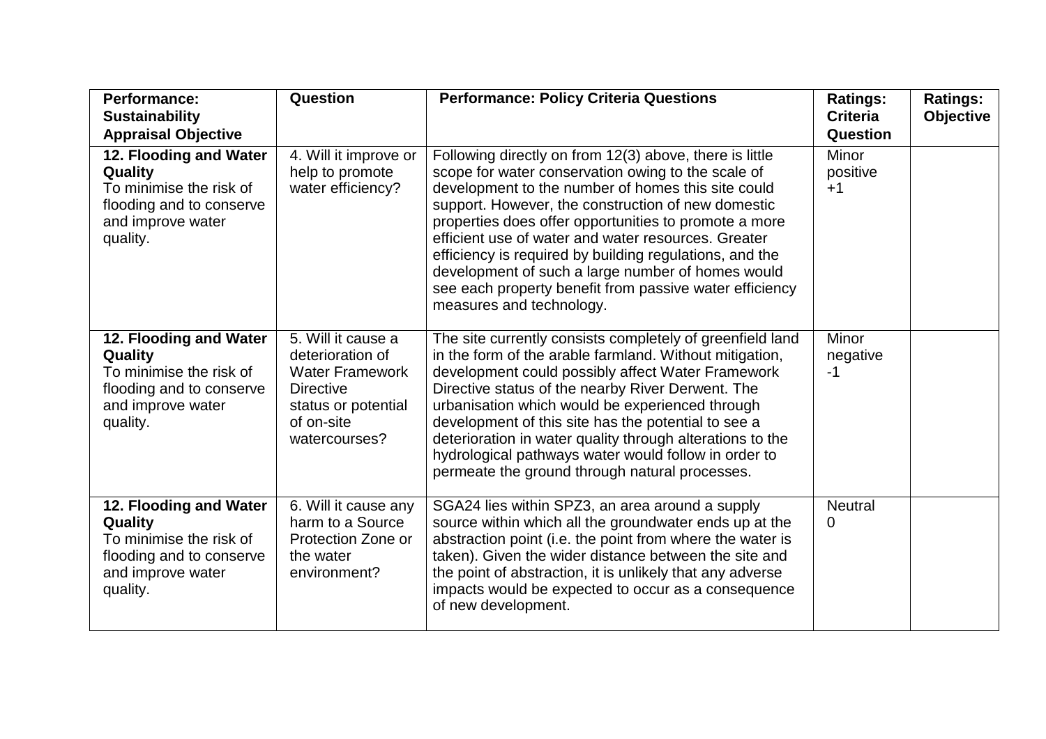| Performance: Sustainability Appraisal Objective | Question | Performance: Policy Criteria Questions | Ratings: Criteria Question | Ratings: Objective |
|---|---|---|---|---|
| **12. Flooding and Water Quality** To minimise the risk of flooding and to conserve and improve water quality. | 4. Will it improve or help to promote water efficiency? | Following directly on from 12(3) above, there is little scope for water conservation owing to the scale of development to the number of homes this site could support. However, the construction of new domestic properties does offer opportunities to promote a more efficient use of water and water resources. Greater efficiency is required by building regulations, and the development of such a large number of homes would see each property benefit from passive water efficiency measures and technology. | Minor positive +1 | |
| **12. Flooding and Water Quality** To minimise the risk of flooding and to conserve and improve water quality. | 5. Will it cause a deterioration of Water Framework Directive status or potential of on-site watercourses? | The site currently consists completely of greenfield land in the form of the arable farmland. Without mitigation, development could possibly affect Water Framework Directive status of the nearby River Derwent. The urbanisation which would be experienced through development of this site has the potential to see a deterioration in water quality through alterations to the hydrological pathways water would follow in order to permeate the ground through natural processes. | Minor negative -1 | |
| **12. Flooding and Water Quality** To minimise the risk of flooding and to conserve and improve water quality. | 6. Will it cause any harm to a Source Protection Zone or the water environment? | SGA24 lies within SPZ3, an area around a supply source within which all the groundwater ends up at the abstraction point (i.e. the point from where the water is taken). Given the wider distance between the site and the point of abstraction, it is unlikely that any adverse impacts would be expected to occur as a consequence of new development. | Neutral 0 | |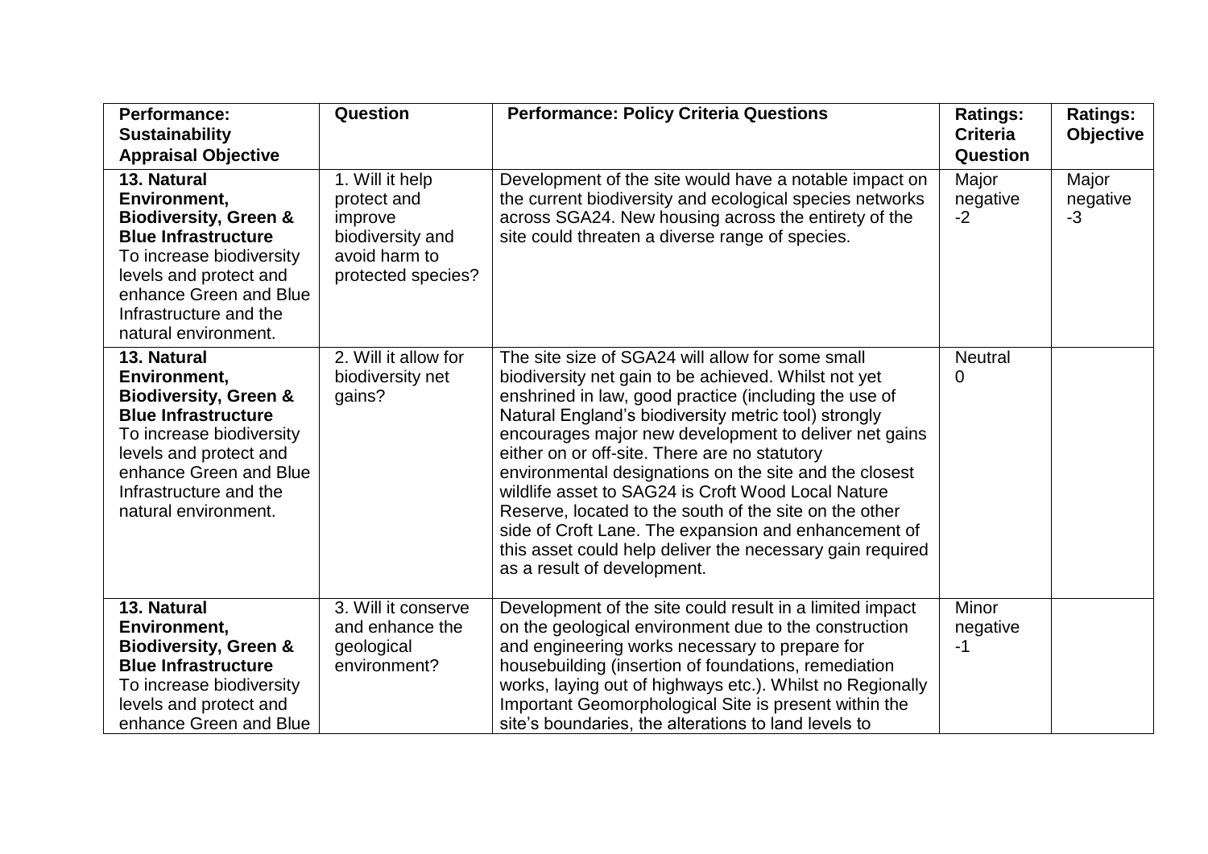| **Performance: Sustainability Appraisal Objective** | **Question** | **Performance: Policy Criteria Questions** | **Ratings: Criteria Question** | **Ratings: Objective** |
|---|---|---|---|---|
| **13. Natural Environment, Biodiversity, Green & Blue Infrastructure** To increase biodiversity levels and protect and enhance Green and Blue Infrastructure and the natural environment. | 1. Will it help protect and improve biodiversity and avoid harm to protected species? | Development of the site would have a notable impact on the current biodiversity and ecological species networks across SGA24. New housing across the entirety of the site could threaten a diverse range of species. | Major negative -2 | Major negative -3 |
| **13. Natural Environment, Biodiversity, Green & Blue Infrastructure** To increase biodiversity levels and protect and enhance Green and Blue Infrastructure and the natural environment. | 2. Will it allow for biodiversity net gains? | The site size of SGA24 will allow for some small biodiversity net gain to be achieved. Whilst not yet enshrined in law, good practice (including the use of Natural England's biodiversity metric tool) strongly encourages major new development to deliver net gains either on or off-site. There are no statutory environmental designations on the site and the closest wildlife asset to SAG24 is Croft Wood Local Nature Reserve, located to the south of the site on the other side of Croft Lane. The expansion and enhancement of this asset could help deliver the necessary gain required as a result of development. | Neutral 0 | |
| **13. Natural Environment, Biodiversity, Green & Blue Infrastructure** To increase biodiversity levels and protect and enhance Green and Blue | 3. Will it conserve and enhance the geological environment? | Development of the site could result in a limited impact on the geological environment due to the construction and engineering works necessary to prepare for housebuilding (insertion of foundations, remediation works, laying out of highways etc.). Whilst no Regionally Important Geomorphological Site is present within the site's boundaries, the alterations to land levels to | Minor negative -1 | |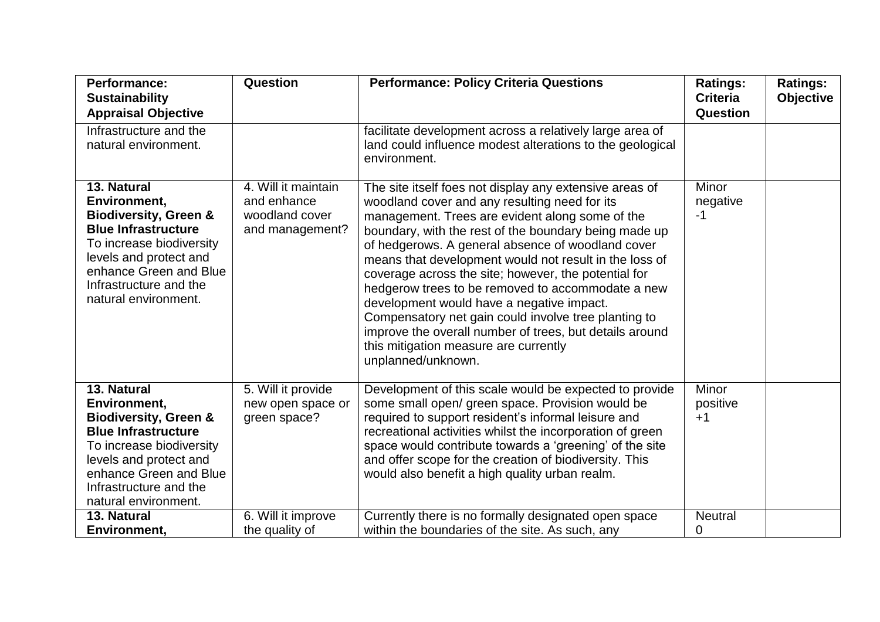| Performance: Sustainability Appraisal Objective | Question | Performance: Policy Criteria Questions | Ratings: Criteria Question | Ratings: Objective |
|---|---|---|---|---|
| Infrastructure and the natural environment. | | facilitate development across a relatively large area of land could influence modest alterations to the geological environment. | | |
| **13. Natural Environment, Biodiversity, Green & Blue Infrastructure** To increase biodiversity levels and protect and enhance Green and Blue Infrastructure and the natural environment. | 4. Will it maintain and enhance woodland cover and management? | The site itself foes not display any extensive areas of woodland cover and any resulting need for its management. Trees are evident along some of the boundary, with the rest of the boundary being made up of hedgerows. A general absence of woodland cover means that development would not result in the loss of coverage across the site; however, the potential for hedgerow trees to be removed to accommodate a new development would have a negative impact. Compensatory net gain could involve tree planting to improve the overall number of trees, but details around this mitigation measure are currently unplanned/unknown. | Minor negative -1 | |
| **13. Natural Environment, Biodiversity, Green & Blue Infrastructure** To increase biodiversity levels and protect and enhance Green and Blue Infrastructure and the natural environment. | 5. Will it provide new open space or green space? | Development of this scale would be expected to provide some small open/ green space. Provision would be required to support resident's informal leisure and recreational activities whilst the incorporation of green space would contribute towards a 'greening' of the site and offer scope for the creation of biodiversity. This would also benefit a high quality urban realm. | Minor positive +1 | |
| **13. Natural Environment,** | 6. Will it improve the quality of | Currently there is no formally designated open space within the boundaries of the site. As such, any | Neutral 0 | |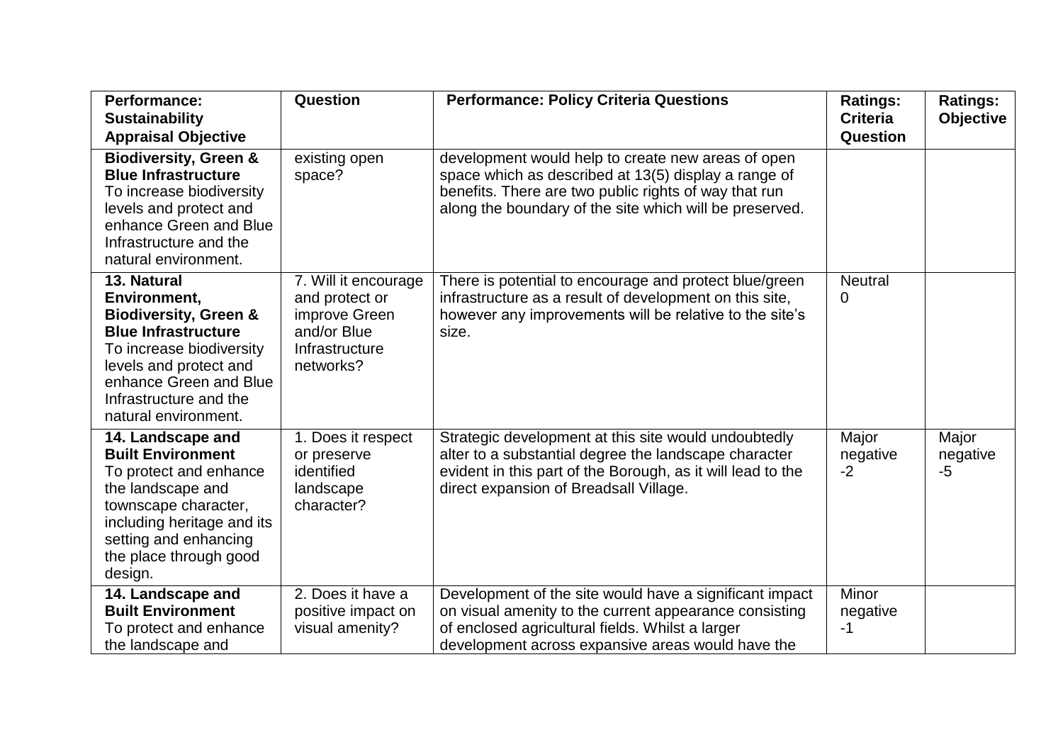| Performance: Sustainability Appraisal Objective | Question | Performance: Policy Criteria Questions | Ratings: Criteria Question | Ratings: Objective |
|---|---|---|---|---|
| **Biodiversity, Green & Blue Infrastructure** To increase biodiversity levels and protect and enhance Green and Blue Infrastructure and the natural environment. | existing open space? | development would help to create new areas of open space which as described at 13(5) display a range of benefits. There are two public rights of way that run along the boundary of the site which will be preserved. | | |
| **13. Natural Environment, Biodiversity, Green & Blue Infrastructure** To increase biodiversity levels and protect and enhance Green and Blue Infrastructure and the natural environment. | 7. Will it encourage and protect or improve Green and/or Blue Infrastructure networks? | There is potential to encourage and protect blue/green infrastructure as a result of development on this site, however any improvements will be relative to the site's size. | Neutral 0 | |
| **14. Landscape and Built Environment** To protect and enhance the landscape and townscape character, including heritage and its setting and enhancing the place through good design. | 1. Does it respect or preserve identified landscape character? | Strategic development at this site would undoubtedly alter to a substantial degree the landscape character evident in this part of the Borough, as it will lead to the direct expansion of Breadsall Village. | Major negative -2 | Major negative -5 |
| **14. Landscape and Built Environment** To protect and enhance the landscape and | 2. Does it have a positive impact on visual amenity? | Development of the site would have a significant impact on visual amenity to the current appearance consisting of enclosed agricultural fields. Whilst a larger development across expansive areas would have the | Minor negative -1 | |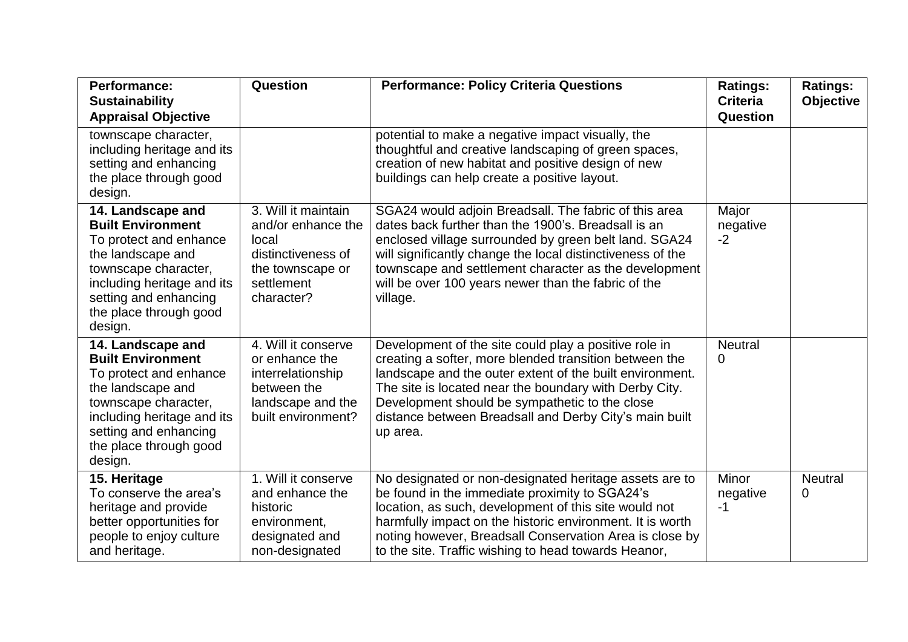| Performance: Sustainability Appraisal Objective | Question | Performance: Policy Criteria Questions | Ratings: Criteria Question | Ratings: Objective |
|---|---|---|---|---|
| townscape character, including heritage and its setting and enhancing the place through good design. | | potential to make a negative impact visually, the thoughtful and creative landscaping of green spaces, creation of new habitat and positive design of new buildings can help create a positive layout. | | |
| **14. Landscape and Built Environment** To protect and enhance the landscape and townscape character, including heritage and its setting and enhancing the place through good design. | 3. Will it maintain and/or enhance the local distinctiveness of the townscape or settlement character? | SGA24 would adjoin Breadsall. The fabric of this area dates back further than the 1900's. Breadsall is an enclosed village surrounded by green belt land. SGA24 will significantly change the local distinctiveness of the townscape and settlement character as the development will be over 100 years newer than the fabric of the village. | Major negative -2 | |
| **14. Landscape and Built Environment** To protect and enhance the landscape and townscape character, including heritage and its setting and enhancing the place through good design. | 4. Will it conserve or enhance the interrelationship between the landscape and the built environment? | Development of the site could play a positive role in creating a softer, more blended transition between the landscape and the outer extent of the built environment. The site is located near the boundary with Derby City. Development should be sympathetic to the close distance between Breadsall and Derby City's main built up area. | Neutral 0 | |
| **15. Heritage** To conserve the area's heritage and provide better opportunities for people to enjoy culture and heritage. | 1. Will it conserve and enhance the historic environment, designated and non-designated | No designated or non-designated heritage assets are to be found in the immediate proximity to SGA24's location, as such, development of this site would not harmfully impact on the historic environment. It is worth noting however, Breadsall Conservation Area is close by to the site. Traffic wishing to head towards Heanor, | Minor negative -1 | Neutral 0 |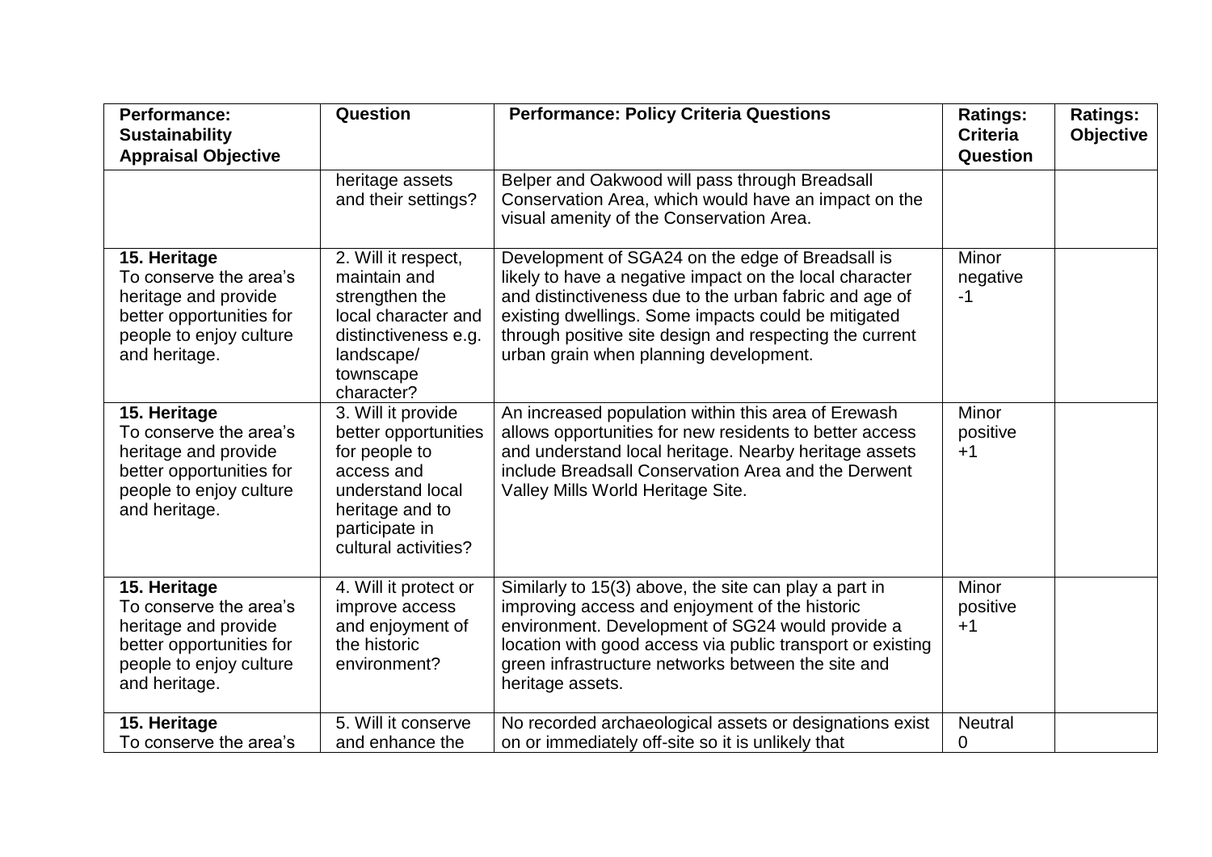| Performance: Sustainability Appraisal Objective | Question | Performance: Policy Criteria Questions | Ratings: Criteria Question | Ratings: Objective |
|---|---|---|---|---|
| | heritage assets and their settings? | Belper and Oakwood will pass through Breadsall Conservation Area, which would have an impact on the visual amenity of the Conservation Area. | | |
| **15. Heritage** To conserve the area's heritage and provide better opportunities for people to enjoy culture and heritage. | 2. Will it respect, maintain and strengthen the local character and distinctiveness e.g. landscape/ townscape character? | Development of SGA24 on the edge of Breadsall is likely to have a negative impact on the local character and distinctiveness due to the urban fabric and age of existing dwellings. Some impacts could be mitigated through positive site design and respecting the current urban grain when planning development. | Minor negative -1 | |
| **15. Heritage** To conserve the area's heritage and provide better opportunities for people to enjoy culture and heritage. | 3. Will it provide better opportunities for people to access and understand local heritage and to participate in cultural activities? | An increased population within this area of Erewash allows opportunities for new residents to better access and understand local heritage. Nearby heritage assets include Breadsall Conservation Area and the Derwent Valley Mills World Heritage Site. | Minor positive +1 | |
| **15. Heritage** To conserve the area's heritage and provide better opportunities for people to enjoy culture and heritage. | 4. Will it protect or improve access and enjoyment of the historic environment? | Similarly to 15(3) above, the site can play a part in improving access and enjoyment of the historic environment. Development of SG24 would provide a location with good access via public transport or existing green infrastructure networks between the site and heritage assets. | Minor positive +1 | |
| **15. Heritage** To conserve the area's | 5. Will it conserve and enhance the | No recorded archaeological assets or designations exist on or immediately off-site so it is unlikely that | Neutral 0 | |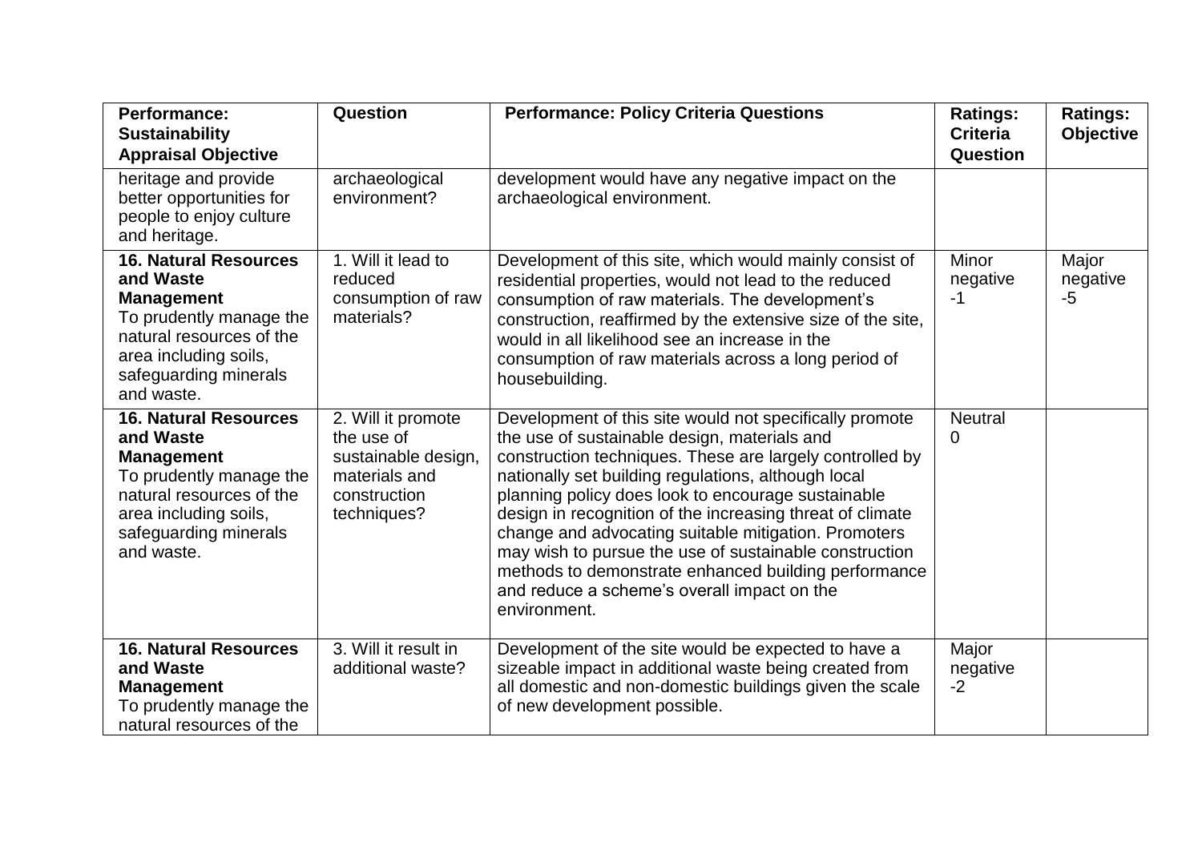| **Performance: Sustainability Appraisal Objective** | **Question** | **Performance: Policy Criteria Questions** | **Ratings: Criteria Question** | **Ratings: Objective** |
|---|---|---|---|---|
| heritage and provide better opportunities for people to enjoy culture and heritage. | archaeological environment? | development would have any negative impact on the archaeological environment. | | |
| **16. Natural Resources and Waste Management** To prudently manage the natural resources of the area including soils, safeguarding minerals and waste. | 1. Will it lead to reduced consumption of raw materials? | Development of this site, which would mainly consist of residential properties, would not lead to the reduced consumption of raw materials. The development's construction, reaffirmed by the extensive size of the site, would in all likelihood see an increase in the consumption of raw materials across a long period of housebuilding. | Minor negative -1 | Major negative -5 |
| **16. Natural Resources and Waste Management** To prudently manage the natural resources of the area including soils, safeguarding minerals and waste. | 2. Will it promote the use of sustainable design, materials and construction techniques? | Development of this site would not specifically promote the use of sustainable design, materials and construction techniques. These are largely controlled by nationally set building regulations, although local planning policy does look to encourage sustainable design in recognition of the increasing threat of climate change and advocating suitable mitigation. Promoters may wish to pursue the use of sustainable construction methods to demonstrate enhanced building performance and reduce a scheme's overall impact on the environment. | Neutral 0 | |
| **16. Natural Resources and Waste Management** To prudently manage the natural resources of the | 3. Will it result in additional waste? | Development of the site would be expected to have a sizeable impact in additional waste being created from all domestic and non-domestic buildings given the scale of new development possible. | Major negative -2 | |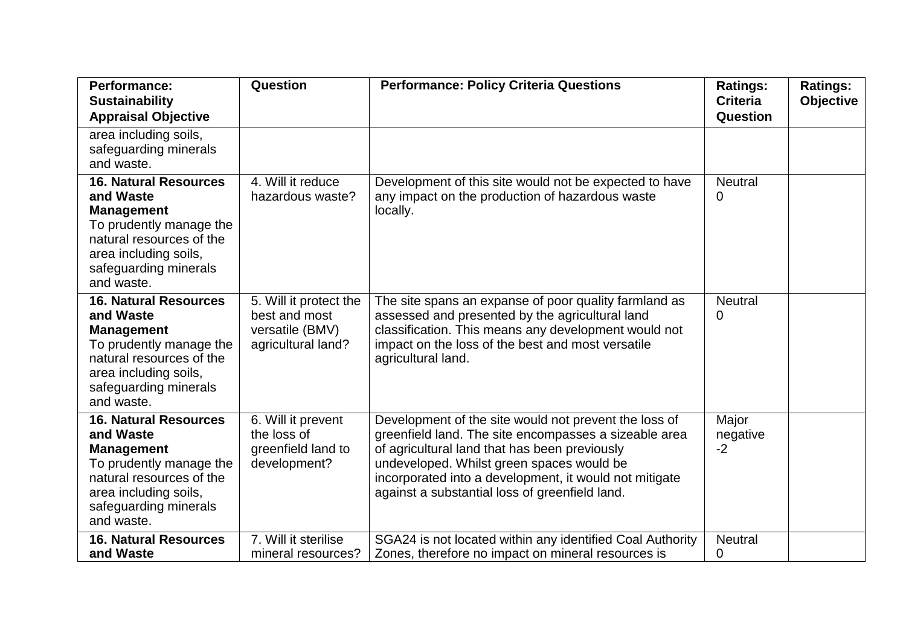| Performance: Sustainability Appraisal Objective | Question | Performance: Policy Criteria Questions | Ratings: Criteria Question | Ratings: Objective |
|---|---|---|---|---|
| area including soils, safeguarding minerals and waste. | | | | |
| **16. Natural Resources and Waste Management** To prudently manage the natural resources of the area including soils, safeguarding minerals and waste. | 4. Will it reduce hazardous waste? | Development of this site would not be expected to have any impact on the production of hazardous waste locally. | Neutral 0 | |
| **16. Natural Resources and Waste Management** To prudently manage the natural resources of the area including soils, safeguarding minerals and waste. | 5. Will it protect the best and most versatile (BMV) agricultural land? | The site spans an expanse of poor quality farmland as assessed and presented by the agricultural land classification. This means any development would not impact on the loss of the best and most versatile agricultural land. | Neutral 0 | |
| **16. Natural Resources and Waste Management** To prudently manage the natural resources of the area including soils, safeguarding minerals and waste. | 6. Will it prevent the loss of greenfield land to development? | Development of the site would not prevent the loss of greenfield land. The site encompasses a sizeable area of agricultural land that has been previously undeveloped. Whilst green spaces would be incorporated into a development, it would not mitigate against a substantial loss of greenfield land. | Major negative -2 | |
| **16. Natural Resources and Waste** | 7. Will it sterilise mineral resources? | SGA24 is not located within any identified Coal Authority Zones, therefore no impact on mineral resources is | Neutral 0 | |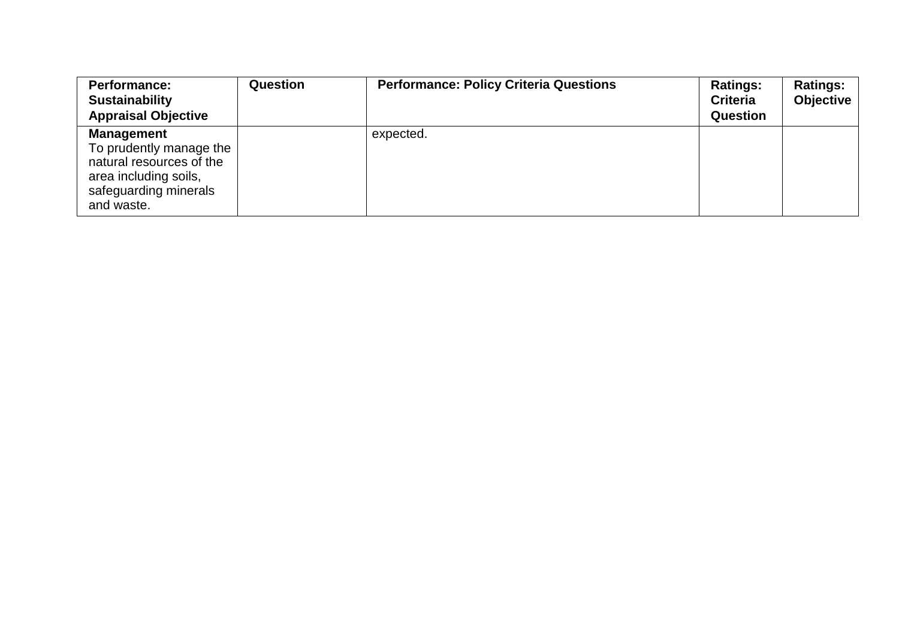| Performance: Sustainability Appraisal Objective | Question | Performance: Policy Criteria Questions | Ratings: Criteria Question | Ratings: Objective |
|---|---|---|---|---|
| **Management** To prudently manage the natural resources of the area including soils, safeguarding minerals and waste. | | expected. | | |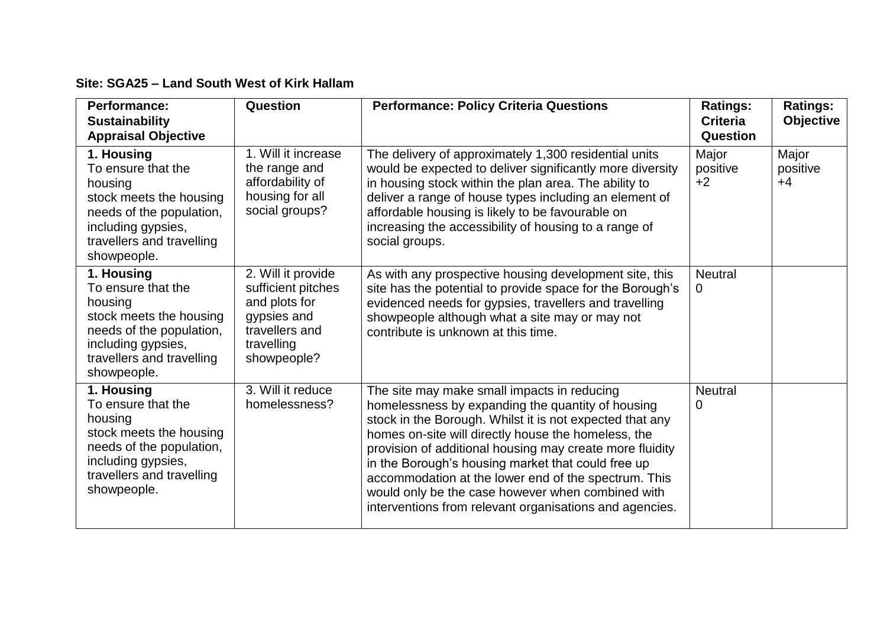**Site: SGA25 – Land South West of Kirk Hallam**

| Performance: Sustainability Appraisal Objective | Question | Performance: Policy Criteria Questions | Ratings: Criteria Question | Ratings: Objective |
|---|---|---|---|---|
| **1. Housing** To ensure that the housing stock meets the housing needs of the population, including gypsies, travellers and travelling showpeople. | 1. Will it increase the range and affordability of housing for all social groups? | The delivery of approximately 1,300 residential units would be expected to deliver significantly more diversity in housing stock within the plan area. The ability to deliver a range of house types including an element of affordable housing is likely to be favourable on increasing the accessibility of housing to a range of social groups. | Major positive +2 | Major positive +4 |
| **1. Housing** To ensure that the housing stock meets the housing needs of the population, including gypsies, travellers and travelling showpeople. | 2. Will it provide sufficient pitches and plots for gypsies and travellers and travelling showpeople? | As with any prospective housing development site, this site has the potential to provide space for the Borough's evidenced needs for gypsies, travellers and travelling showpeople although what a site may or may not contribute is unknown at this time. | Neutral 0 | |
| **1. Housing** To ensure that the housing stock meets the housing needs of the population, including gypsies, travellers and travelling showpeople. | 3. Will it reduce homelessness? | The site may make small impacts in reducing homelessness by expanding the quantity of housing stock in the Borough. Whilst it is not expected that any homes on-site will directly house the homeless, the provision of additional housing may create more fluidity in the Borough's housing market that could free up accommodation at the lower end of the spectrum. This would only be the case however when combined with interventions from relevant organisations and agencies. | Neutral 0 | |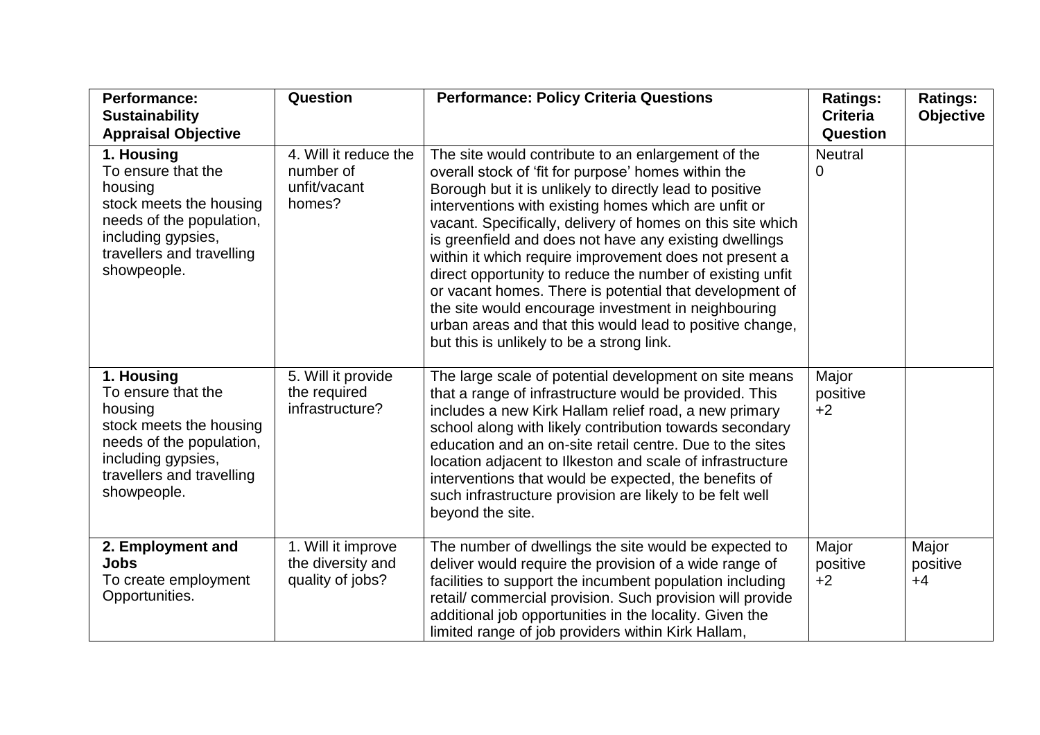| Performance: Sustainability Appraisal Objective | Question | Performance: Policy Criteria Questions | Ratings: Criteria Question | Ratings: Objective |
|---|---|---|---|---|
| **1. Housing** To ensure that the housing stock meets the housing needs of the population, including gypsies, travellers and travelling showpeople. | 4. Will it reduce the number of unfit/vacant homes? | The site would contribute to an enlargement of the overall stock of 'fit for purpose' homes within the Borough but it is unlikely to directly lead to positive interventions with existing homes which are unfit or vacant. Specifically, delivery of homes on this site which is greenfield and does not have any existing dwellings within it which require improvement does not present a direct opportunity to reduce the number of existing unfit or vacant homes. There is potential that development of the site would encourage investment in neighbouring urban areas and that this would lead to positive change, but this is unlikely to be a strong link. | Neutral 0 | |
| **1. Housing** To ensure that the housing stock meets the housing needs of the population, including gypsies, travellers and travelling showpeople. | 5. Will it provide the required infrastructure? | The large scale of potential development on site means that a range of infrastructure would be provided. This includes a new Kirk Hallam relief road, a new primary school along with likely contribution towards secondary education and an on-site retail centre. Due to the sites location adjacent to Ilkeston and scale of infrastructure interventions that would be expected, the benefits of such infrastructure provision are likely to be felt well beyond the site. | Major positive +2 | |
| **2. Employment and Jobs** To create employment Opportunities. | 1. Will it improve the diversity and quality of jobs? | The number of dwellings the site would be expected to deliver would require the provision of a wide range of facilities to support the incumbent population including retail/ commercial provision. Such provision will provide additional job opportunities in the locality. Given the limited range of job providers within Kirk Hallam, | Major positive +2 | Major positive +4 |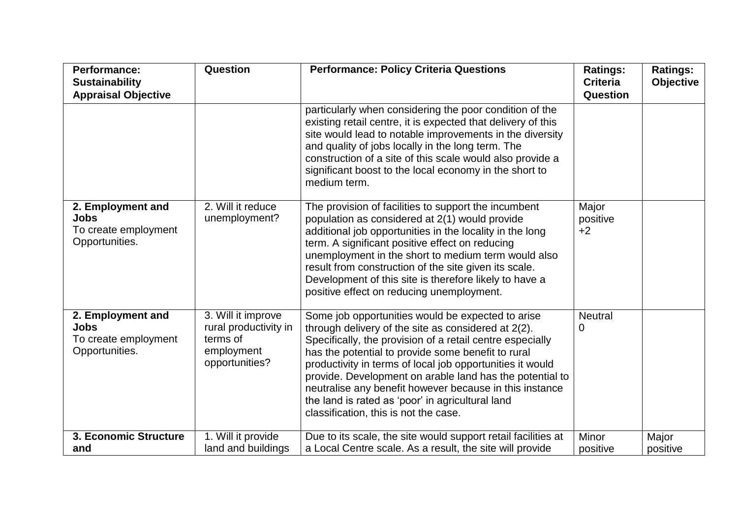| Performance: Sustainability Appraisal Objective | Question | Performance: Policy Criteria Questions | Ratings: Criteria Question | Ratings: Objective |
|---|---|---|---|---|
| | | particularly when considering the poor condition of the existing retail centre, it is expected that delivery of this site would lead to notable improvements in the diversity and quality of jobs locally in the long term. The construction of a site of this scale would also provide a significant boost to the local economy in the short to medium term. | | |
| **2. Employment and Jobs** To create employment Opportunities. | 2. Will it reduce unemployment? | The provision of facilities to support the incumbent population as considered at 2(1) would provide additional job opportunities in the locality in the long term. A significant positive effect on reducing unemployment in the short to medium term would also result from construction of the site given its scale. Development of this site is therefore likely to have a positive effect on reducing unemployment. | Major positive +2 | |
| **2. Employment and Jobs** To create employment Opportunities. | 3. Will it improve rural productivity in terms of employment opportunities? | Some job opportunities would be expected to arise through delivery of the site as considered at 2(2). Specifically, the provision of a retail centre especially has the potential to provide some benefit to rural productivity in terms of local job opportunities it would provide. Development on arable land has the potential to neutralise any benefit however because in this instance the land is rated as 'poor' in agricultural land classification, this is not the case. | Neutral 0 | |
| **3. Economic Structure and** | 1. Will it provide land and buildings | Due to its scale, the site would support retail facilities at a Local Centre scale. As a result, the site will provide | Minor positive | Major positive |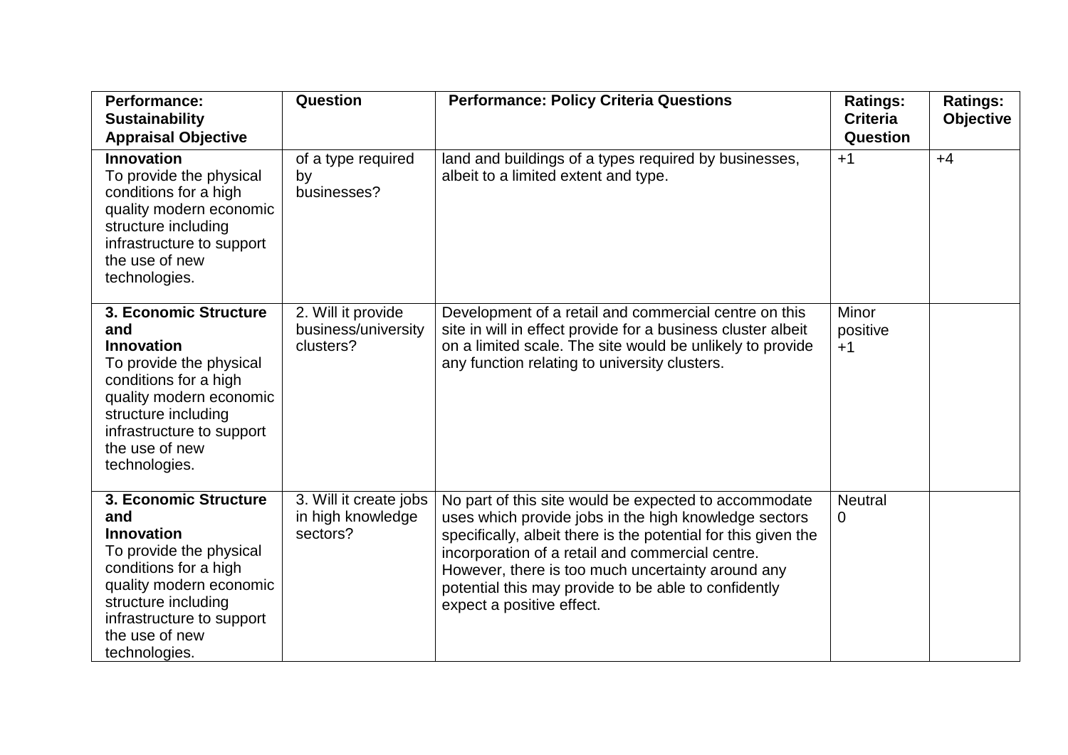| Performance: Sustainability Appraisal Objective | Question | Performance: Policy Criteria Questions | Ratings: Criteria Question | Ratings: Objective |
|---|---|---|---|---|
| **Innovation** To provide the physical conditions for a high quality modern economic structure including infrastructure to support the use of new technologies. | of a type required by businesses? | land and buildings of a types required by businesses, albeit to a limited extent and type. | +1 | +4 |
| **3. Economic Structure and Innovation** To provide the physical conditions for a high quality modern economic structure including infrastructure to support the use of new technologies. | 2. Will it provide business/university clusters? | Development of a retail and commercial centre on this site in will in effect provide for a business cluster albeit on a limited scale. The site would be unlikely to provide any function relating to university clusters. | Minor positive +1 | |
| **3. Economic Structure and Innovation** To provide the physical conditions for a high quality modern economic structure including infrastructure to support the use of new technologies. | 3. Will it create jobs in high knowledge sectors? | No part of this site would be expected to accommodate uses which provide jobs in the high knowledge sectors specifically, albeit there is the potential for this given the incorporation of a retail and commercial centre. However, there is too much uncertainty around any potential this may provide to be able to confidently expect a positive effect. | Neutral 0 | |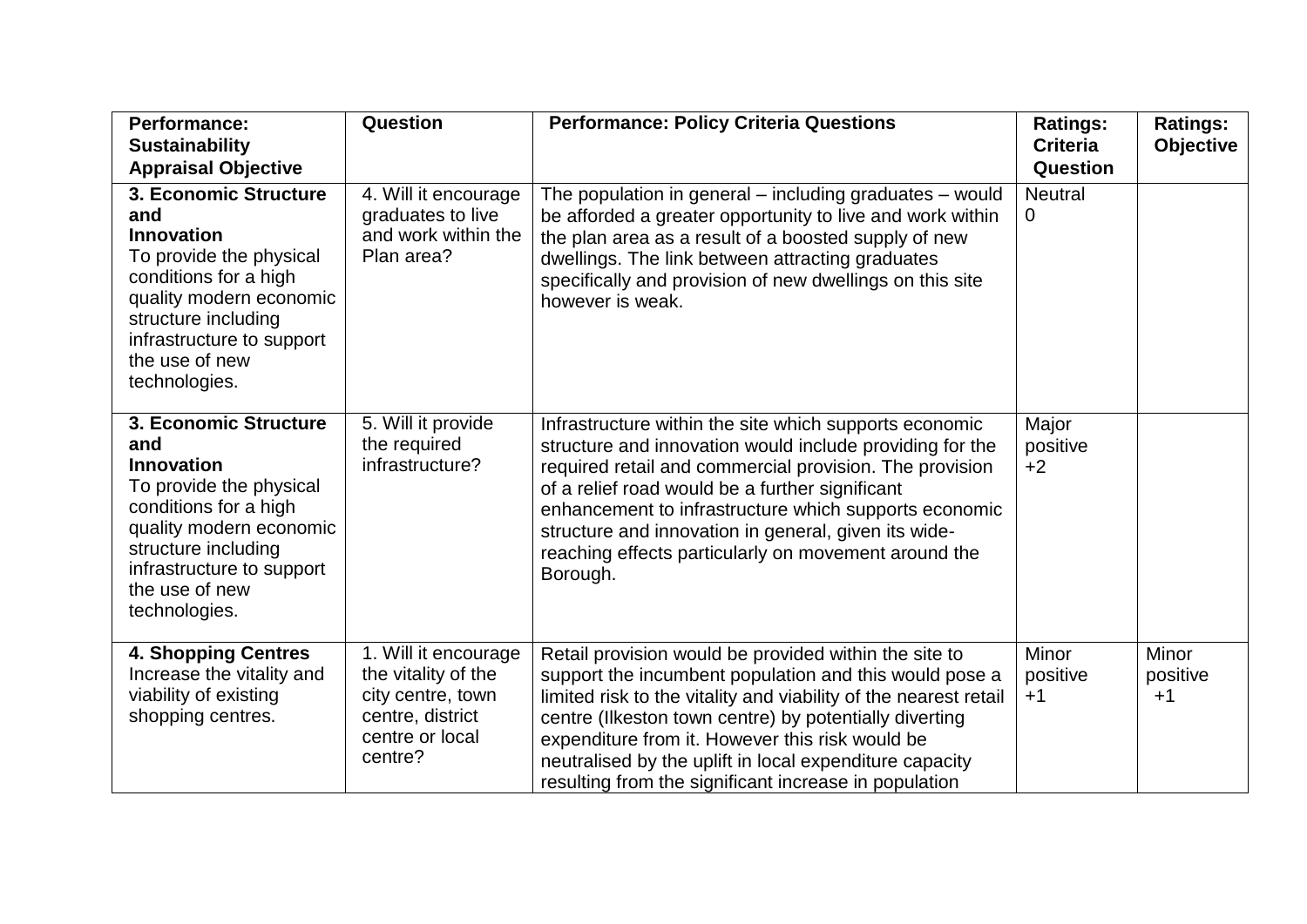| Performance: Sustainability Appraisal Objective | Question | Performance: Policy Criteria Questions | Ratings: Criteria Question | Ratings: Objective |
|---|---|---|---|---|
| **3. Economic Structure and Innovation** To provide the physical conditions for a high quality modern economic structure including infrastructure to support the use of new technologies. | 4. Will it encourage graduates to live and work within the Plan area? | The population in general – including graduates – would be afforded a greater opportunity to live and work within the plan area as a result of a boosted supply of new dwellings. The link between attracting graduates specifically and provision of new dwellings on this site however is weak. | Neutral 0 | |
| **3. Economic Structure and Innovation** To provide the physical conditions for a high quality modern economic structure including infrastructure to support the use of new technologies. | 5. Will it provide the required infrastructure? | Infrastructure within the site which supports economic structure and innovation would include providing for the required retail and commercial provision. The provision of a relief road would be a further significant enhancement to infrastructure which supports economic structure and innovation in general, given its wide-reaching effects particularly on movement around the Borough. | Major positive +2 | |
| **4. Shopping Centres** Increase the vitality and viability of existing shopping centres. | 1. Will it encourage the vitality of the city centre, town centre, district centre or local centre? | Retail provision would be provided within the site to support the incumbent population and this would pose a limited risk to the vitality and viability of the nearest retail centre (Ilkeston town centre) by potentially diverting expenditure from it. However this risk would be neutralised by the uplift in local expenditure capacity resulting from the significant increase in population | Minor positive +1 | Minor positive +1 |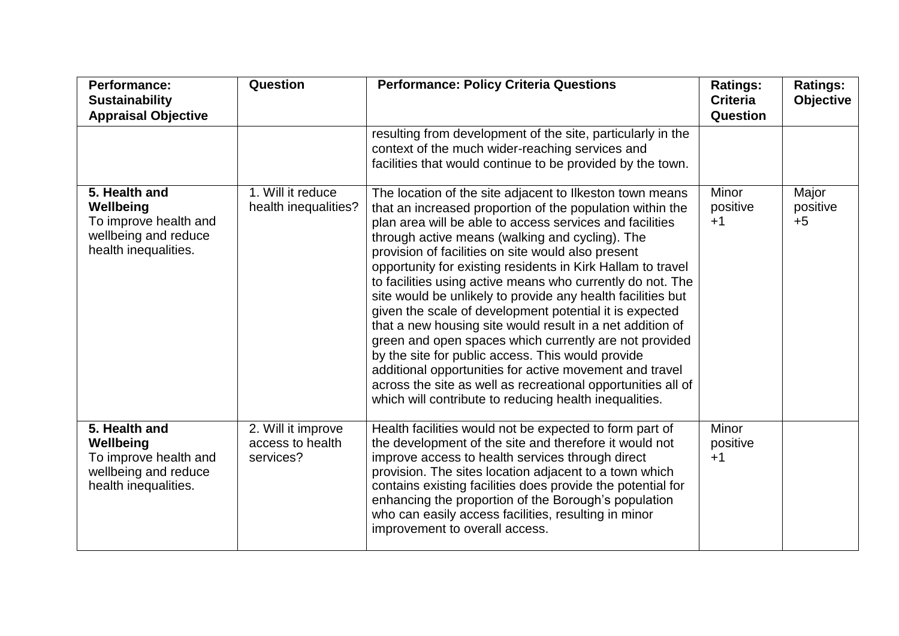| Performance: Sustainability Appraisal Objective | Question | Performance: Policy Criteria Questions | Ratings: Criteria Question | Ratings: Objective |
|---|---|---|---|---|
| | | resulting from development of the site, particularly in the context of the much wider-reaching services and facilities that would continue to be provided by the town. | | |
| **5. Health and Wellbeing** To improve health and wellbeing and reduce health inequalities. | 1. Will it reduce health inequalities? | The location of the site adjacent to Ilkeston town means that an increased proportion of the population within the plan area will be able to access services and facilities through active means (walking and cycling). The provision of facilities on site would also present opportunity for existing residents in Kirk Hallam to travel to facilities using active means who currently do not. The site would be unlikely to provide any health facilities but given the scale of development potential it is expected that a new housing site would result in a net addition of green and open spaces which currently are not provided by the site for public access. This would provide additional opportunities for active movement and travel across the site as well as recreational opportunities all of which will contribute to reducing health inequalities. | Minor positive +1 | Major positive +5 |
| **5. Health and Wellbeing** To improve health and wellbeing and reduce health inequalities. | 2. Will it improve access to health services? | Health facilities would not be expected to form part of the development of the site and therefore it would not improve access to health services through direct provision. The sites location adjacent to a town which contains existing facilities does provide the potential for enhancing the proportion of the Borough's population who can easily access facilities, resulting in minor improvement to overall access. | Minor positive +1 | |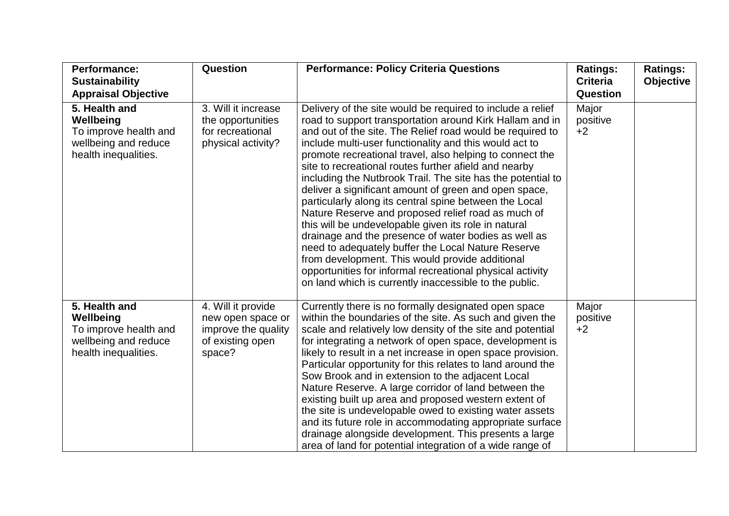| Performance: Sustainability Appraisal Objective | Question | Performance: Policy Criteria Questions | Ratings: Criteria Question | Ratings: Objective |
|---|---|---|---|---|
| **5. Health and Wellbeing** To improve health and wellbeing and reduce health inequalities. | 3. Will it increase the opportunities for recreational physical activity? | Delivery of the site would be required to include a relief road to support transportation around Kirk Hallam and in and out of the site. The Relief road would be required to include multi-user functionality and this would act to promote recreational travel, also helping to connect the site to recreational routes further afield and nearby including the Nutbrook Trail. The site has the potential to deliver a significant amount of green and open space, particularly along its central spine between the Local Nature Reserve and proposed relief road as much of this will be undevelopable given its role in natural drainage and the presence of water bodies as well as need to adequately buffer the Local Nature Reserve from development. This would provide additional opportunities for informal recreational physical activity on land which is currently inaccessible to the public. | Major positive +2 | |
| **5. Health and Wellbeing** To improve health and wellbeing and reduce health inequalities. | 4. Will it provide new open space or improve the quality of existing open space? | Currently there is no formally designated open space within the boundaries of the site. As such and given the scale and relatively low density of the site and potential for integrating a network of open space, development is likely to result in a net increase in open space provision. Particular opportunity for this relates to land around the Sow Brook and in extension to the adjacent Local Nature Reserve. A large corridor of land between the existing built up area and proposed western extent of the site is undevelopable owed to existing water assets and its future role in accommodating appropriate surface drainage alongside development. This presents a large area of land for potential integration of a wide range of | Major positive +2 | |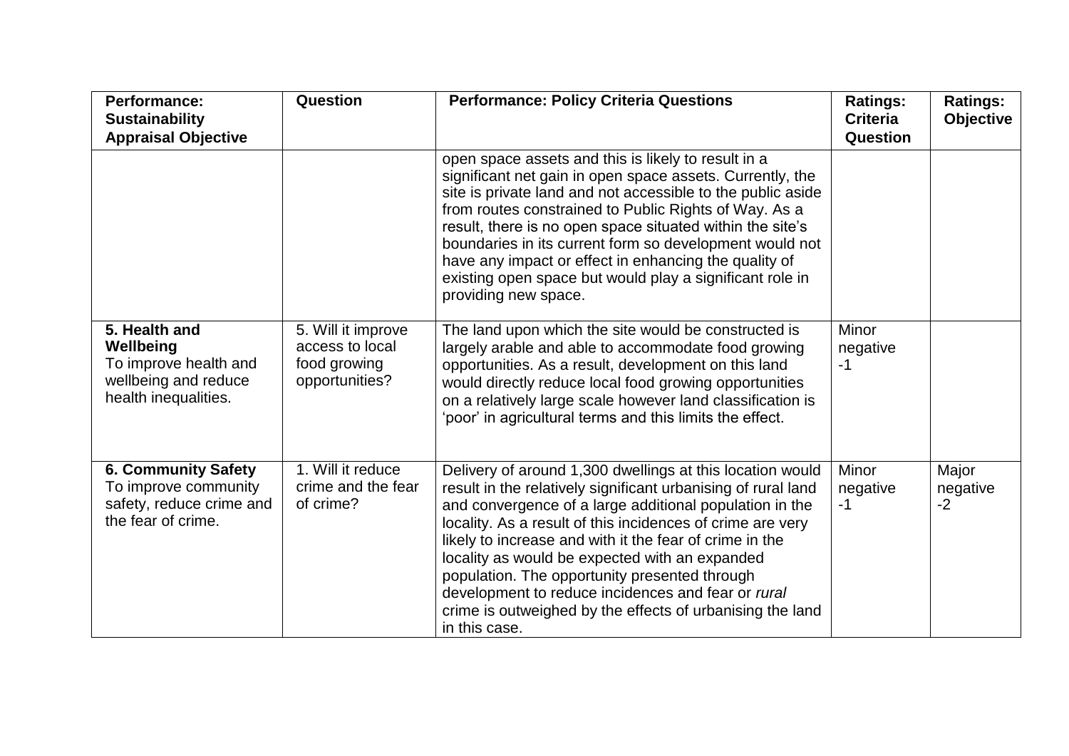| **Performance: Sustainability Appraisal Objective** | **Question** | **Performance: Policy Criteria Questions** | **Ratings: Criteria Question** | **Ratings: Objective** |
|---|---|---|---|---|
| | | open space assets and this is likely to result in a significant net gain in open space assets. Currently, the site is private land and not accessible to the public aside from routes constrained to Public Rights of Way. As a result, there is no open space situated within the site's boundaries in its current form so development would not have any impact or effect in enhancing the quality of existing open space but would play a significant role in providing new space. | | |
| **5. Health and Wellbeing** To improve health and wellbeing and reduce health inequalities. | 5. Will it improve access to local food growing opportunities? | The land upon which the site would be constructed is largely arable and able to accommodate food growing opportunities. As a result, development on this land would directly reduce local food growing opportunities on a relatively large scale however land classification is 'poor' in agricultural terms and this limits the effect. | Minor negative -1 | |
| **6. Community Safety** To improve community safety, reduce crime and the fear of crime. | 1. Will it reduce crime and the fear of crime? | Delivery of around 1,300 dwellings at this location would result in the relatively significant urbanising of rural land and convergence of a large additional population in the locality. As a result of this incidences of crime are very likely to increase and with it the fear of crime in the locality as would be expected with an expanded population. The opportunity presented through development to reduce incidences and fear or *rural* crime is outweighed by the effects of urbanising the land in this case. | Minor negative -1 | Major negative -2 |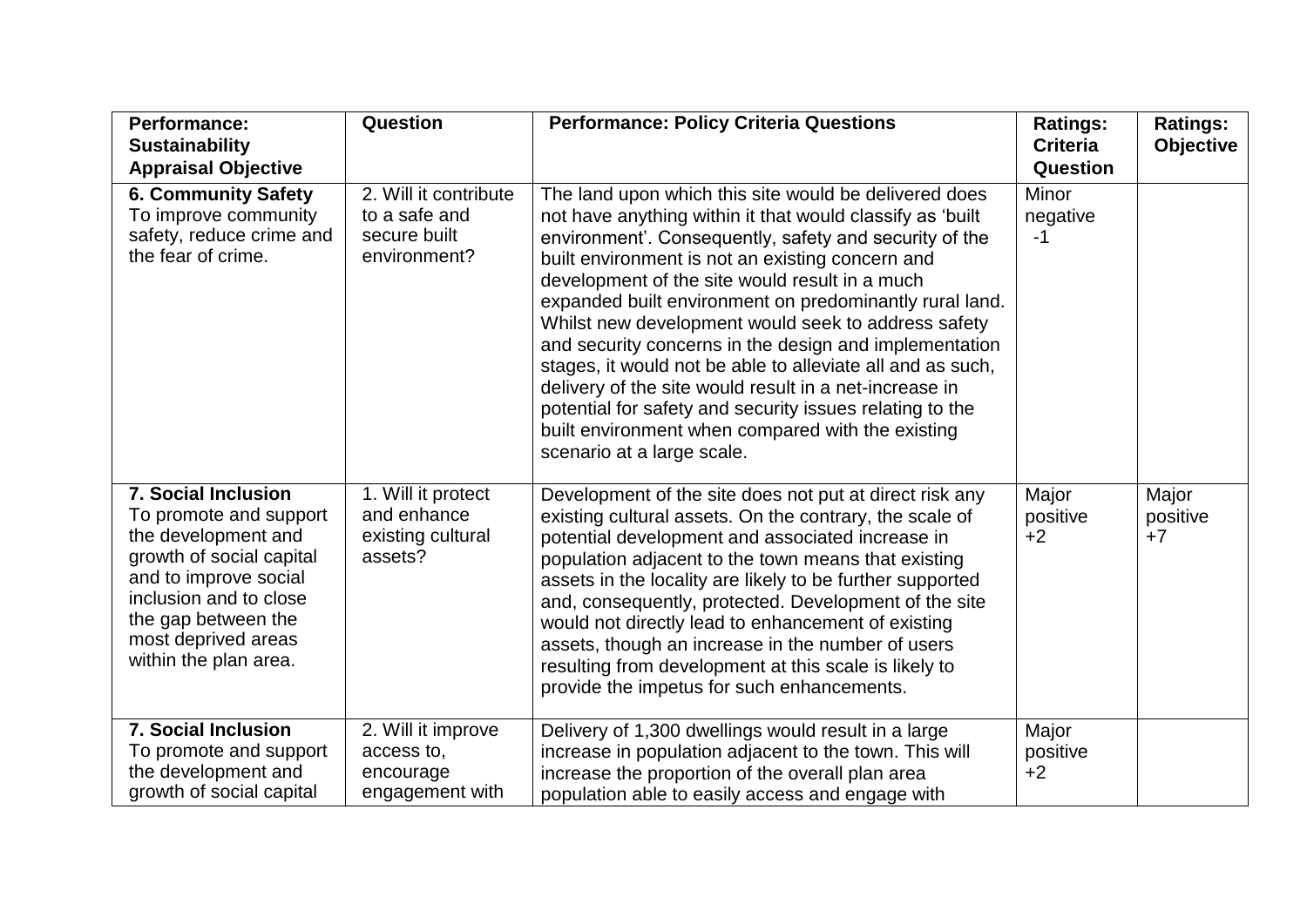| Performance: Sustainability Appraisal Objective | Question | Performance: Policy Criteria Questions | Ratings: Criteria Question | Ratings: Objective |
|---|---|---|---|---|
| **6. Community Safety** To improve community safety, reduce crime and the fear of crime. | 2. Will it contribute to a safe and secure built environment? | The land upon which this site would be delivered does not have anything within it that would classify as 'built environment'. Consequently, safety and security of the built environment is not an existing concern and development of the site would result in a much expanded built environment on predominantly rural land. Whilst new development would seek to address safety and security concerns in the design and implementation stages, it would not be able to alleviate all and as such, delivery of the site would result in a net-increase in potential for safety and security issues relating to the built environment when compared with the existing scenario at a large scale. | Minor negative -1 | |
| **7. Social Inclusion** To promote and support the development and growth of social capital and to improve social inclusion and to close the gap between the most deprived areas within the plan area. | 1. Will it protect and enhance existing cultural assets? | Development of the site does not put at direct risk any existing cultural assets. On the contrary, the scale of potential development and associated increase in population adjacent to the town means that existing assets in the locality are likely to be further supported and, consequently, protected. Development of the site would not directly lead to enhancement of existing assets, though an increase in the number of users resulting from development at this scale is likely to provide the impetus for such enhancements. | Major positive +2 | Major positive +7 |
| **7. Social Inclusion** To promote and support the development and growth of social capital | 2. Will it improve access to, encourage engagement with | Delivery of 1,300 dwellings would result in a large increase in population adjacent to the town. This will increase the proportion of the overall plan area population able to easily access and engage with | Major positive +2 | |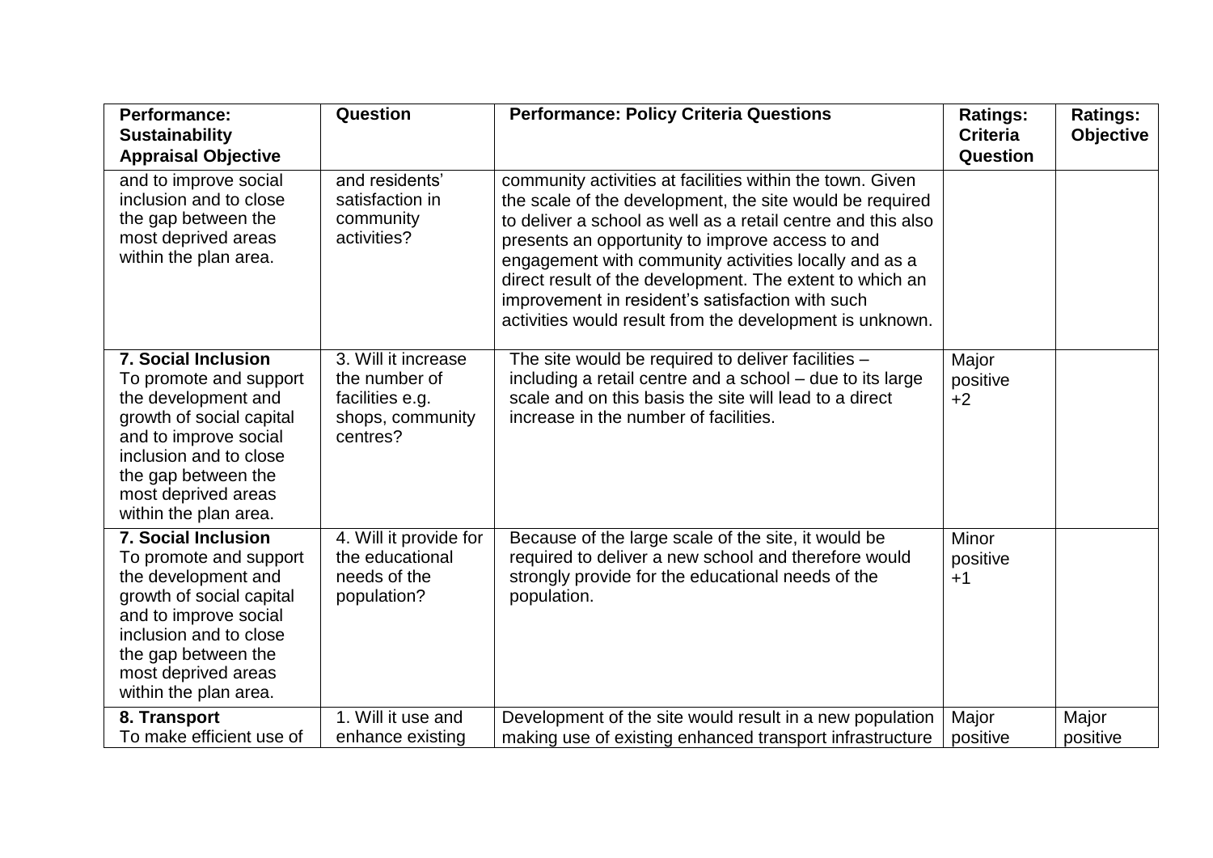| Performance: Sustainability Appraisal Objective | Question | Performance: Policy Criteria Questions | Ratings: Criteria Question | Ratings: Objective |
|---|---|---|---|---|
| and to improve social inclusion and to close the gap between the most deprived areas within the plan area. | and residents' satisfaction in community activities? | community activities at facilities within the town. Given the scale of the development, the site would be required to deliver a school as well as a retail centre and this also presents an opportunity to improve access to and engagement with community activities locally and as a direct result of the development. The extent to which an improvement in resident's satisfaction with such activities would result from the development is unknown. | | |
| **7. Social Inclusion** To promote and support the development and growth of social capital and to improve social inclusion and to close the gap between the most deprived areas within the plan area. | 3. Will it increase the number of facilities e.g. shops, community centres? | The site would be required to deliver facilities – including a retail centre and a school – due to its large scale and on this basis the site will lead to a direct increase in the number of facilities. | Major positive +2 | |
| **7. Social Inclusion** To promote and support the development and growth of social capital and to improve social inclusion and to close the gap between the most deprived areas within the plan area. | 4. Will it provide for the educational needs of the population? | Because of the large scale of the site, it would be required to deliver a new school and therefore would strongly provide for the educational needs of the population. | Minor positive +1 | |
| **8. Transport** To make efficient use of | 1. Will it use and enhance existing | Development of the site would result in a new population making use of existing enhanced transport infrastructure | Major positive | Major positive |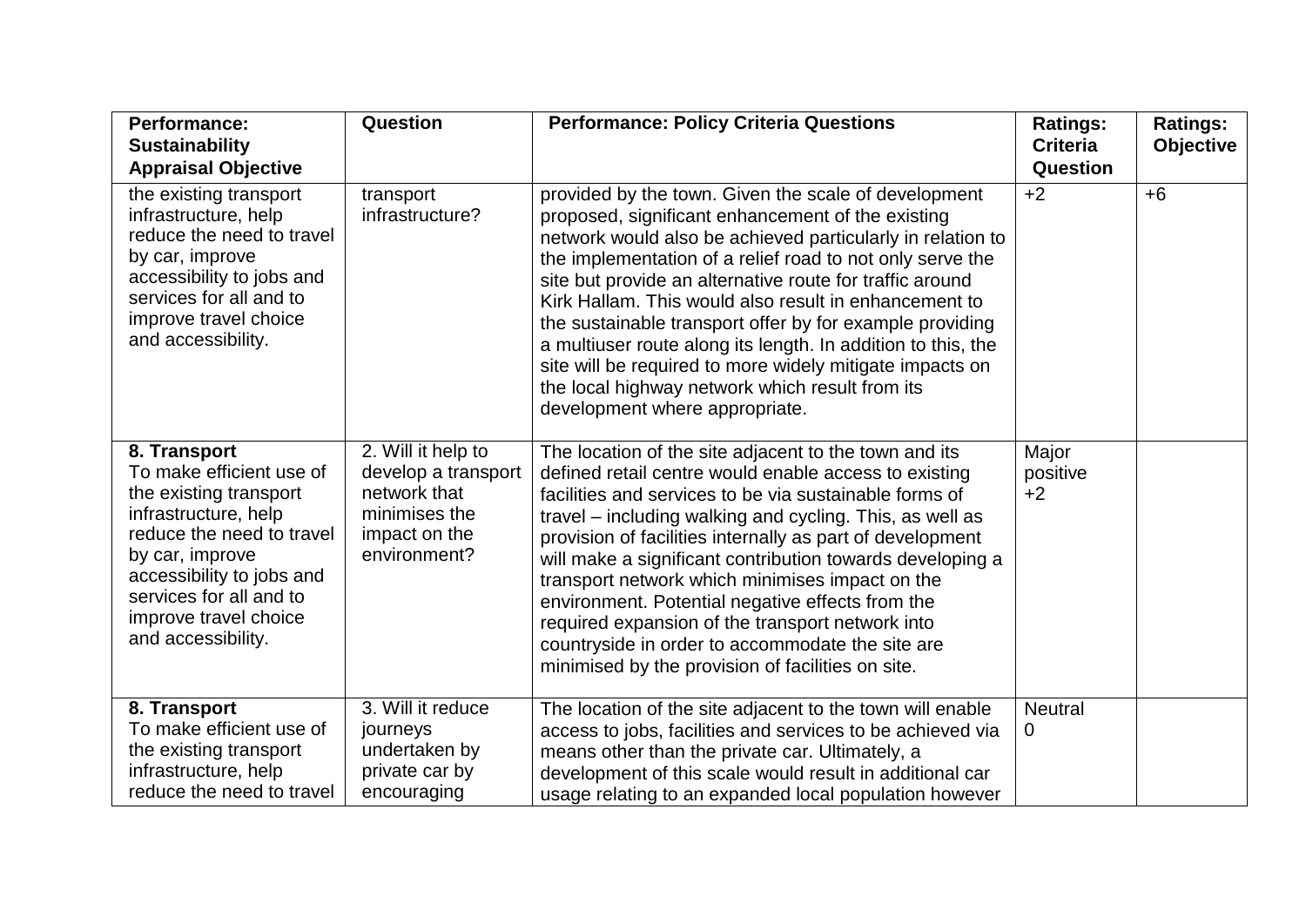| Performance: Sustainability Appraisal Objective | Question | Performance: Policy Criteria Questions | Ratings: Criteria Question | Ratings: Objective |
|---|---|---|---|---|
| the existing transport infrastructure, help reduce the need to travel by car, improve accessibility to jobs and services for all and to improve travel choice and accessibility. | transport infrastructure? | provided by the town. Given the scale of development proposed, significant enhancement of the existing network would also be achieved particularly in relation to the implementation of a relief road to not only serve the site but provide an alternative route for traffic around Kirk Hallam. This would also result in enhancement to the sustainable transport offer by for example providing a multiuser route along its length. In addition to this, the site will be required to more widely mitigate impacts on the local highway network which result from its development where appropriate. | +2 | +6 |
| **8. Transport** To make efficient use of the existing transport infrastructure, help reduce the need to travel by car, improve accessibility to jobs and services for all and to improve travel choice and accessibility. | 2. Will it help to develop a transport network that minimises the impact on the environment? | The location of the site adjacent to the town and its defined retail centre would enable access to existing facilities and services to be via sustainable forms of travel – including walking and cycling. This, as well as provision of facilities internally as part of development will make a significant contribution towards developing a transport network which minimises impact on the environment. Potential negative effects from the required expansion of the transport network into countryside in order to accommodate the site are minimised by the provision of facilities on site. | Major positive +2 | |
| **8. Transport** To make efficient use of the existing transport infrastructure, help reduce the need to travel | 3. Will it reduce journeys undertaken by private car by encouraging | The location of the site adjacent to the town will enable access to jobs, facilities and services to be achieved via means other than the private car. Ultimately, a development of this scale would result in additional car usage relating to an expanded local population however | Neutral 0 | |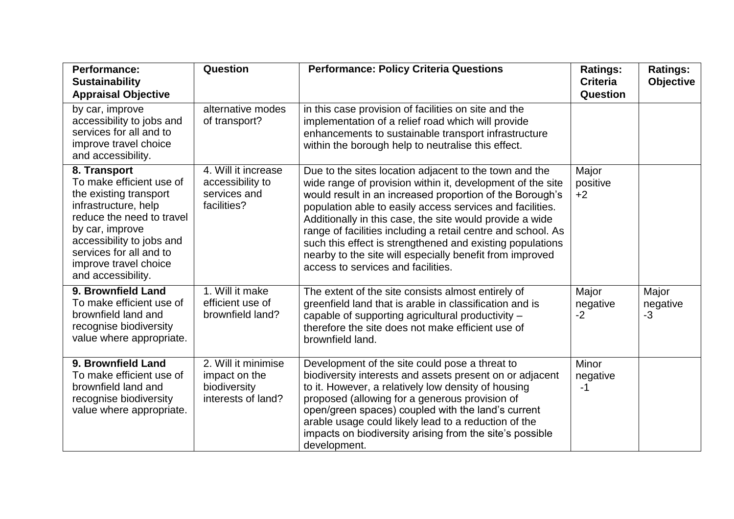| Performance: Sustainability Appraisal Objective | Question | Performance: Policy Criteria Questions | Ratings: Criteria Question | Ratings: Objective |
|---|---|---|---|---|
| by car, improve accessibility to jobs and services for all and to improve travel choice and accessibility. | alternative modes of transport? | in this case provision of facilities on site and the implementation of a relief road which will provide enhancements to sustainable transport infrastructure within the borough help to neutralise this effect. | | |
| **8. Transport** To make efficient use of the existing transport infrastructure, help reduce the need to travel by car, improve accessibility to jobs and services for all and to improve travel choice and accessibility. | 4. Will it increase accessibility to services and facilities? | Due to the sites location adjacent to the town and the wide range of provision within it, development of the site would result in an increased proportion of the Borough's population able to easily access services and facilities. Additionally in this case, the site would provide a wide range of facilities including a retail centre and school. As such this effect is strengthened and existing populations nearby to the site will especially benefit from improved access to services and facilities. | Major positive +2 | |
| **9. Brownfield Land** To make efficient use of brownfield land and recognise biodiversity value where appropriate. | 1. Will it make efficient use of brownfield land? | The extent of the site consists almost entirely of greenfield land that is arable in classification and is capable of supporting agricultural productivity – therefore the site does not make efficient use of brownfield land. | Major negative -2 | Major negative -3 |
| **9. Brownfield Land** To make efficient use of brownfield land and recognise biodiversity value where appropriate. | 2. Will it minimise impact on the biodiversity interests of land? | Development of the site could pose a threat to biodiversity interests and assets present on or adjacent to it. However, a relatively low density of housing proposed (allowing for a generous provision of open/green spaces) coupled with the land's current arable usage could likely lead to a reduction of the impacts on biodiversity arising from the site's possible development. | Minor negative -1 | |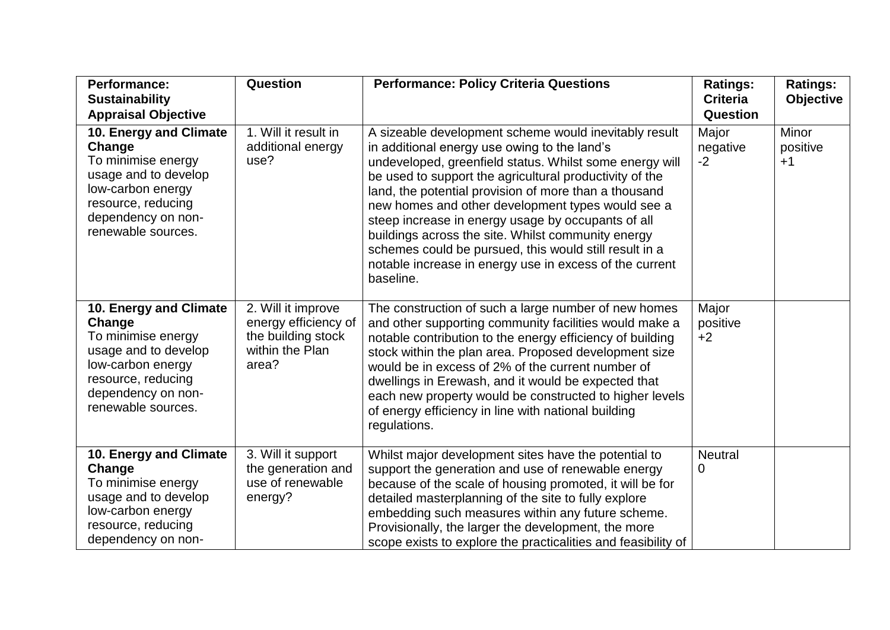| **Performance: Sustainability Appraisal Objective** | **Question** | **Performance: Policy Criteria Questions** | **Ratings: Criteria Question** | **Ratings: Objective** |
|---|---|---|---|---|
| **10. Energy and Climate Change** To minimise energy usage and to develop low-carbon energy resource, reducing dependency on non-renewable sources. | 1. Will it result in additional energy use? | A sizeable development scheme would inevitably result in additional energy use owing to the land's undeveloped, greenfield status. Whilst some energy will be used to support the agricultural productivity of the land, the potential provision of more than a thousand new homes and other development types would see a steep increase in energy usage by occupants of all buildings across the site. Whilst community energy schemes could be pursued, this would still result in a notable increase in energy use in excess of the current baseline. | Major negative -2 | Minor positive +1 |
| **10. Energy and Climate Change** To minimise energy usage and to develop low-carbon energy resource, reducing dependency on non-renewable sources. | 2. Will it improve energy efficiency of the building stock within the Plan area? | The construction of such a large number of new homes and other supporting community facilities would make a notable contribution to the energy efficiency of building stock within the plan area. Proposed development size would be in excess of 2% of the current number of dwellings in Erewash, and it would be expected that each new property would be constructed to higher levels of energy efficiency in line with national building regulations. | Major positive +2 | |
| **10. Energy and Climate Change** To minimise energy usage and to develop low-carbon energy resource, reducing dependency on non- | 3. Will it support the generation and use of renewable energy? | Whilst major development sites have the potential to support the generation and use of renewable energy because of the scale of housing promoted, it will be for detailed masterplanning of the site to fully explore embedding such measures within any future scheme. Provisionally, the larger the development, the more scope exists to explore the practicalities and feasibility of | Neutral 0 | |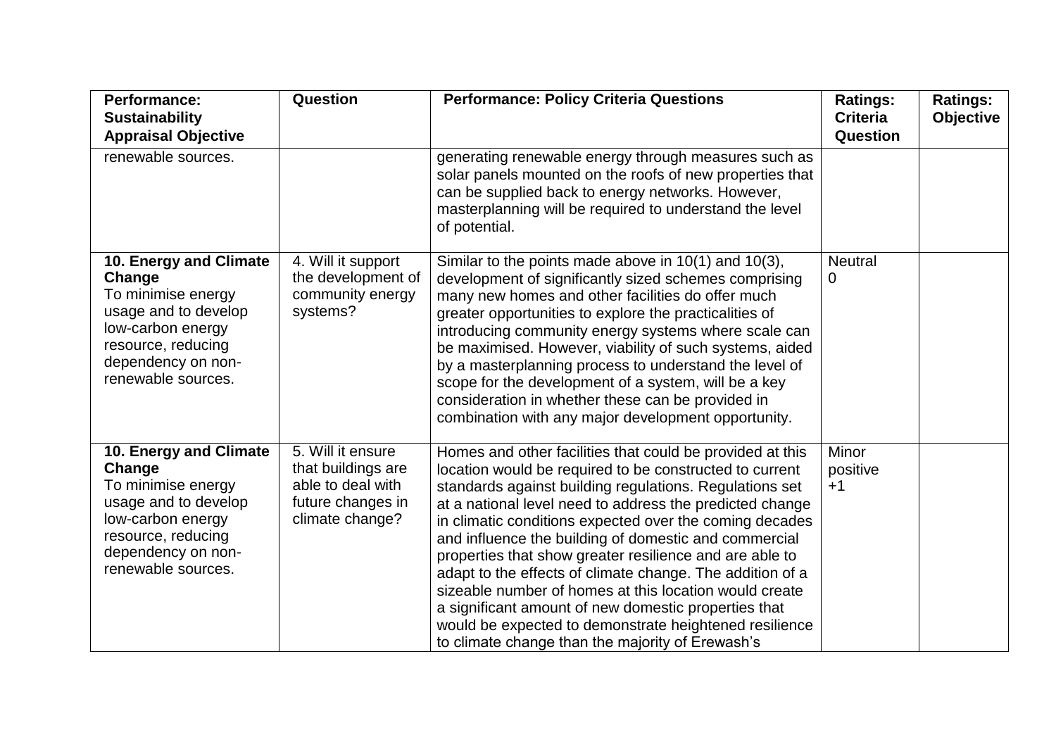| Performance: Sustainability Appraisal Objective | Question | Performance: Policy Criteria Questions | Ratings: Criteria Question | Ratings: Objective |
|---|---|---|---|---|
| renewable sources. | | generating renewable energy through measures such as solar panels mounted on the roofs of new properties that can be supplied back to energy networks. However, masterplanning will be required to understand the level of potential. | | |
| **10. Energy and Climate Change** To minimise energy usage and to develop low-carbon energy resource, reducing dependency on non-renewable sources. | 4. Will it support the development of community energy systems? | Similar to the points made above in 10(1) and 10(3), development of significantly sized schemes comprising many new homes and other facilities do offer much greater opportunities to explore the practicalities of introducing community energy systems where scale can be maximised. However, viability of such systems, aided by a masterplanning process to understand the level of scope for the development of a system, will be a key consideration in whether these can be provided in combination with any major development opportunity. | Neutral 0 | |
| **10. Energy and Climate Change** To minimise energy usage and to develop low-carbon energy resource, reducing dependency on non-renewable sources. | 5. Will it ensure that buildings are able to deal with future changes in climate change? | Homes and other facilities that could be provided at this location would be required to be constructed to current standards against building regulations. Regulations set at a national level need to address the predicted change in climatic conditions expected over the coming decades and influence the building of domestic and commercial properties that show greater resilience and are able to adapt to the effects of climate change. The addition of a sizeable number of homes at this location would create a significant amount of new domestic properties that would be expected to demonstrate heightened resilience to climate change than the majority of Erewash's | Minor positive +1 | |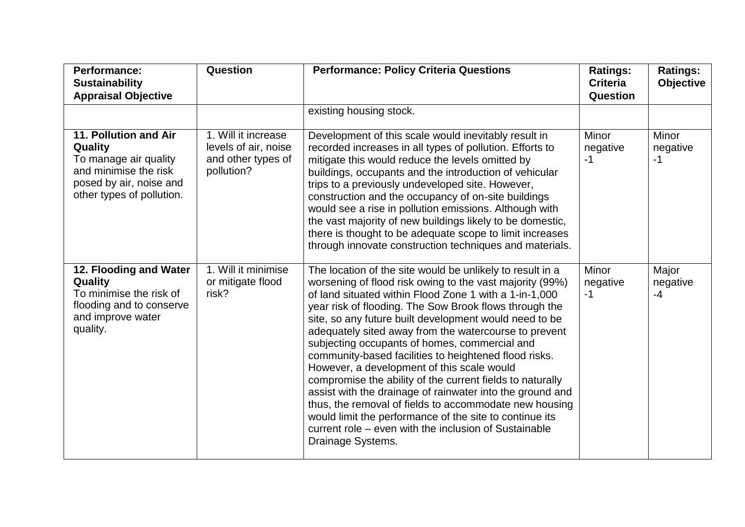| Performance: Sustainability Appraisal Objective | Question | Performance: Policy Criteria Questions | Ratings: Criteria Question | Ratings: Objective |
|---|---|---|---|---|
| | | existing housing stock. | | |
| **11. Pollution and Air Quality** To manage air quality and minimise the risk posed by air, noise and other types of pollution. | 1. Will it increase levels of air, noise and other types of pollution? | Development of this scale would inevitably result in recorded increases in all types of pollution. Efforts to mitigate this would reduce the levels omitted by buildings, occupants and the introduction of vehicular trips to a previously undeveloped site. However, construction and the occupancy of on-site buildings would see a rise in pollution emissions. Although with the vast majority of new buildings likely to be domestic, there is thought to be adequate scope to limit increases through innovate construction techniques and materials. | Minor negative -1 | Minor negative -1 |
| **12. Flooding and Water Quality** To minimise the risk of flooding and to conserve and improve water quality. | 1. Will it minimise or mitigate flood risk? | The location of the site would be unlikely to result in a worsening of flood risk owing to the vast majority (99%) of land situated within Flood Zone 1 with a 1-in-1,000 year risk of flooding. The Sow Brook flows through the site, so any future built development would need to be adequately sited away from the watercourse to prevent subjecting occupants of homes, commercial and community-based facilities to heightened flood risks. However, a development of this scale would compromise the ability of the current fields to naturally assist with the drainage of rainwater into the ground and thus, the removal of fields to accommodate new housing would limit the performance of the site to continue its current role – even with the inclusion of Sustainable Drainage Systems. | Minor negative -1 | Major negative -4 |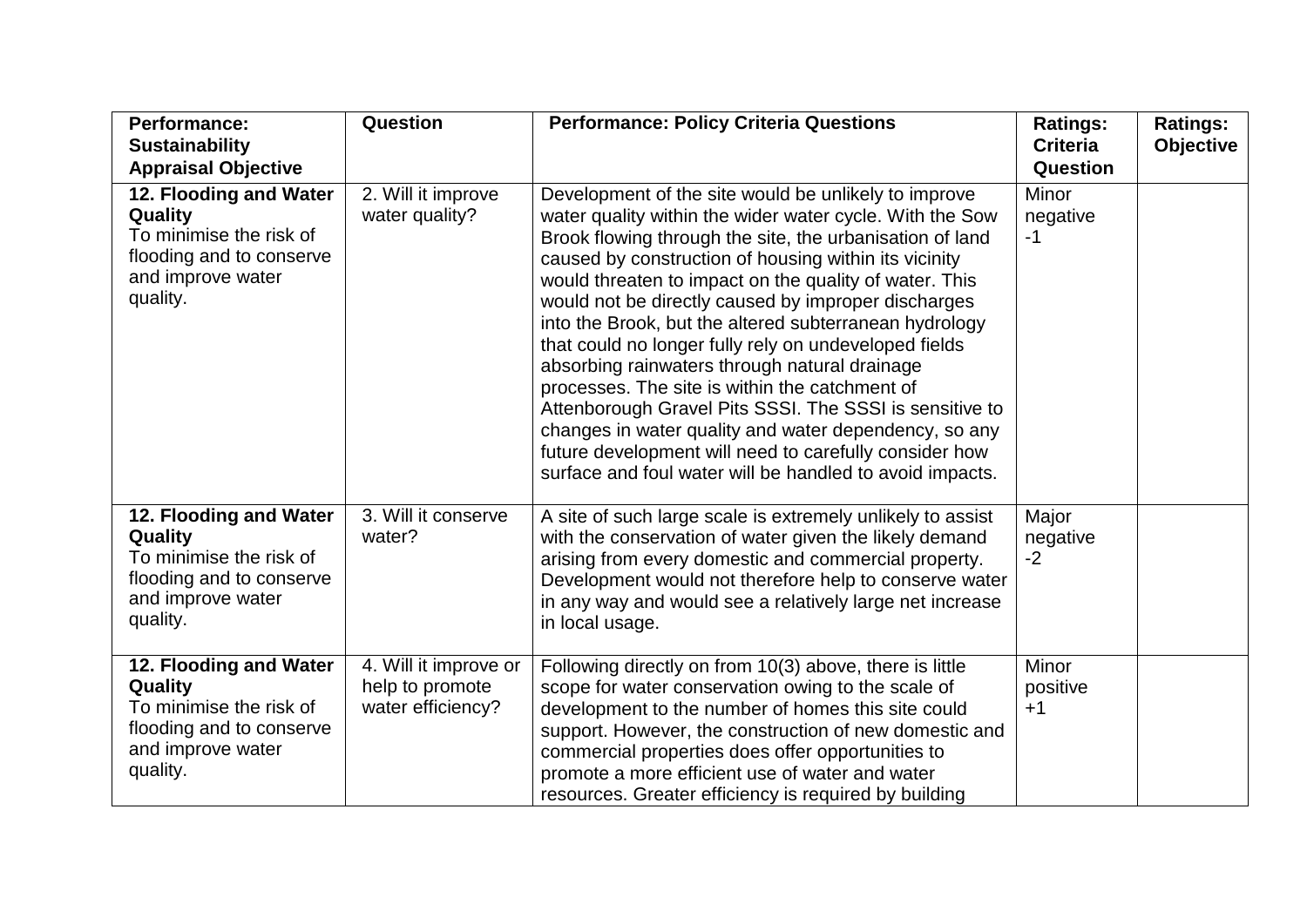| Performance: Sustainability Appraisal Objective | Question | Performance: Policy Criteria Questions | Ratings: Criteria Question | Ratings: Objective |
|---|---|---|---|---|
| **12. Flooding and Water Quality** To minimise the risk of flooding and to conserve and improve water quality. | 2. Will it improve water quality? | Development of the site would be unlikely to improve water quality within the wider water cycle. With the Sow Brook flowing through the site, the urbanisation of land caused by construction of housing within its vicinity would threaten to impact on the quality of water. This would not be directly caused by improper discharges into the Brook, but the altered subterranean hydrology that could no longer fully rely on undeveloped fields absorbing rainwaters through natural drainage processes. The site is within the catchment of Attenborough Gravel Pits SSSI. The SSSI is sensitive to changes in water quality and water dependency, so any future development will need to carefully consider how surface and foul water will be handled to avoid impacts. | Minor negative -1 | |
| **12. Flooding and Water Quality** To minimise the risk of flooding and to conserve and improve water quality. | 3. Will it conserve water? | A site of such large scale is extremely unlikely to assist with the conservation of water given the likely demand arising from every domestic and commercial property. Development would not therefore help to conserve water in any way and would see a relatively large net increase in local usage. | Major negative -2 | |
| **12. Flooding and Water Quality** To minimise the risk of flooding and to conserve and improve water quality. | 4. Will it improve or help to promote water efficiency? | Following directly on from 10(3) above, there is little scope for water conservation owing to the scale of development to the number of homes this site could support. However, the construction of new domestic and commercial properties does offer opportunities to promote a more efficient use of water and water resources. Greater efficiency is required by building | Minor positive +1 | |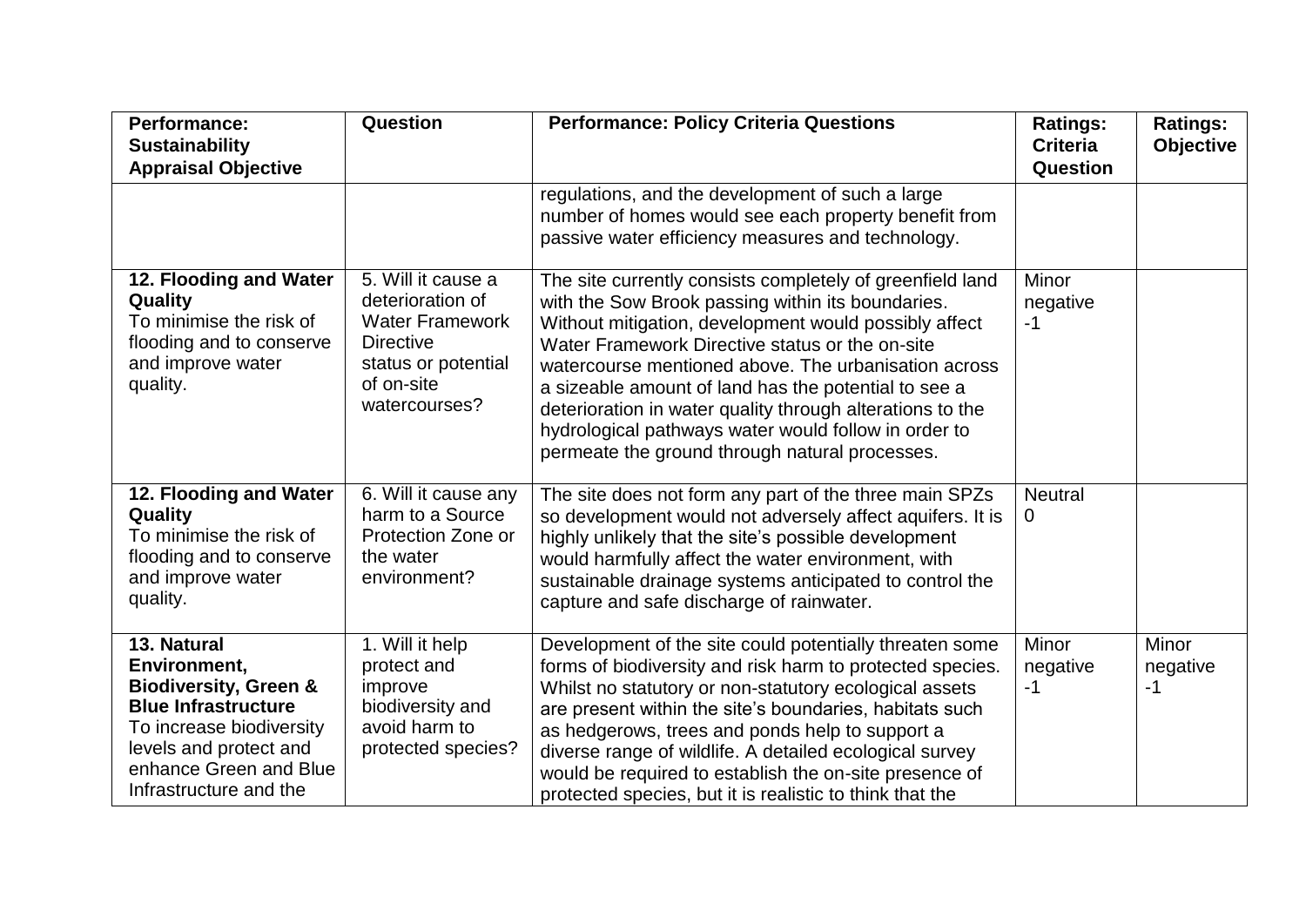| Performance: Sustainability Appraisal Objective | Question | Performance: Policy Criteria Questions | Ratings: Criteria Question | Ratings: Objective |
|---|---|---|---|---|
| | | regulations, and the development of such a large number of homes would see each property benefit from passive water efficiency measures and technology. | | |
| **12. Flooding and Water Quality** To minimise the risk of flooding and to conserve and improve water quality. | 5. Will it cause a deterioration of Water Framework Directive status or potential of on-site watercourses? | The site currently consists completely of greenfield land with the Sow Brook passing within its boundaries. Without mitigation, development would possibly affect Water Framework Directive status or the on-site watercourse mentioned above. The urbanisation across a sizeable amount of land has the potential to see a deterioration in water quality through alterations to the hydrological pathways water would follow in order to permeate the ground through natural processes. | Minor negative -1 | |
| **12. Flooding and Water Quality** To minimise the risk of flooding and to conserve and improve water quality. | 6. Will it cause any harm to a Source Protection Zone or the water environment? | The site does not form any part of the three main SPZs so development would not adversely affect aquifers. It is highly unlikely that the site's possible development would harmfully affect the water environment, with sustainable drainage systems anticipated to control the capture and safe discharge of rainwater. | Neutral 0 | |
| **13. Natural Environment, Biodiversity, Green & Blue Infrastructure** To increase biodiversity levels and protect and enhance Green and Blue Infrastructure and the | 1. Will it help protect and improve biodiversity and avoid harm to protected species? | Development of the site could potentially threaten some forms of biodiversity and risk harm to protected species. Whilst no statutory or non-statutory ecological assets are present within the site's boundaries, habitats such as hedgerows, trees and ponds help to support a diverse range of wildlife. A detailed ecological survey would be required to establish the on-site presence of protected species, but it is realistic to think that the | Minor negative -1 | Minor negative -1 |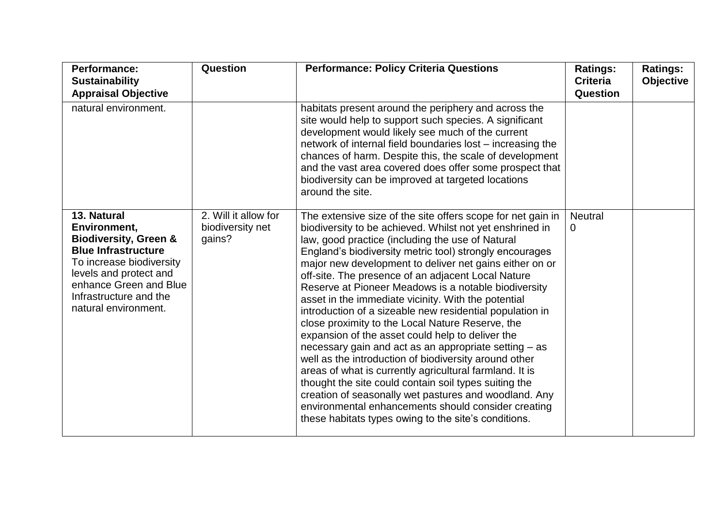| Performance: Sustainability Appraisal Objective | Question | Performance: Policy Criteria Questions | Ratings: Criteria Question | Ratings: Objective |
|---|---|---|---|---|
| natural environment. | | habitats present around the periphery and across the site would help to support such species. A significant development would likely see much of the current network of internal field boundaries lost – increasing the chances of harm. Despite this, the scale of development and the vast area covered does offer some prospect that biodiversity can be improved at targeted locations around the site. | | |
| **13. Natural Environment, Biodiversity, Green & Blue Infrastructure** To increase biodiversity levels and protect and enhance Green and Blue Infrastructure and the natural environment. | 2. Will it allow for biodiversity net gains? | The extensive size of the site offers scope for net gain in biodiversity to be achieved. Whilst not yet enshrined in law, good practice (including the use of Natural England's biodiversity metric tool) strongly encourages major new development to deliver net gains either on or off-site. The presence of an adjacent Local Nature Reserve at Pioneer Meadows is a notable biodiversity asset in the immediate vicinity. With the potential introduction of a sizeable new residential population in close proximity to the Local Nature Reserve, the expansion of the asset could help to deliver the necessary gain and act as an appropriate setting – as well as the introduction of biodiversity around other areas of what is currently agricultural farmland. It is thought the site could contain soil types suiting the creation of seasonally wet pastures and woodland. Any environmental enhancements should consider creating these habitats types owing to the site's conditions. | Neutral 0 | |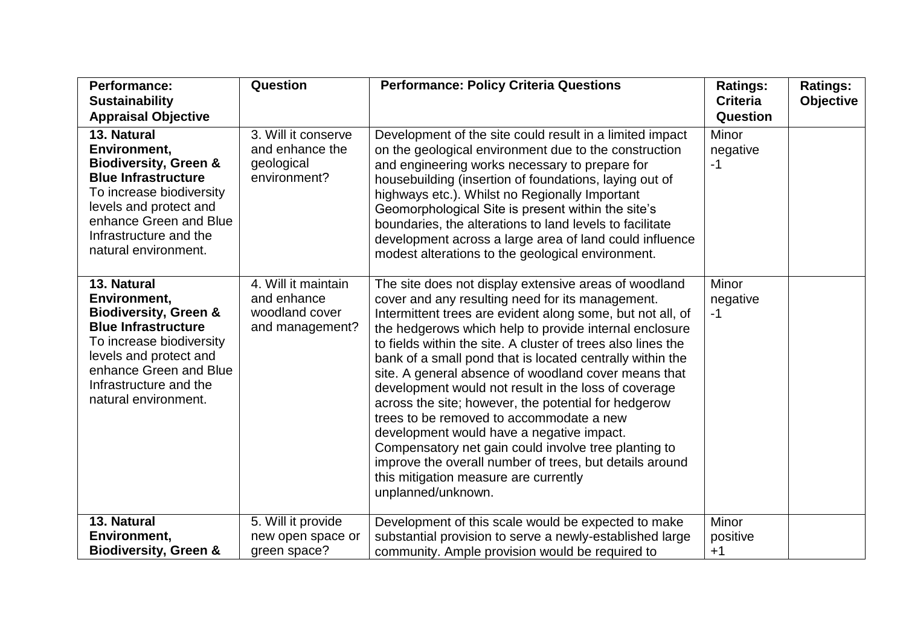| Performance: Sustainability Appraisal Objective | Question | Performance: Policy Criteria Questions | Ratings: Criteria Question | Ratings: Objective |
|---|---|---|---|---|
| **13. Natural Environment, Biodiversity, Green & Blue Infrastructure** To increase biodiversity levels and protect and enhance Green and Blue Infrastructure and the natural environment. | 3. Will it conserve and enhance the geological environment? | Development of the site could result in a limited impact on the geological environment due to the construction and engineering works necessary to prepare for housebuilding (insertion of foundations, laying out of highways etc.). Whilst no Regionally Important Geomorphological Site is present within the site's boundaries, the alterations to land levels to facilitate development across a large area of land could influence modest alterations to the geological environment. | Minor negative -1 | |
| **13. Natural Environment, Biodiversity, Green & Blue Infrastructure** To increase biodiversity levels and protect and enhance Green and Blue Infrastructure and the natural environment. | 4. Will it maintain and enhance woodland cover and management? | The site does not display extensive areas of woodland cover and any resulting need for its management. Intermittent trees are evident along some, but not all, of the hedgerows which help to provide internal enclosure to fields within the site. A cluster of trees also lines the bank of a small pond that is located centrally within the site. A general absence of woodland cover means that development would not result in the loss of coverage across the site; however, the potential for hedgerow trees to be removed to accommodate a new development would have a negative impact. Compensatory net gain could involve tree planting to improve the overall number of trees, but details around this mitigation measure are currently unplanned/unknown. | Minor negative -1 | |
| **13. Natural Environment, Biodiversity, Green &** | 5. Will it provide new open space or green space? | Development of this scale would be expected to make substantial provision to serve a newly-established large community. Ample provision would be required to | Minor positive +1 | |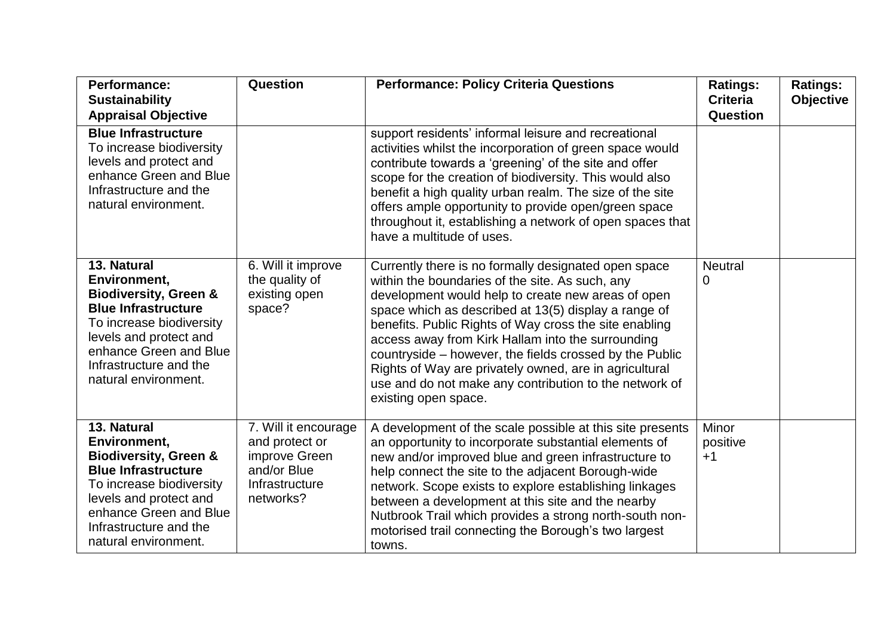| Performance: Sustainability Appraisal Objective | Question | Performance: Policy Criteria Questions | Ratings: Criteria Question | Ratings: Objective |
|---|---|---|---|---|
| **Blue Infrastructure** To increase biodiversity levels and protect and enhance Green and Blue Infrastructure and the natural environment. | | support residents' informal leisure and recreational activities whilst the incorporation of green space would contribute towards a 'greening' of the site and offer scope for the creation of biodiversity. This would also benefit a high quality urban realm. The size of the site offers ample opportunity to provide open/green space throughout it, establishing a network of open spaces that have a multitude of uses. | | |
| **13. Natural Environment, Biodiversity, Green & Blue Infrastructure** To increase biodiversity levels and protect and enhance Green and Blue Infrastructure and the natural environment. | 6. Will it improve the quality of existing open space? | Currently there is no formally designated open space within the boundaries of the site. As such, any development would help to create new areas of open space which as described at 13(5) display a range of benefits. Public Rights of Way cross the site enabling access away from Kirk Hallam into the surrounding countryside – however, the fields crossed by the Public Rights of Way are privately owned, are in agricultural use and do not make any contribution to the network of existing open space. | Neutral 0 | |
| **13. Natural Environment, Biodiversity, Green & Blue Infrastructure** To increase biodiversity levels and protect and enhance Green and Blue Infrastructure and the natural environment. | 7. Will it encourage and protect or improve Green and/or Blue Infrastructure networks? | A development of the scale possible at this site presents an opportunity to incorporate substantial elements of new and/or improved blue and green infrastructure to help connect the site to the adjacent Borough-wide network. Scope exists to explore establishing linkages between a development at this site and the nearby Nutbrook Trail which provides a strong north-south non-motorised trail connecting the Borough's two largest towns. | Minor positive +1 | |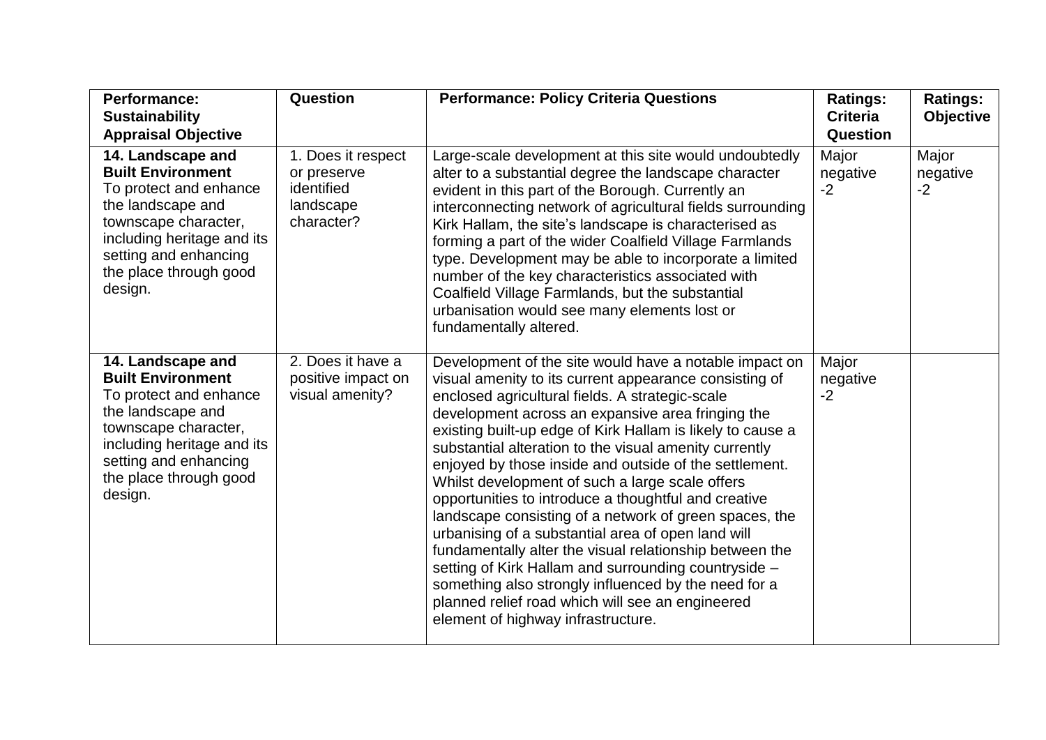| **Performance: Sustainability Appraisal Objective** | **Question** | **Performance: Policy Criteria Questions** | **Ratings: Criteria Question** | **Ratings: Objective** |
|---|---|---|---|---|
| **14. Landscape and Built Environment** To protect and enhance the landscape and townscape character, including heritage and its setting and enhancing the place through good design. | 1. Does it respect or preserve identified landscape character? | Large-scale development at this site would undoubtedly alter to a substantial degree the landscape character evident in this part of the Borough. Currently an interconnecting network of agricultural fields surrounding Kirk Hallam, the site's landscape is characterised as forming a part of the wider Coalfield Village Farmlands type. Development may be able to incorporate a limited number of the key characteristics associated with Coalfield Village Farmlands, but the substantial urbanisation would see many elements lost or fundamentally altered. | Major negative -2 | Major negative -2 |
| **14. Landscape and Built Environment** To protect and enhance the landscape and townscape character, including heritage and its setting and enhancing the place through good design. | 2. Does it have a positive impact on visual amenity? | Development of the site would have a notable impact on visual amenity to its current appearance consisting of enclosed agricultural fields. A strategic-scale development across an expansive area fringing the existing built-up edge of Kirk Hallam is likely to cause a substantial alteration to the visual amenity currently enjoyed by those inside and outside of the settlement. Whilst development of such a large scale offers opportunities to introduce a thoughtful and creative landscape consisting of a network of green spaces, the urbanising of a substantial area of open land will fundamentally alter the visual relationship between the setting of Kirk Hallam and surrounding countryside – something also strongly influenced by the need for a planned relief road which will see an engineered element of highway infrastructure. | Major negative -2 | |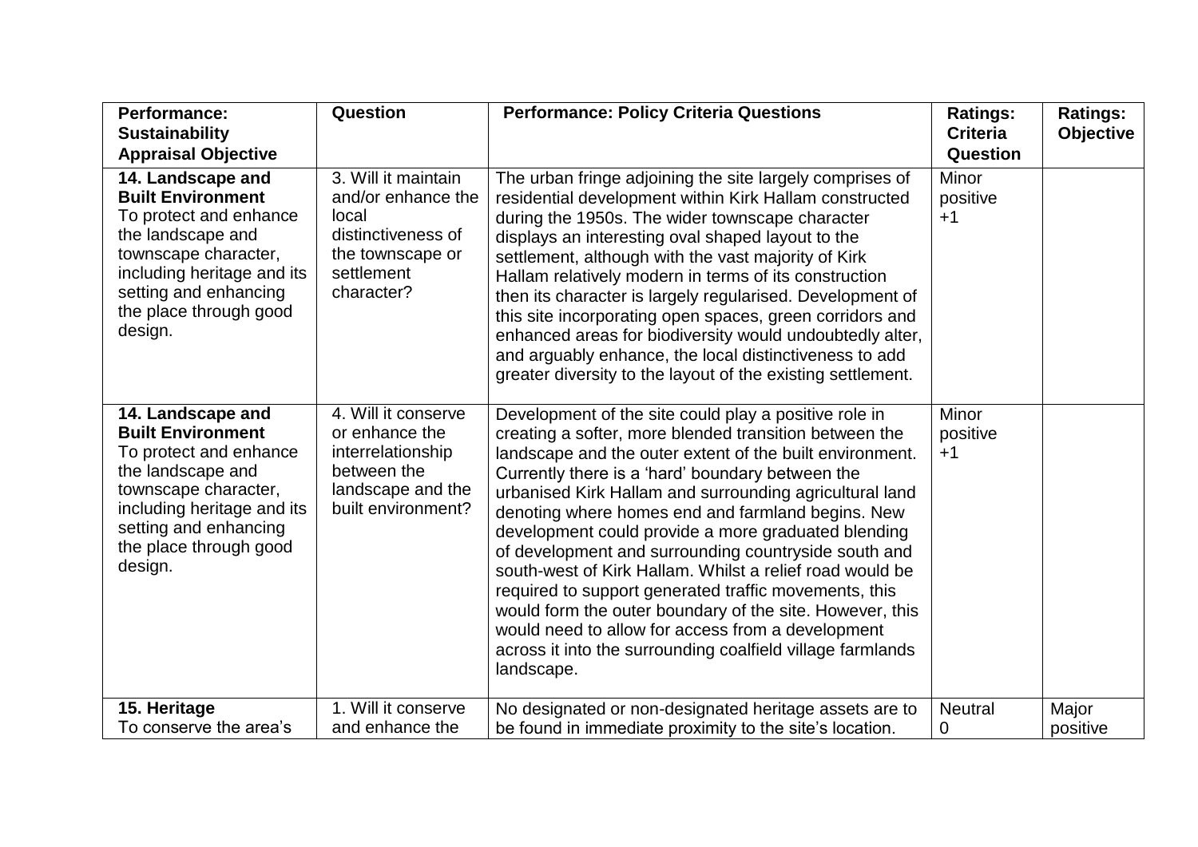| Performance: Sustainability Appraisal Objective | Question | Performance: Policy Criteria Questions | Ratings: Criteria Question | Ratings: Objective |
|---|---|---|---|---|
| **14. Landscape and Built Environment** To protect and enhance the landscape and townscape character, including heritage and its setting and enhancing the place through good design. | 3. Will it maintain and/or enhance the local distinctiveness of the townscape or settlement character? | The urban fringe adjoining the site largely comprises of residential development within Kirk Hallam constructed during the 1950s. The wider townscape character displays an interesting oval shaped layout to the settlement, although with the vast majority of Kirk Hallam relatively modern in terms of its construction then its character is largely regularised. Development of this site incorporating open spaces, green corridors and enhanced areas for biodiversity would undoubtedly alter, and arguably enhance, the local distinctiveness to add greater diversity to the layout of the existing settlement. | Minor positive +1 | |
| **14. Landscape and Built Environment** To protect and enhance the landscape and townscape character, including heritage and its setting and enhancing the place through good design. | 4. Will it conserve or enhance the interrelationship between the landscape and the built environment? | Development of the site could play a positive role in creating a softer, more blended transition between the landscape and the outer extent of the built environment. Currently there is a 'hard' boundary between the urbanised Kirk Hallam and surrounding agricultural land denoting where homes end and farmland begins. New development could provide a more graduated blending of development and surrounding countryside south and south-west of Kirk Hallam. Whilst a relief road would be required to support generated traffic movements, this would form the outer boundary of the site. However, this would need to allow for access from a development across it into the surrounding coalfield village farmlands landscape. | Minor positive +1 | |
| **15. Heritage** To conserve the area's | 1. Will it conserve and enhance the | No designated or non-designated heritage assets are to be found in immediate proximity to the site's location. | Neutral 0 | Major positive |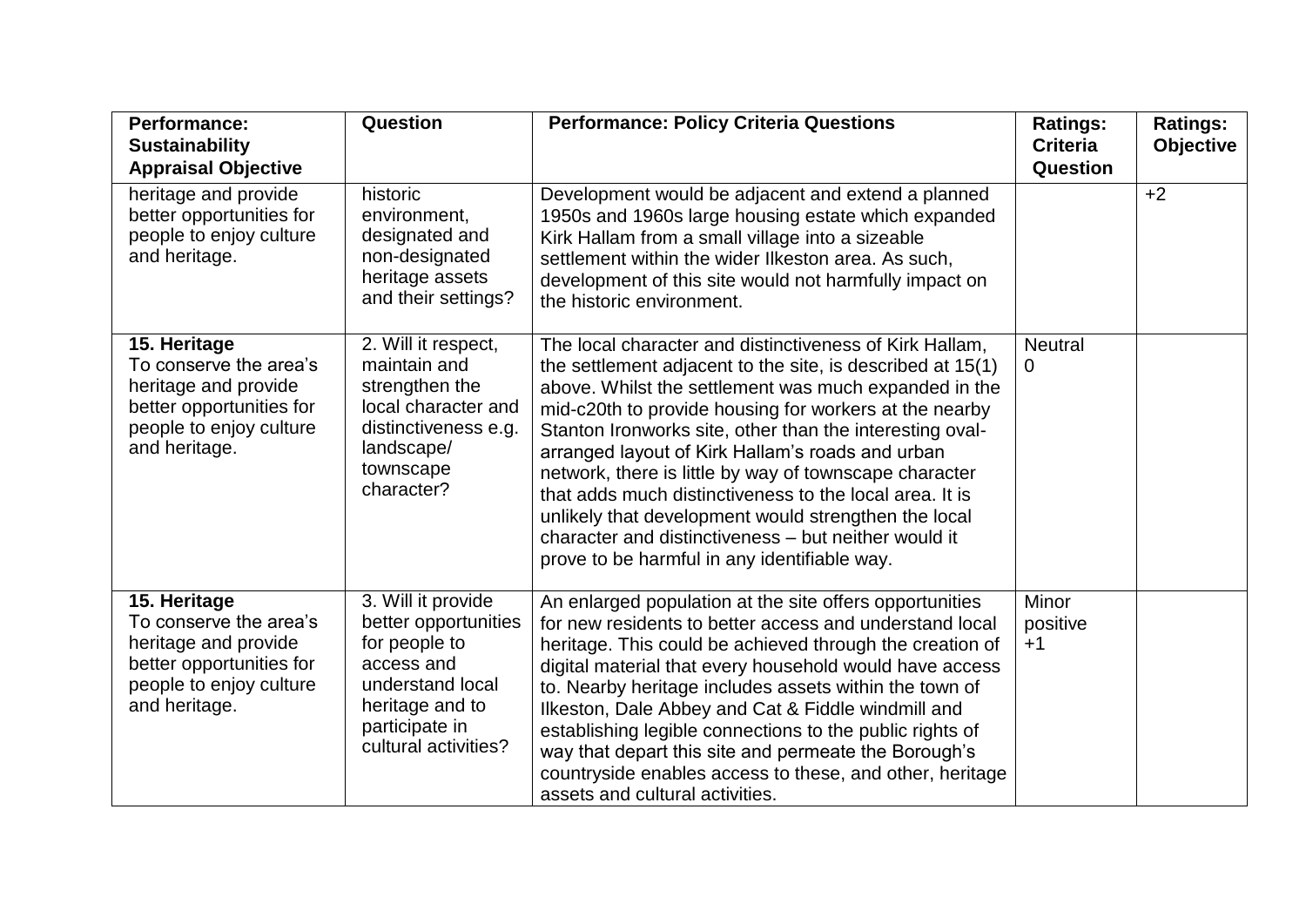| Performance: Sustainability Appraisal Objective | Question | Performance: Policy Criteria Questions | Ratings: Criteria Question | Ratings: Objective |
| --- | --- | --- | --- | --- |
| heritage and provide better opportunities for people to enjoy culture and heritage. | historic environment, designated and non-designated heritage assets and their settings? | Development would be adjacent and extend a planned 1950s and 1960s large housing estate which expanded Kirk Hallam from a small village into a sizeable settlement within the wider Ilkeston area. As such, development of this site would not harmfully impact on the historic environment. | | +2 |
| **15. Heritage** To conserve the area's heritage and provide better opportunities for people to enjoy culture and heritage. | 2. Will it respect, maintain and strengthen the local character and distinctiveness e.g. landscape/ townscape character? | The local character and distinctiveness of Kirk Hallam, the settlement adjacent to the site, is described at 15(1) above. Whilst the settlement was much expanded in the mid-c20th to provide housing for workers at the nearby Stanton Ironworks site, other than the interesting oval-arranged layout of Kirk Hallam's roads and urban network, there is little by way of townscape character that adds much distinctiveness to the local area. It is unlikely that development would strengthen the local character and distinctiveness – but neither would it prove to be harmful in any identifiable way. | Neutral 0 | |
| **15. Heritage** To conserve the area's heritage and provide better opportunities for people to enjoy culture and heritage. | 3. Will it provide better opportunities for people to access and understand local heritage and to participate in cultural activities? | An enlarged population at the site offers opportunities for new residents to better access and understand local heritage. This could be achieved through the creation of digital material that every household would have access to. Nearby heritage includes assets within the town of Ilkeston, Dale Abbey and Cat & Fiddle windmill and establishing legible connections to the public rights of way that depart this site and permeate the Borough's countryside enables access to these, and other, heritage assets and cultural activities. | Minor positive +1 | |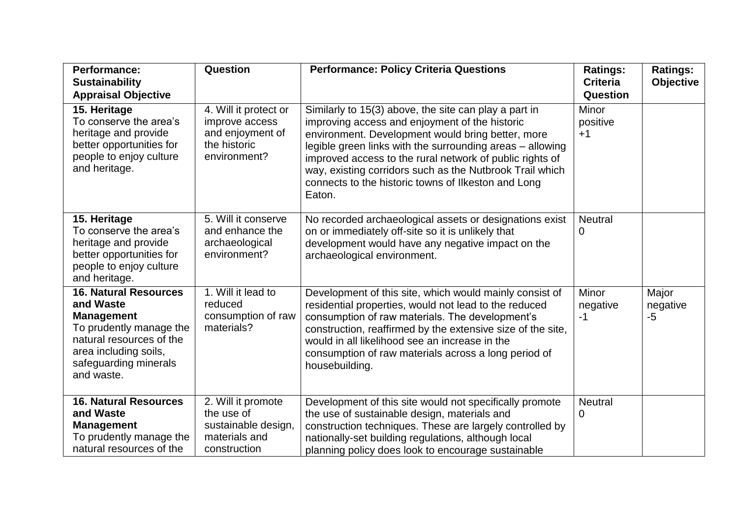| Performance: Sustainability Appraisal Objective | Question | Performance: Policy Criteria Questions | Ratings: Criteria Question | Ratings: Objective |
|---|---|---|---|---|
| **15. Heritage** To conserve the area's heritage and provide better opportunities for people to enjoy culture and heritage. | 4. Will it protect or improve access and enjoyment of the historic environment? | Similarly to 15(3) above, the site can play a part in improving access and enjoyment of the historic environment. Development would bring better, more legible green links with the surrounding areas – allowing improved access to the rural network of public rights of way, existing corridors such as the Nutbrook Trail which connects to the historic towns of Ilkeston and Long Eaton. | Minor positive +1 | |
| **15. Heritage** To conserve the area's heritage and provide better opportunities for people to enjoy culture and heritage. | 5. Will it conserve and enhance the archaeological environment? | No recorded archaeological assets or designations exist on or immediately off-site so it is unlikely that development would have any negative impact on the archaeological environment. | Neutral 0 | |
| **16. Natural Resources and Waste Management** To prudently manage the natural resources of the area including soils, safeguarding minerals and waste. | 1. Will it lead to reduced consumption of raw materials? | Development of this site, which would mainly consist of residential properties, would not lead to the reduced consumption of raw materials. The development's construction, reaffirmed by the extensive size of the site, would in all likelihood see an increase in the consumption of raw materials across a long period of housebuilding. | Minor negative -1 | Major negative -5 |
| **16. Natural Resources and Waste Management** To prudently manage the natural resources of the | 2. Will it promote the use of sustainable design, materials and construction | Development of this site would not specifically promote the use of sustainable design, materials and construction techniques. These are largely controlled by nationally-set building regulations, although local planning policy does look to encourage sustainable | Neutral 0 | |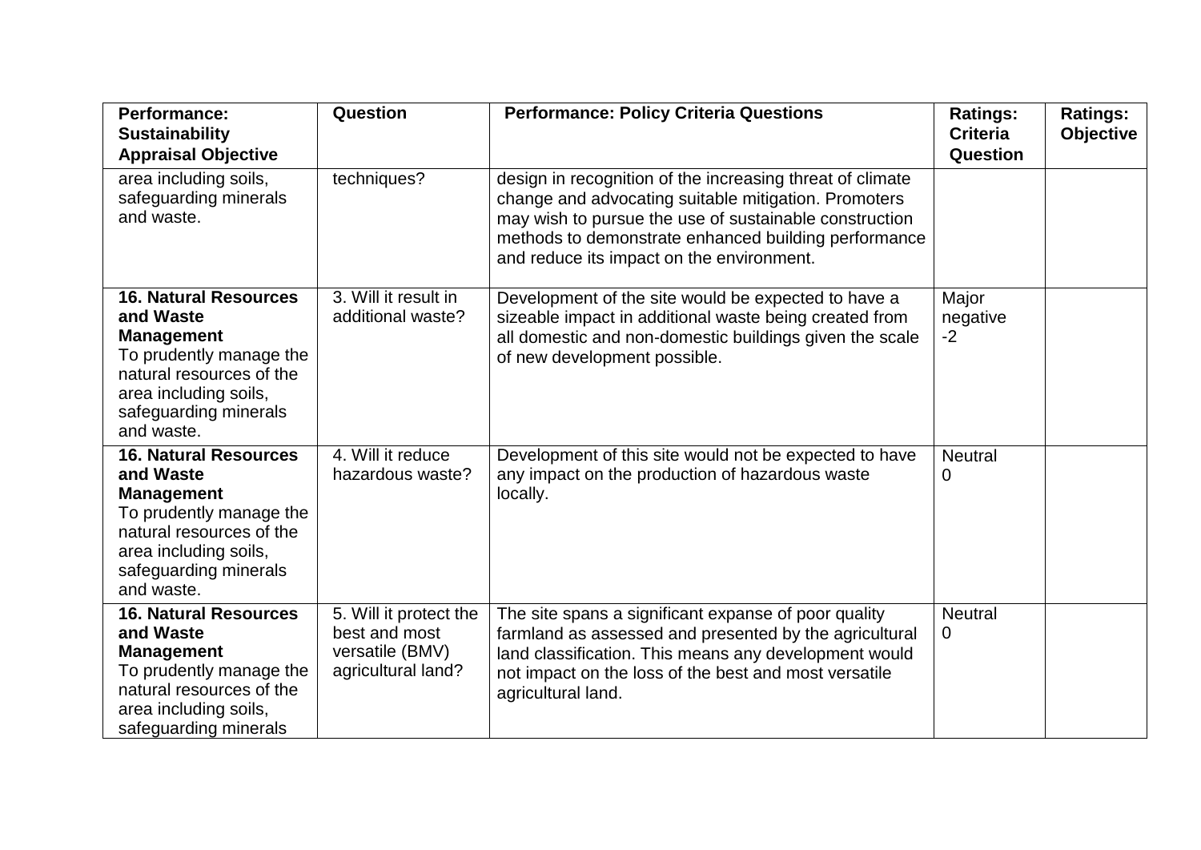| Performance: Sustainability Appraisal Objective | Question | Performance: Policy Criteria Questions | Ratings: Criteria Question | Ratings: Objective |
|---|---|---|---|---|
| area including soils, safeguarding minerals and waste. | techniques? | design in recognition of the increasing threat of climate change and advocating suitable mitigation. Promoters may wish to pursue the use of sustainable construction methods to demonstrate enhanced building performance and reduce its impact on the environment. | | |
| **16. Natural Resources and Waste Management** To prudently manage the natural resources of the area including soils, safeguarding minerals and waste. | 3. Will it result in additional waste? | Development of the site would be expected to have a sizeable impact in additional waste being created from all domestic and non-domestic buildings given the scale of new development possible. | Major negative -2 | |
| **16. Natural Resources and Waste Management** To prudently manage the natural resources of the area including soils, safeguarding minerals and waste. | 4. Will it reduce hazardous waste? | Development of this site would not be expected to have any impact on the production of hazardous waste locally. | Neutral 0 | |
| **16. Natural Resources and Waste Management** To prudently manage the natural resources of the area including soils, safeguarding minerals | 5. Will it protect the best and most versatile (BMV) agricultural land? | The site spans a significant expanse of poor quality farmland as assessed and presented by the agricultural land classification. This means any development would not impact on the loss of the best and most versatile agricultural land. | Neutral 0 | |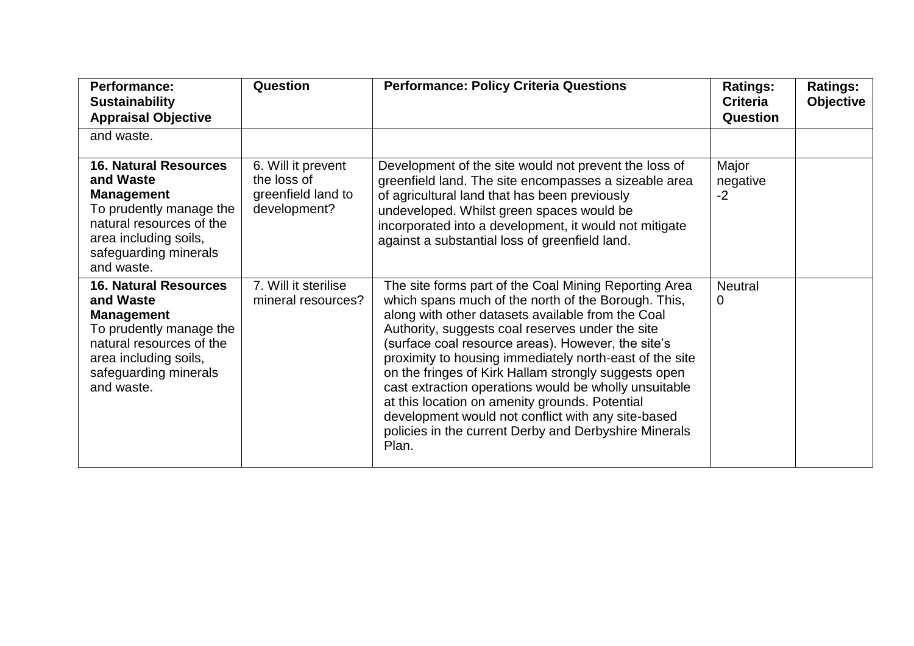| Performance: Sustainability Appraisal Objective | Question | Performance: Policy Criteria Questions | Ratings: Criteria Question | Ratings: Objective |
|---|---|---|---|---|
| and waste. | | | | |
| **16. Natural Resources and Waste Management** To prudently manage the natural resources of the area including soils, safeguarding minerals and waste. | 6. Will it prevent the loss of greenfield land to development? | Development of the site would not prevent the loss of greenfield land. The site encompasses a sizeable area of agricultural land that has been previously undeveloped. Whilst green spaces would be incorporated into a development, it would not mitigate against a substantial loss of greenfield land. | Major negative -2 | |
| **16. Natural Resources and Waste Management** To prudently manage the natural resources of the area including soils, safeguarding minerals and waste. | 7. Will it sterilise mineral resources? | The site forms part of the Coal Mining Reporting Area which spans much of the north of the Borough. This, along with other datasets available from the Coal Authority, suggests coal reserves under the site (surface coal resource areas). However, the site's proximity to housing immediately north-east of the site on the fringes of Kirk Hallam strongly suggests open cast extraction operations would be wholly unsuitable at this location on amenity grounds. Potential development would not conflict with any site-based policies in the current Derby and Derbyshire Minerals Plan. | Neutral 0 | |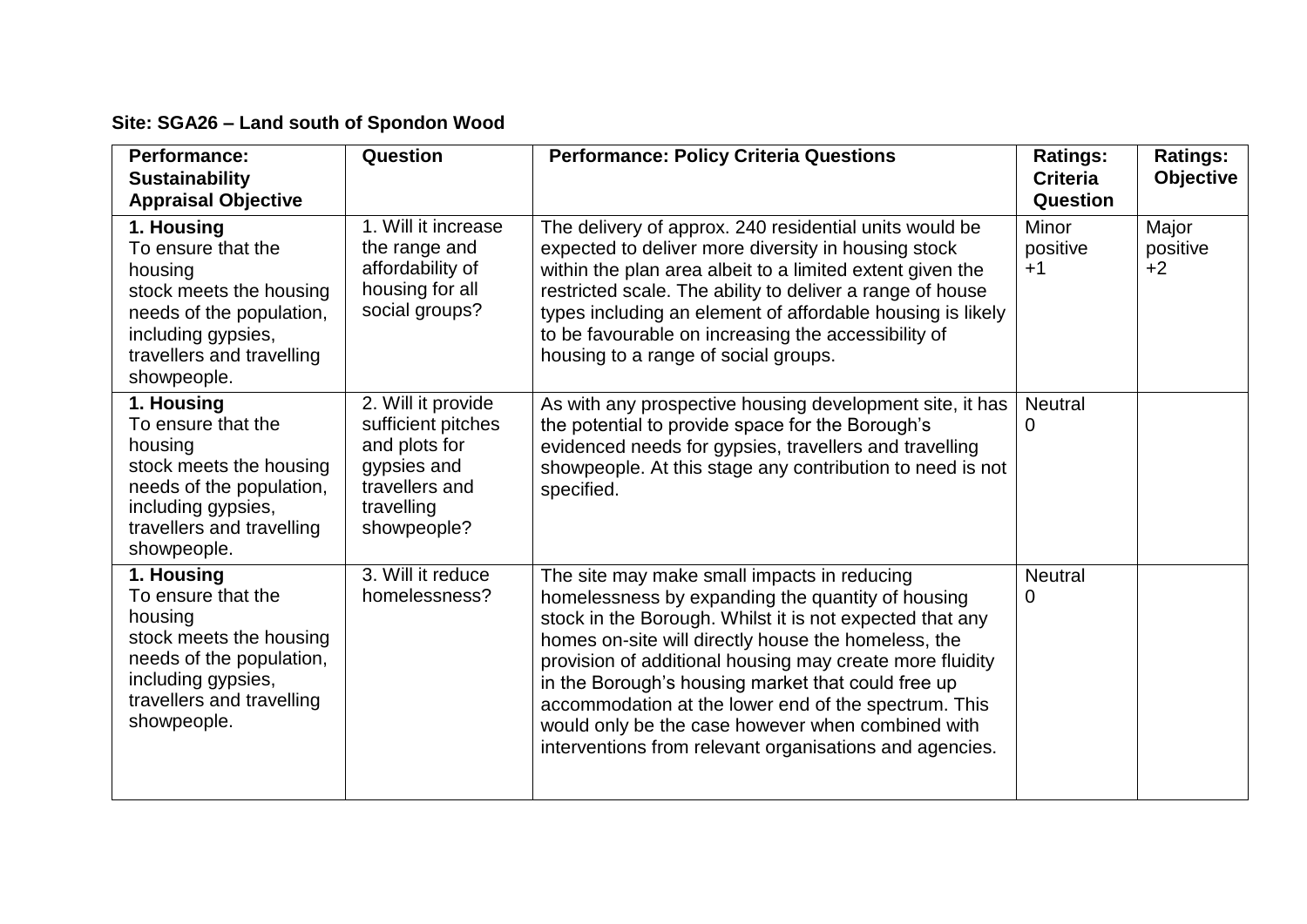**Site: SGA26 – Land south of Spondon Wood**

| Performance: Sustainability Appraisal Objective | Question | Performance: Policy Criteria Questions | Ratings: Criteria Question | Ratings: Objective |
|---|---|---|---|---|
| **1. Housing** To ensure that the housing stock meets the housing needs of the population, including gypsies, travellers and travelling showpeople. | 1. Will it increase the range and affordability of housing for all social groups? | The delivery of approx. 240 residential units would be expected to deliver more diversity in housing stock within the plan area albeit to a limited extent given the restricted scale. The ability to deliver a range of house types including an element of affordable housing is likely to be favourable on increasing the accessibility of housing to a range of social groups. | Minor positive +1 | Major positive +2 |
| **1. Housing** To ensure that the housing stock meets the housing needs of the population, including gypsies, travellers and travelling showpeople. | 2. Will it provide sufficient pitches and plots for gypsies and travellers and travelling showpeople? | As with any prospective housing development site, it has the potential to provide space for the Borough's evidenced needs for gypsies, travellers and travelling showpeople. At this stage any contribution to need is not specified. | Neutral 0 | |
| **1. Housing** To ensure that the housing stock meets the housing needs of the population, including gypsies, travellers and travelling showpeople. | 3. Will it reduce homelessness? | The site may make small impacts in reducing homelessness by expanding the quantity of housing stock in the Borough. Whilst it is not expected that any homes on-site will directly house the homeless, the provision of additional housing may create more fluidity in the Borough's housing market that could free up accommodation at the lower end of the spectrum. This would only be the case however when combined with interventions from relevant organisations and agencies. | Neutral 0 | |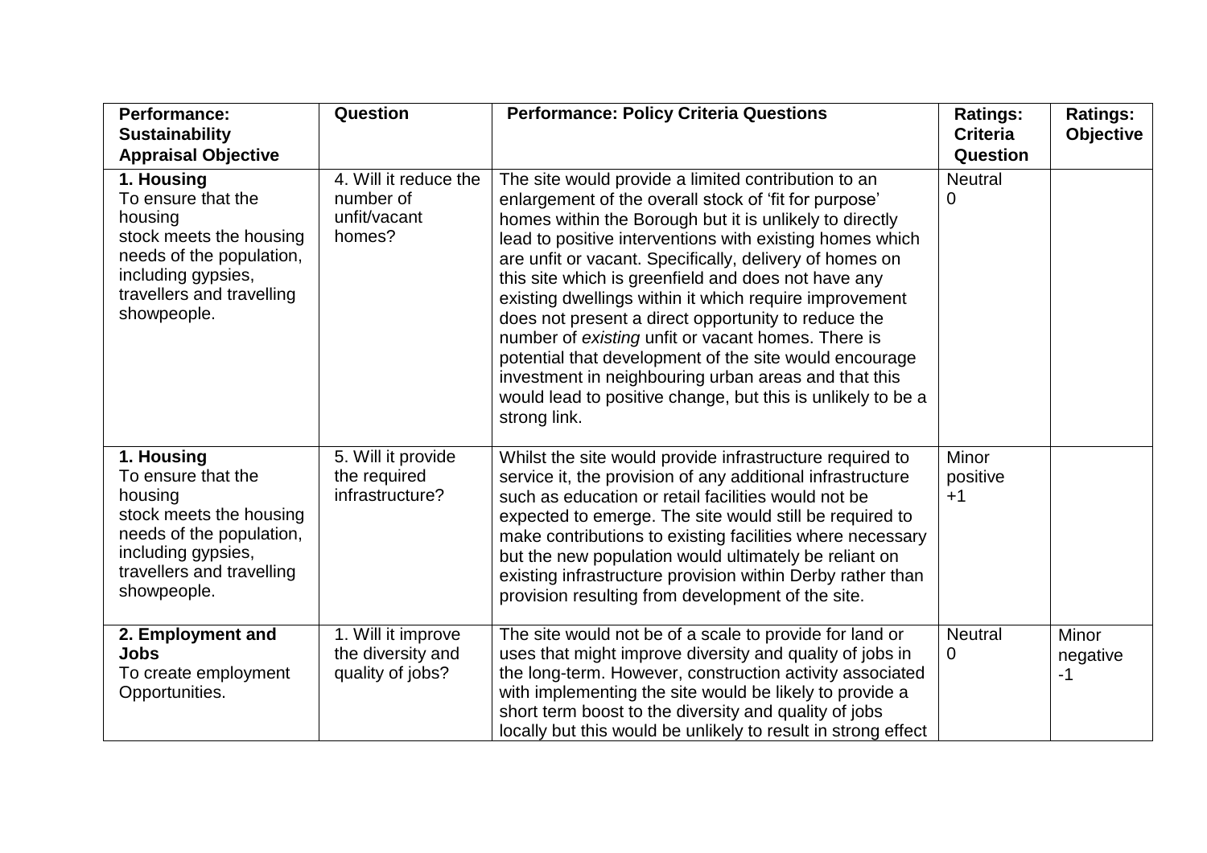| **Performance: Sustainability Appraisal Objective** | **Question** | **Performance: Policy Criteria Questions** | **Ratings: Criteria Question** | **Ratings: Objective** |
|---|---|---|---|---|
| **1. Housing** To ensure that the housing stock meets the housing needs of the population, including gypsies, travellers and travelling showpeople. | 4. Will it reduce the number of unfit/vacant homes? | The site would provide a limited contribution to an enlargement of the overall stock of 'fit for purpose' homes within the Borough but it is unlikely to directly lead to positive interventions with existing homes which are unfit or vacant. Specifically, delivery of homes on this site which is greenfield and does not have any existing dwellings within it which require improvement does not present a direct opportunity to reduce the number of *existing* unfit or vacant homes. There is potential that development of the site would encourage investment in neighbouring urban areas and that this would lead to positive change, but this is unlikely to be a strong link. | Neutral 0 | |
| **1. Housing** To ensure that the housing stock meets the housing needs of the population, including gypsies, travellers and travelling showpeople. | 5. Will it provide the required infrastructure? | Whilst the site would provide infrastructure required to service it, the provision of any additional infrastructure such as education or retail facilities would not be expected to emerge. The site would still be required to make contributions to existing facilities where necessary but the new population would ultimately be reliant on existing infrastructure provision within Derby rather than provision resulting from development of the site. | Minor positive +1 | |
| **2. Employment and Jobs** To create employment Opportunities. | 1. Will it improve the diversity and quality of jobs? | The site would not be of a scale to provide for land or uses that might improve diversity and quality of jobs in the long-term. However, construction activity associated with implementing the site would be likely to provide a short term boost to the diversity and quality of jobs locally but this would be unlikely to result in strong effect | Neutral 0 | Minor negative -1 |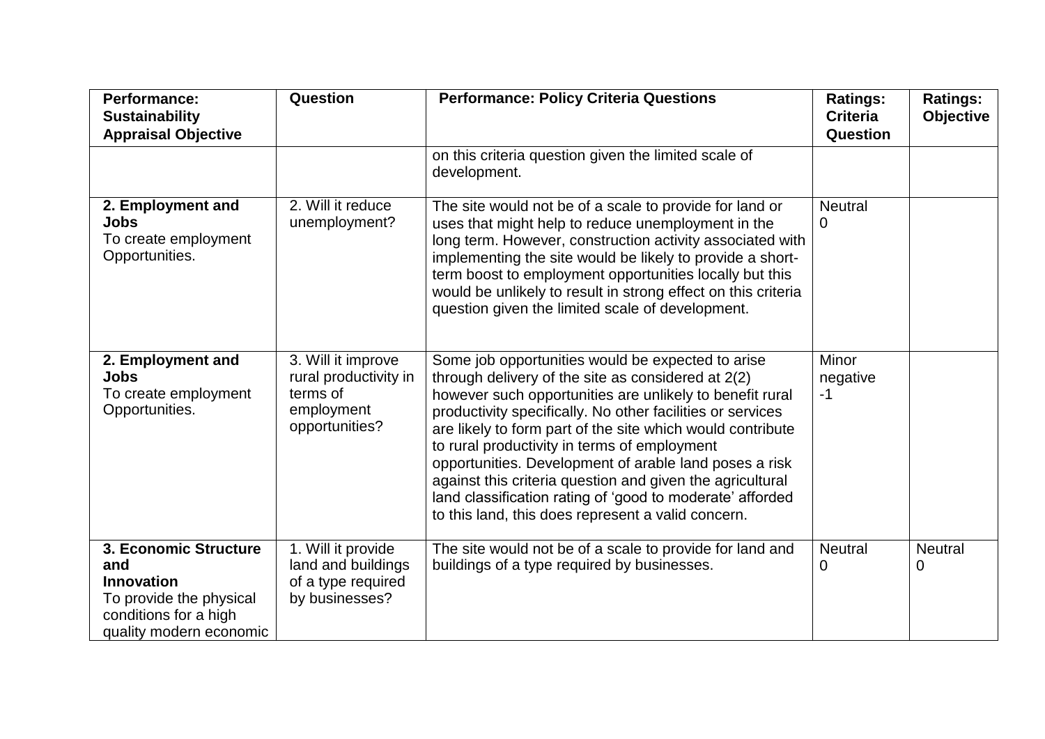| **Performance: Sustainability Appraisal Objective** | **Question** | **Performance: Policy Criteria Questions** | **Ratings: Criteria Question** | **Ratings: Objective** |
|---|---|---|---|---|
| | | on this criteria question given the limited scale of development. | | |
| **2. Employment and Jobs** To create employment Opportunities. | 2. Will it reduce unemployment? | The site would not be of a scale to provide for land or uses that might help to reduce unemployment in the long term. However, construction activity associated with implementing the site would be likely to provide a short-term boost to employment opportunities locally but this would be unlikely to result in strong effect on this criteria question given the limited scale of development. | Neutral 0 | |
| **2. Employment and Jobs** To create employment Opportunities. | 3. Will it improve rural productivity in terms of employment opportunities? | Some job opportunities would be expected to arise through delivery of the site as considered at 2(2) however such opportunities are unlikely to benefit rural productivity specifically. No other facilities or services are likely to form part of the site which would contribute to rural productivity in terms of employment opportunities. Development of arable land poses a risk against this criteria question and given the agricultural land classification rating of 'good to moderate' afforded to this land, this does represent a valid concern. | Minor negative -1 | |
| **3. Economic Structure and Innovation** To provide the physical conditions for a high quality modern economic | 1. Will it provide land and buildings of a type required by businesses? | The site would not be of a scale to provide for land and buildings of a type required by businesses. | Neutral 0 | Neutral 0 |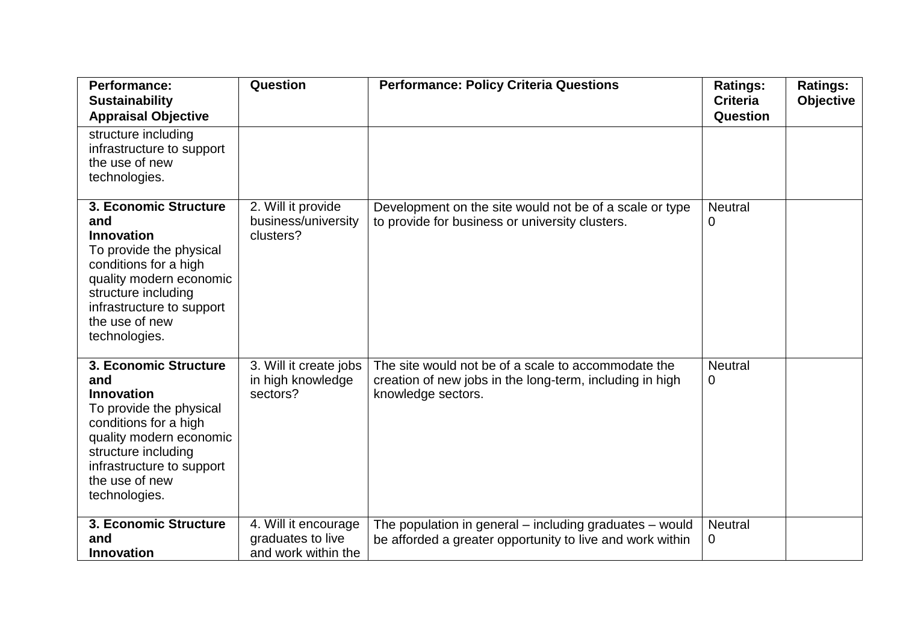| Performance: Sustainability Appraisal Objective | Question | Performance: Policy Criteria Questions | Ratings: Criteria Question | Ratings: Objective |
|---|---|---|---|---|
| structure including infrastructure to support the use of new technologies. | | | | |
| **3. Economic Structure and Innovation** To provide the physical conditions for a high quality modern economic structure including infrastructure to support the use of new technologies. | 2. Will it provide business/university clusters? | Development on the site would not be of a scale or type to provide for business or university clusters. | Neutral 0 | |
| **3. Economic Structure and Innovation** To provide the physical conditions for a high quality modern economic structure including infrastructure to support the use of new technologies. | 3. Will it create jobs in high knowledge sectors? | The site would not be of a scale to accommodate the creation of new jobs in the long-term, including in high knowledge sectors. | Neutral 0 | |
| **3. Economic Structure and Innovation** | 4. Will it encourage graduates to live and work within the | The population in general – including graduates – would be afforded a greater opportunity to live and work within | Neutral 0 | |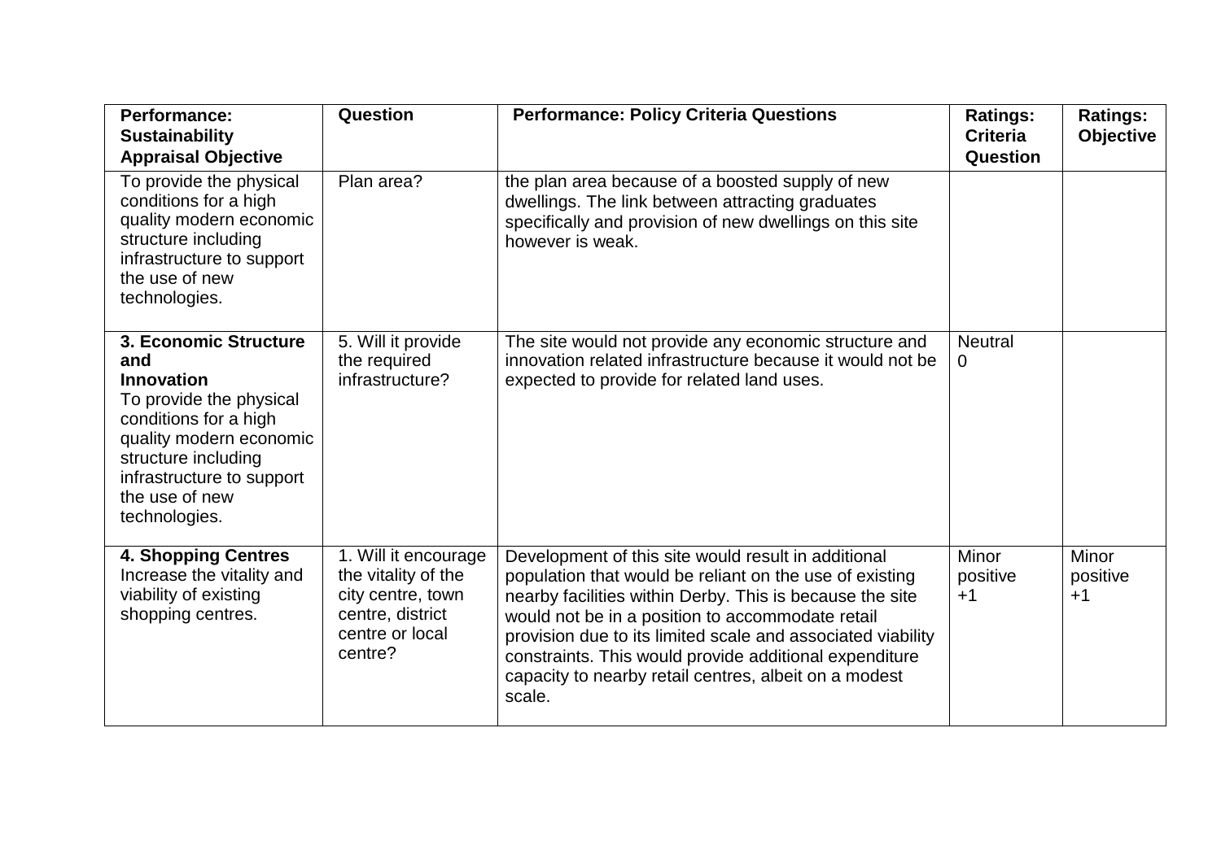| Performance: Sustainability Appraisal Objective | Question | Performance: Policy Criteria Questions | Ratings: Criteria Question | Ratings: Objective |
|---|---|---|---|---|
| To provide the physical conditions for a high quality modern economic structure including infrastructure to support the use of new technologies. | Plan area? | the plan area because of a boosted supply of new dwellings. The link between attracting graduates specifically and provision of new dwellings on this site however is weak. | | |
| **3. Economic Structure and Innovation** To provide the physical conditions for a high quality modern economic structure including infrastructure to support the use of new technologies. | 5. Will it provide the required infrastructure? | The site would not provide any economic structure and innovation related infrastructure because it would not be expected to provide for related land uses. | Neutral 0 | |
| **4. Shopping Centres** Increase the vitality and viability of existing shopping centres. | 1. Will it encourage the vitality of the city centre, town centre, district centre or local centre? | Development of this site would result in additional population that would be reliant on the use of existing nearby facilities within Derby. This is because the site would not be in a position to accommodate retail provision due to its limited scale and associated viability constraints. This would provide additional expenditure capacity to nearby retail centres, albeit on a modest scale. | Minor positive +1 | Minor positive +1 |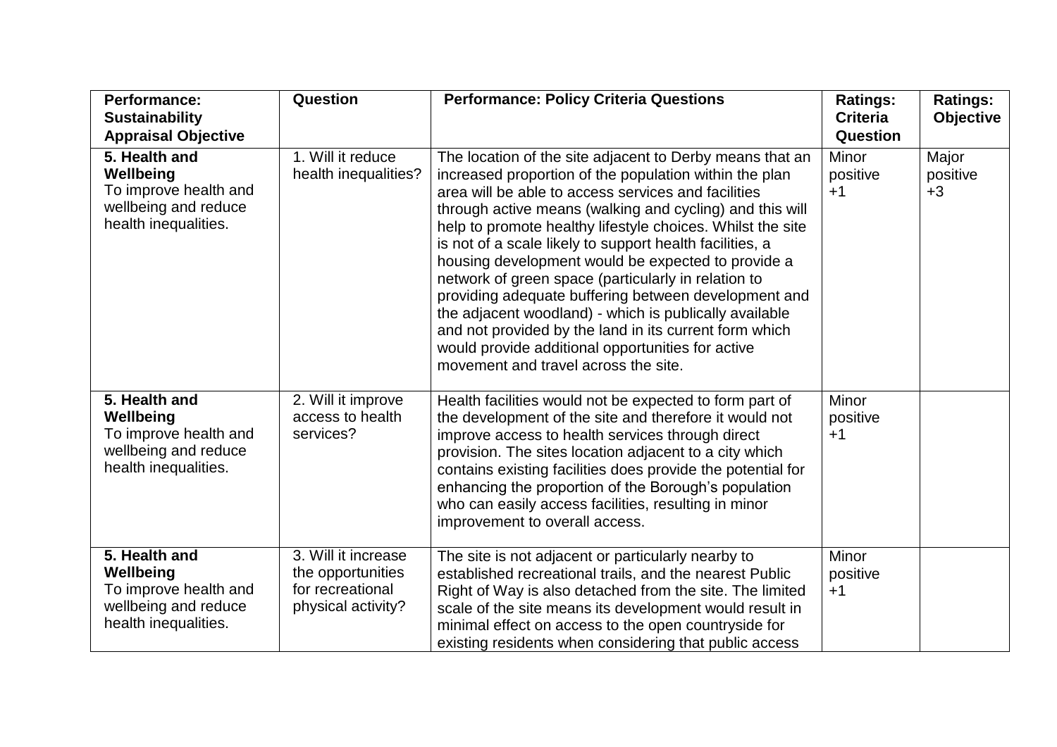| Performance: Sustainability Appraisal Objective | Question | Performance: Policy Criteria Questions | Ratings: Criteria Question | Ratings: Objective |
|---|---|---|---|---|
| **5. Health and Wellbeing** To improve health and wellbeing and reduce health inequalities. | 1. Will it reduce health inequalities? | The location of the site adjacent to Derby means that an increased proportion of the population within the plan area will be able to access services and facilities through active means (walking and cycling) and this will help to promote healthy lifestyle choices. Whilst the site is not of a scale likely to support health facilities, a housing development would be expected to provide a network of green space (particularly in relation to providing adequate buffering between development and the adjacent woodland) - which is publically available and not provided by the land in its current form which would provide additional opportunities for active movement and travel across the site. | Minor positive +1 | Major positive +3 |
| **5. Health and Wellbeing** To improve health and wellbeing and reduce health inequalities. | 2. Will it improve access to health services? | Health facilities would not be expected to form part of the development of the site and therefore it would not improve access to health services through direct provision. The sites location adjacent to a city which contains existing facilities does provide the potential for enhancing the proportion of the Borough's population who can easily access facilities, resulting in minor improvement to overall access. | Minor positive +1 | |
| **5. Health and Wellbeing** To improve health and wellbeing and reduce health inequalities. | 3. Will it increase the opportunities for recreational physical activity? | The site is not adjacent or particularly nearby to established recreational trails, and the nearest Public Right of Way is also detached from the site. The limited scale of the site means its development would result in minimal effect on access to the open countryside for existing residents when considering that public access | Minor positive +1 | |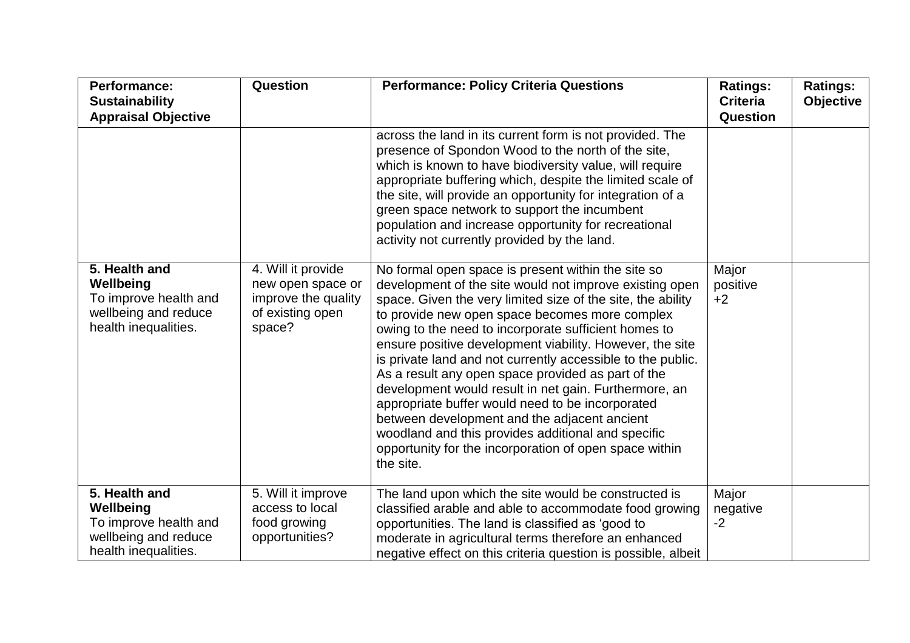| Performance: Sustainability Appraisal Objective | Question | Performance: Policy Criteria Questions | Ratings: Criteria Question | Ratings: Objective |
| --- | --- | --- | --- | --- |
| | | across the land in its current form is not provided. The presence of Spondon Wood to the north of the site, which is known to have biodiversity value, will require appropriate buffering which, despite the limited scale of the site, will provide an opportunity for integration of a green space network to support the incumbent population and increase opportunity for recreational activity not currently provided by the land. | | |
| **5. Health and Wellbeing** To improve health and wellbeing and reduce health inequalities. | 4. Will it provide new open space or improve the quality of existing open space? | No formal open space is present within the site so development of the site would not improve existing open space. Given the very limited size of the site, the ability to provide new open space becomes more complex owing to the need to incorporate sufficient homes to ensure positive development viability. However, the site is private land and not currently accessible to the public. As a result any open space provided as part of the development would result in net gain. Furthermore, an appropriate buffer would need to be incorporated between development and the adjacent ancient woodland and this provides additional and specific opportunity for the incorporation of open space within the site. | Major positive +2 | |
| **5. Health and Wellbeing** To improve health and wellbeing and reduce health inequalities. | 5. Will it improve access to local food growing opportunities? | The land upon which the site would be constructed is classified arable and able to accommodate food growing opportunities. The land is classified as 'good to moderate in agricultural terms therefore an enhanced negative effect on this criteria question is possible, albeit | Major negative -2 | |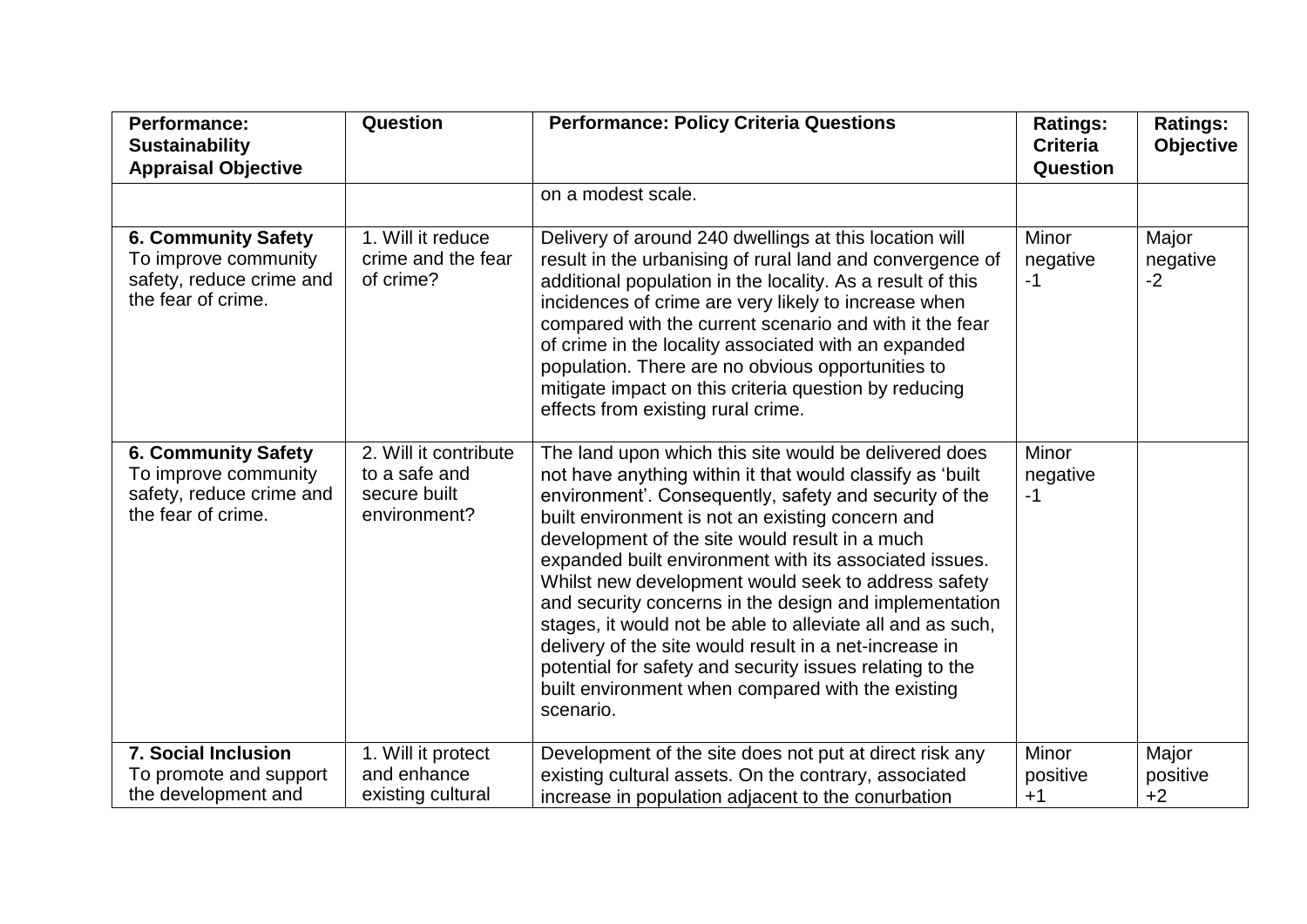| Performance: Sustainability Appraisal Objective | Question | Performance: Policy Criteria Questions | Ratings: Criteria Question | Ratings: Objective |
|---|---|---|---|---|
| | | on a modest scale. | | |
| **6. Community Safety** To improve community safety, reduce crime and the fear of crime. | 1. Will it reduce crime and the fear of crime? | Delivery of around 240 dwellings at this location will result in the urbanising of rural land and convergence of additional population in the locality. As a result of this incidences of crime are very likely to increase when compared with the current scenario and with it the fear of crime in the locality associated with an expanded population. There are no obvious opportunities to mitigate impact on this criteria question by reducing effects from existing rural crime. | Minor negative -1 | Major negative -2 |
| **6. Community Safety** To improve community safety, reduce crime and the fear of crime. | 2. Will it contribute to a safe and secure built environment? | The land upon which this site would be delivered does not have anything within it that would classify as 'built environment'. Consequently, safety and security of the built environment is not an existing concern and development of the site would result in a much expanded built environment with its associated issues. Whilst new development would seek to address safety and security concerns in the design and implementation stages, it would not be able to alleviate all and as such, delivery of the site would result in a net-increase in potential for safety and security issues relating to the built environment when compared with the existing scenario. | Minor negative -1 | |
| **7. Social Inclusion** To promote and support the development and | 1. Will it protect and enhance existing cultural | Development of the site does not put at direct risk any existing cultural assets. On the contrary, associated increase in population adjacent to the conurbation | Minor positive +1 | Major positive +2 |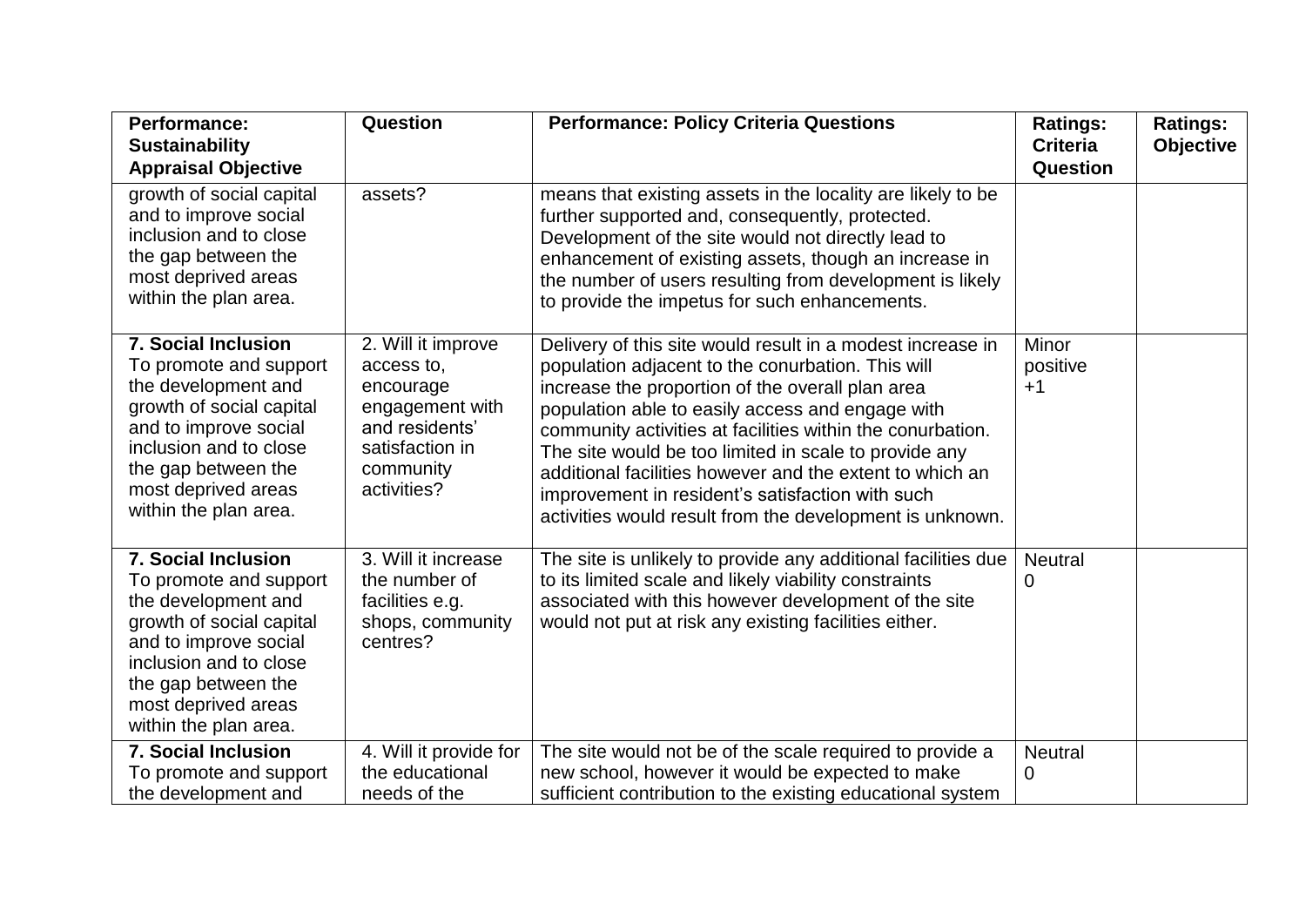| Performance: Sustainability Appraisal Objective | Question | Performance: Policy Criteria Questions | Ratings: Criteria Question | Ratings: Objective |
|---|---|---|---|---|
| growth of social capital and to improve social inclusion and to close the gap between the most deprived areas within the plan area. | assets? | means that existing assets in the locality are likely to be further supported and, consequently, protected. Development of the site would not directly lead to enhancement of existing assets, though an increase in the number of users resulting from development is likely to provide the impetus for such enhancements. | | |
| **7. Social Inclusion** To promote and support the development and growth of social capital and to improve social inclusion and to close the gap between the most deprived areas within the plan area. | 2. Will it improve access to, encourage engagement with and residents' satisfaction in community activities? | Delivery of this site would result in a modest increase in population adjacent to the conurbation. This will increase the proportion of the overall plan area population able to easily access and engage with community activities at facilities within the conurbation. The site would be too limited in scale to provide any additional facilities however and the extent to which an improvement in resident's satisfaction with such activities would result from the development is unknown. | Minor positive +1 | |
| **7. Social Inclusion** To promote and support the development and growth of social capital and to improve social inclusion and to close the gap between the most deprived areas within the plan area. | 3. Will it increase the number of facilities e.g. shops, community centres? | The site is unlikely to provide any additional facilities due to its limited scale and likely viability constraints associated with this however development of the site would not put at risk any existing facilities either. | Neutral 0 | |
| **7. Social Inclusion** To promote and support the development and | 4. Will it provide for the educational needs of the | The site would not be of the scale required to provide a new school, however it would be expected to make sufficient contribution to the existing educational system | Neutral 0 | |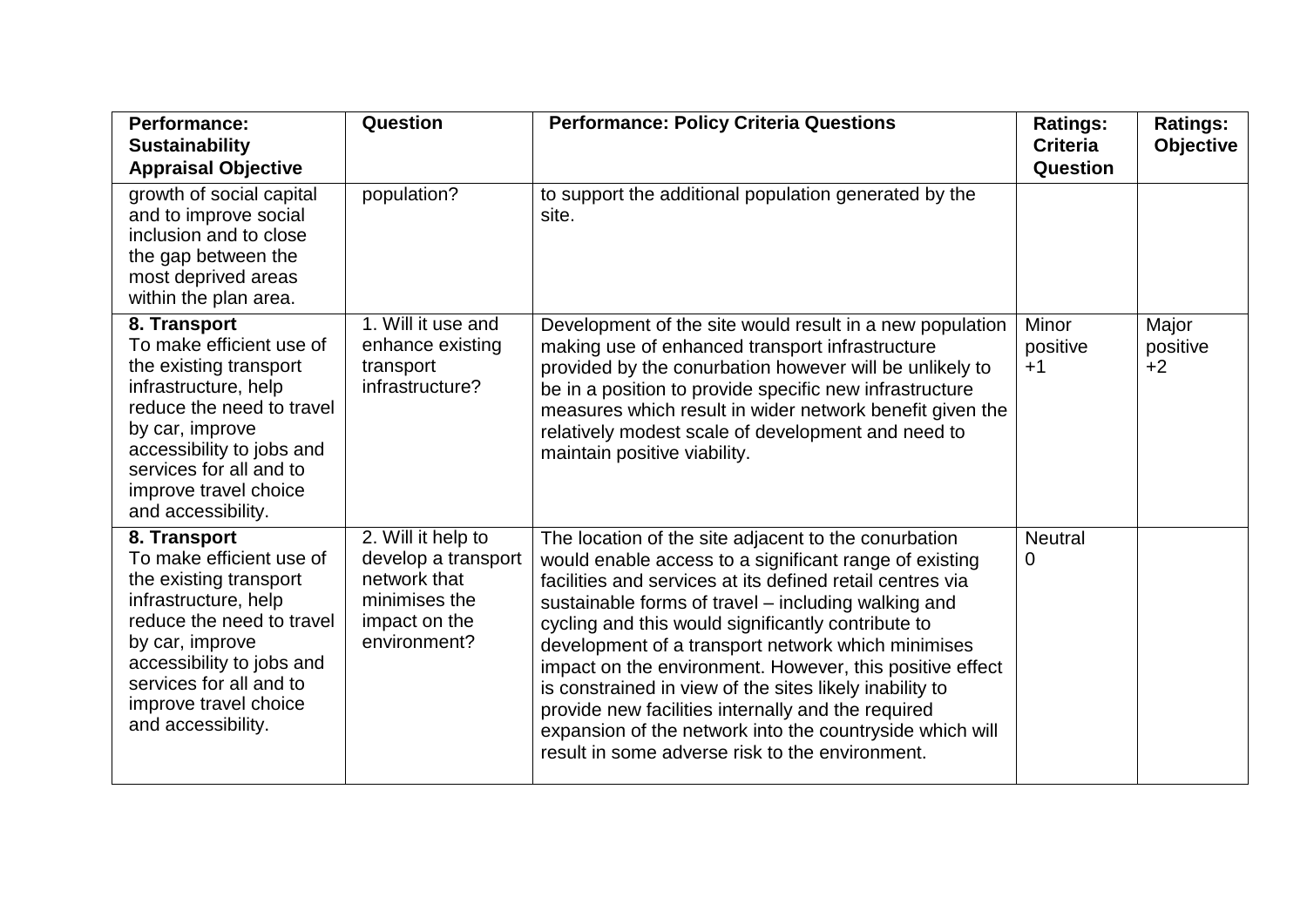| **Performance: Sustainability Appraisal Objective** | **Question** | **Performance: Policy Criteria Questions** | **Ratings: Criteria Question** | **Ratings: Objective** |
|---|---|---|---|---|
| growth of social capital and to improve social inclusion and to close the gap between the most deprived areas within the plan area. | population? | to support the additional population generated by the site. | | |
| **8. Transport** To make efficient use of the existing transport infrastructure, help reduce the need to travel by car, improve accessibility to jobs and services for all and to improve travel choice and accessibility. | 1. Will it use and enhance existing transport infrastructure? | Development of the site would result in a new population making use of enhanced transport infrastructure provided by the conurbation however will be unlikely to be in a position to provide specific new infrastructure measures which result in wider network benefit given the relatively modest scale of development and need to maintain positive viability. | Minor positive +1 | Major positive +2 |
| **8. Transport** To make efficient use of the existing transport infrastructure, help reduce the need to travel by car, improve accessibility to jobs and services for all and to improve travel choice and accessibility. | 2. Will it help to develop a transport network that minimises the impact on the environment? | The location of the site adjacent to the conurbation would enable access to a significant range of existing facilities and services at its defined retail centres via sustainable forms of travel – including walking and cycling and this would significantly contribute to development of a transport network which minimises impact on the environment. However, this positive effect is constrained in view of the sites likely inability to provide new facilities internally and the required expansion of the network into the countryside which will result in some adverse risk to the environment. | Neutral 0 | |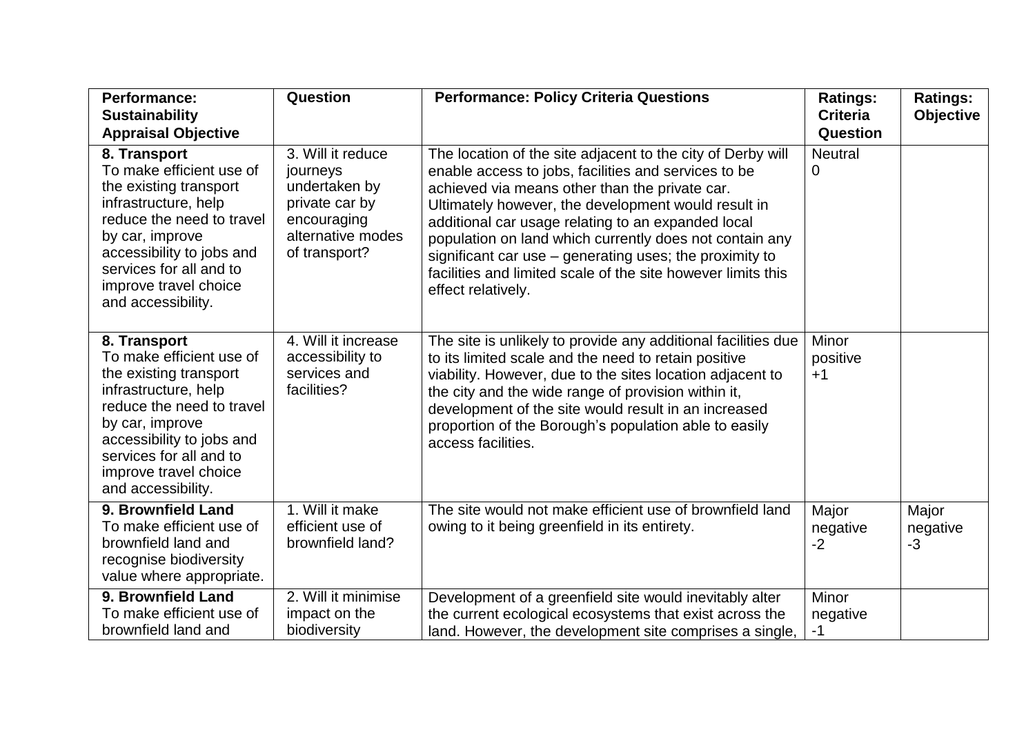| Performance: Sustainability Appraisal Objective | Question | Performance: Policy Criteria Questions | Ratings: Criteria Question | Ratings: Objective |
|---|---|---|---|---|
| **8. Transport** To make efficient use of the existing transport infrastructure, help reduce the need to travel by car, improve accessibility to jobs and services for all and to improve travel choice and accessibility. | 3. Will it reduce journeys undertaken by private car by encouraging alternative modes of transport? | The location of the site adjacent to the city of Derby will enable access to jobs, facilities and services to be achieved via means other than the private car. Ultimately however, the development would result in additional car usage relating to an expanded local population on land which currently does not contain any significant car use – generating uses; the proximity to facilities and limited scale of the site however limits this effect relatively. | Neutral 0 | |
| **8. Transport** To make efficient use of the existing transport infrastructure, help reduce the need to travel by car, improve accessibility to jobs and services for all and to improve travel choice and accessibility. | 4. Will it increase accessibility to services and facilities? | The site is unlikely to provide any additional facilities due to its limited scale and the need to retain positive viability. However, due to the sites location adjacent to the city and the wide range of provision within it, development of the site would result in an increased proportion of the Borough's population able to easily access facilities. | Minor positive +1 | |
| **9. Brownfield Land** To make efficient use of brownfield land and recognise biodiversity value where appropriate. | 1. Will it make efficient use of brownfield land? | The site would not make efficient use of brownfield land owing to it being greenfield in its entirety. | Major negative -2 | Major negative -3 |
| **9. Brownfield Land** To make efficient use of brownfield land and | 2. Will it minimise impact on the biodiversity | Development of a greenfield site would inevitably alter the current ecological ecosystems that exist across the land. However, the development site comprises a single, | Minor negative -1 | |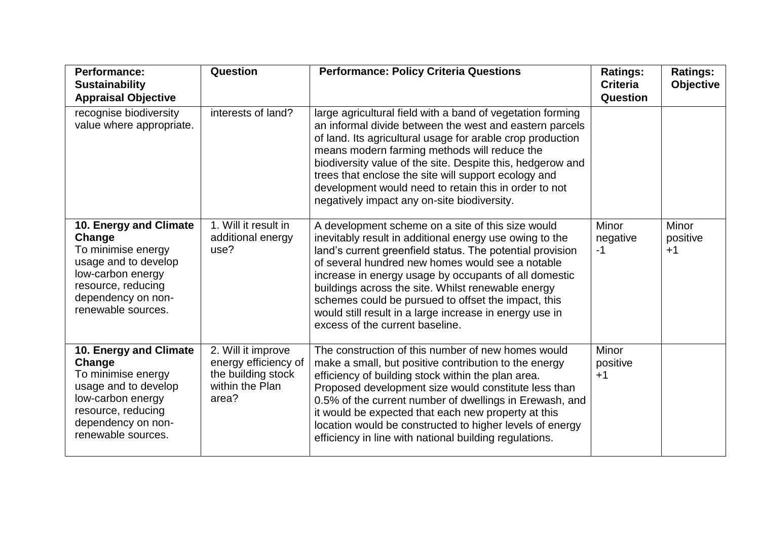| Performance: Sustainability Appraisal Objective | Question | Performance: Policy Criteria Questions | Ratings: Criteria Question | Ratings: Objective |
|---|---|---|---|---|
| recognise biodiversity value where appropriate. | interests of land? | large agricultural field with a band of vegetation forming an informal divide between the west and eastern parcels of land. Its agricultural usage for arable crop production means modern farming methods will reduce the biodiversity value of the site. Despite this, hedgerow and trees that enclose the site will support ecology and development would need to retain this in order to not negatively impact any on-site biodiversity. | | |
| **10. Energy and Climate Change** To minimise energy usage and to develop low-carbon energy resource, reducing dependency on non-renewable sources. | 1. Will it result in additional energy use? | A development scheme on a site of this size would inevitably result in additional energy use owing to the land's current greenfield status. The potential provision of several hundred new homes would see a notable increase in energy usage by occupants of all domestic buildings across the site. Whilst renewable energy schemes could be pursued to offset the impact, this would still result in a large increase in energy use in excess of the current baseline. | Minor negative -1 | Minor positive +1 |
| **10. Energy and Climate Change** To minimise energy usage and to develop low-carbon energy resource, reducing dependency on non-renewable sources. | 2. Will it improve energy efficiency of the building stock within the Plan area? | The construction of this number of new homes would make a small, but positive contribution to the energy efficiency of building stock within the plan area. Proposed development size would constitute less than 0.5% of the current number of dwellings in Erewash, and it would be expected that each new property at this location would be constructed to higher levels of energy efficiency in line with national building regulations. | Minor positive +1 | |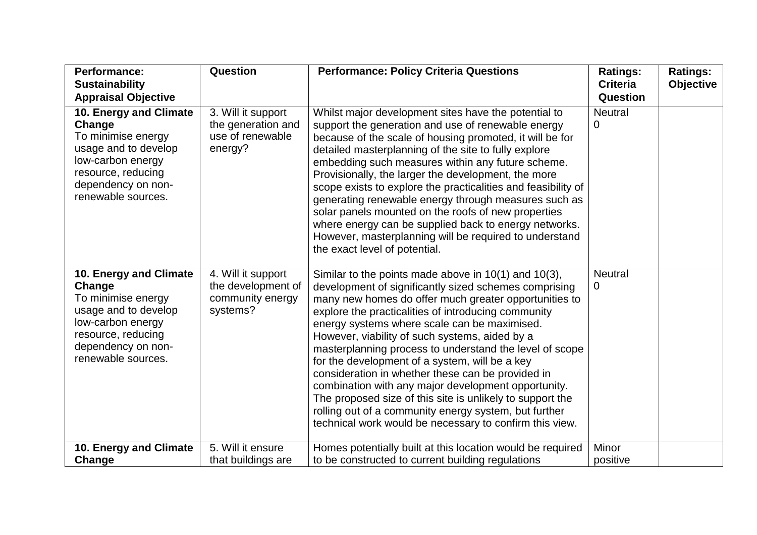| Performance: Sustainability Appraisal Objective | Question | Performance: Policy Criteria Questions | Ratings: Criteria Question | Ratings: Objective |
|---|---|---|---|---|
| **10. Energy and Climate Change** To minimise energy usage and to develop low-carbon energy resource, reducing dependency on non-renewable sources. | 3. Will it support the generation and use of renewable energy? | Whilst major development sites have the potential to support the generation and use of renewable energy because of the scale of housing promoted, it will be for detailed masterplanning of the site to fully explore embedding such measures within any future scheme. Provisionally, the larger the development, the more scope exists to explore the practicalities and feasibility of generating renewable energy through measures such as solar panels mounted on the roofs of new properties where energy can be supplied back to energy networks. However, masterplanning will be required to understand the exact level of potential. | Neutral 0 | |
| **10. Energy and Climate Change** To minimise energy usage and to develop low-carbon energy resource, reducing dependency on non-renewable sources. | 4. Will it support the development of community energy systems? | Similar to the points made above in 10(1) and 10(3), development of significantly sized schemes comprising many new homes do offer much greater opportunities to explore the practicalities of introducing community energy systems where scale can be maximised. However, viability of such systems, aided by a masterplanning process to understand the level of scope for the development of a system, will be a key consideration in whether these can be provided in combination with any major development opportunity. The proposed size of this site is unlikely to support the rolling out of a community energy system, but further technical work would be necessary to confirm this view. | Neutral 0 | |
| **10. Energy and Climate Change** | 5. Will it ensure that buildings are | Homes potentially built at this location would be required to be constructed to current building regulations | Minor positive | |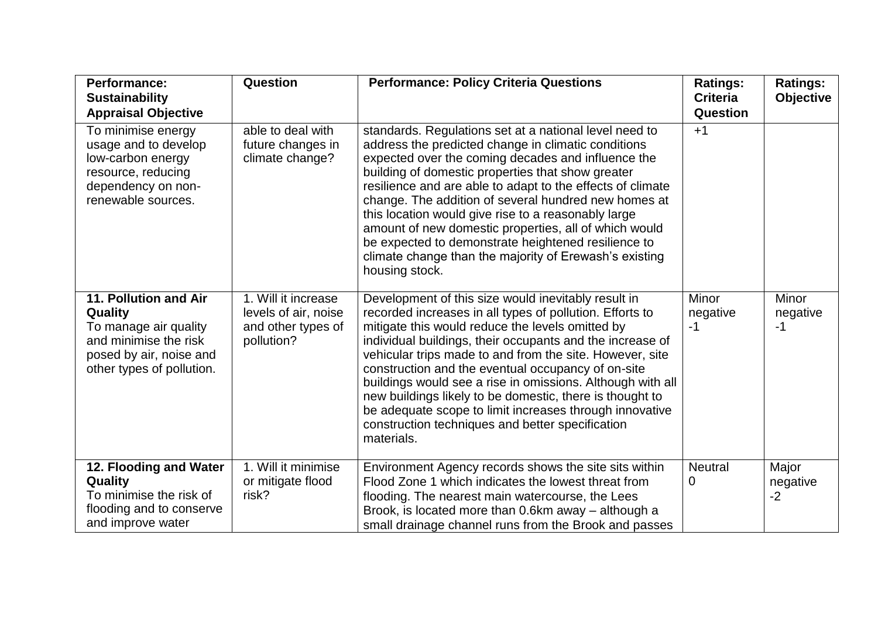| Performance: Sustainability Appraisal Objective | Question | Performance: Policy Criteria Questions | Ratings: Criteria Question | Ratings: Objective |
|---|---|---|---|---|
| To minimise energy usage and to develop low-carbon energy resource, reducing dependency on non-renewable sources. | able to deal with future changes in climate change? | standards. Regulations set at a national level need to address the predicted change in climatic conditions expected over the coming decades and influence the building of domestic properties that show greater resilience and are able to adapt to the effects of climate change. The addition of several hundred new homes at this location would give rise to a reasonably large amount of new domestic properties, all of which would be expected to demonstrate heightened resilience to climate change than the majority of Erewash's existing housing stock. | +1 | |
| **11. Pollution and Air Quality** To manage air quality and minimise the risk posed by air, noise and other types of pollution. | 1. Will it increase levels of air, noise and other types of pollution? | Development of this size would inevitably result in recorded increases in all types of pollution. Efforts to mitigate this would reduce the levels omitted by individual buildings, their occupants and the increase of vehicular trips made to and from the site. However, site construction and the eventual occupancy of on-site buildings would see a rise in omissions. Although with all new buildings likely to be domestic, there is thought to be adequate scope to limit increases through innovative construction techniques and better specification materials. | Minor negative -1 | Minor negative -1 |
| **12. Flooding and Water Quality** To minimise the risk of flooding and to conserve and improve water | 1. Will it minimise or mitigate flood risk? | Environment Agency records shows the site sits within Flood Zone 1 which indicates the lowest threat from flooding. The nearest main watercourse, the Lees Brook, is located more than 0.6km away – although a small drainage channel runs from the Brook and passes | Neutral 0 | Major negative -2 |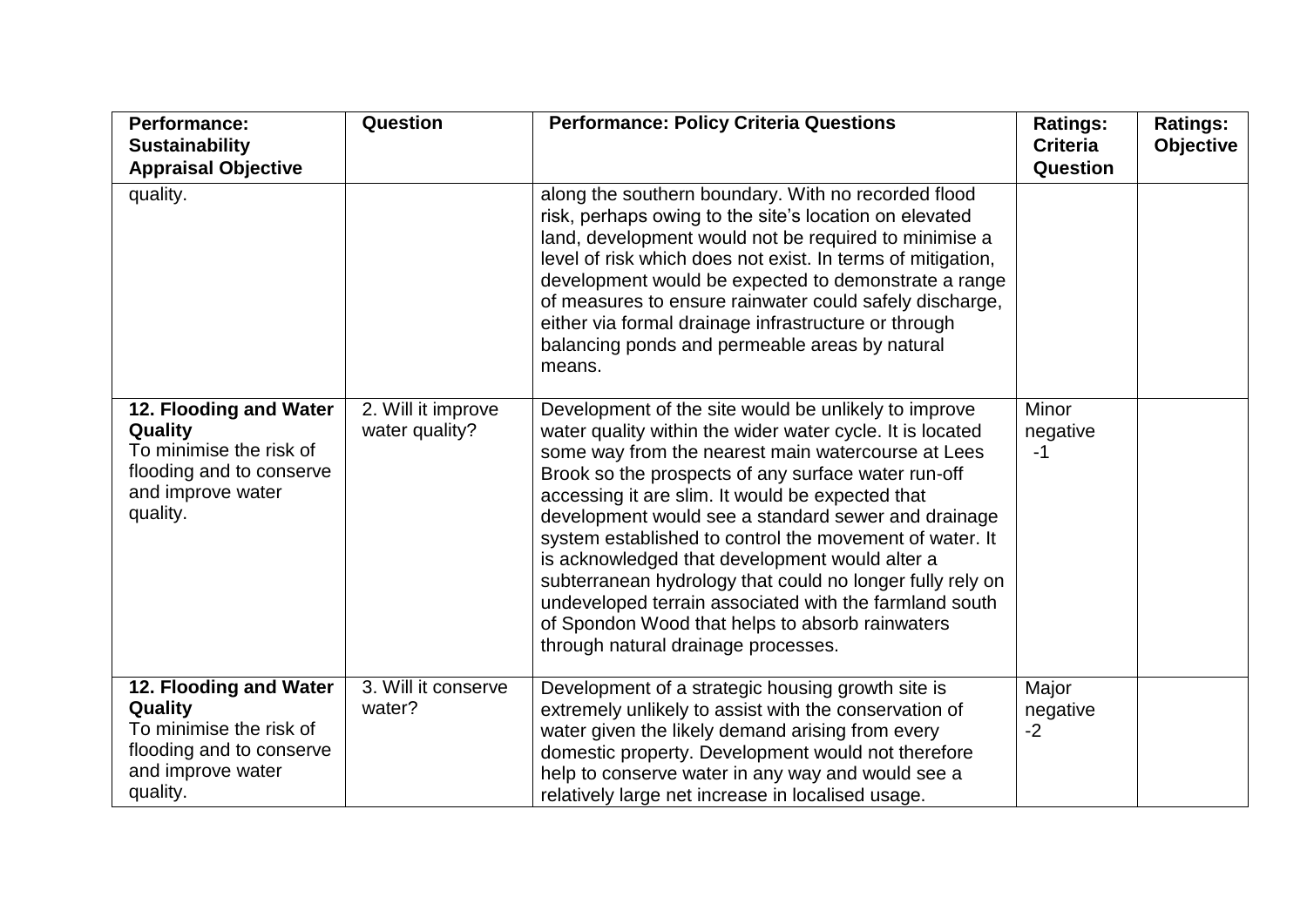| Performance: Sustainability Appraisal Objective | Question | Performance: Policy Criteria Questions | Ratings: Criteria Question | Ratings: Objective |
|---|---|---|---|---|
| quality. | | along the southern boundary. With no recorded flood risk, perhaps owing to the site's location on elevated land, development would not be required to minimise a level of risk which does not exist. In terms of mitigation, development would be expected to demonstrate a range of measures to ensure rainwater could safely discharge, either via formal drainage infrastructure or through balancing ponds and permeable areas by natural means. | | |
| **12. Flooding and Water Quality** To minimise the risk of flooding and to conserve and improve water quality. | 2. Will it improve water quality? | Development of the site would be unlikely to improve water quality within the wider water cycle. It is located some way from the nearest main watercourse at Lees Brook so the prospects of any surface water run-off accessing it are slim. It would be expected that development would see a standard sewer and drainage system established to control the movement of water. It is acknowledged that development would alter a subterranean hydrology that could no longer fully rely on undeveloped terrain associated with the farmland south of Spondon Wood that helps to absorb rainwaters through natural drainage processes. | Minor negative -1 | |
| **12. Flooding and Water Quality** To minimise the risk of flooding and to conserve and improve water quality. | 3. Will it conserve water? | Development of a strategic housing growth site is extremely unlikely to assist with the conservation of water given the likely demand arising from every domestic property. Development would not therefore help to conserve water in any way and would see a relatively large net increase in localised usage. | Major negative -2 | |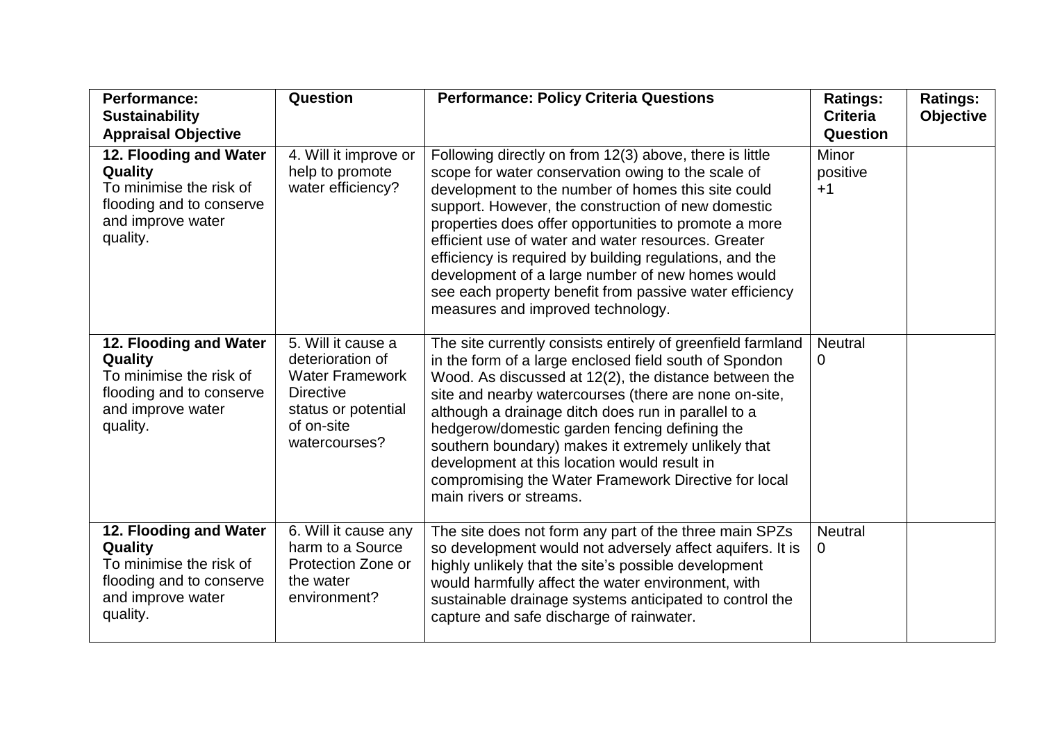| Performance: Sustainability Appraisal Objective | Question | Performance: Policy Criteria Questions | Ratings: Criteria Question | Ratings: Objective |
|---|---|---|---|---|
| **12. Flooding and Water Quality** To minimise the risk of flooding and to conserve and improve water quality. | 4. Will it improve or help to promote water efficiency? | Following directly on from 12(3) above, there is little scope for water conservation owing to the scale of development to the number of homes this site could support. However, the construction of new domestic properties does offer opportunities to promote a more efficient use of water and water resources. Greater efficiency is required by building regulations, and the development of a large number of new homes would see each property benefit from passive water efficiency measures and improved technology. | Minor positive +1 | |
| **12. Flooding and Water Quality** To minimise the risk of flooding and to conserve and improve water quality. | 5. Will it cause a deterioration of Water Framework Directive status or potential of on-site watercourses? | The site currently consists entirely of greenfield farmland in the form of a large enclosed field south of Spondon Wood. As discussed at 12(2), the distance between the site and nearby watercourses (there are none on-site, although a drainage ditch does run in parallel to a hedgerow/domestic garden fencing defining the southern boundary) makes it extremely unlikely that development at this location would result in compromising the Water Framework Directive for local main rivers or streams. | Neutral 0 | |
| **12. Flooding and Water Quality** To minimise the risk of flooding and to conserve and improve water quality. | 6. Will it cause any harm to a Source Protection Zone or the water environment? | The site does not form any part of the three main SPZs so development would not adversely affect aquifers. It is highly unlikely that the site's possible development would harmfully affect the water environment, with sustainable drainage systems anticipated to control the capture and safe discharge of rainwater. | Neutral 0 | |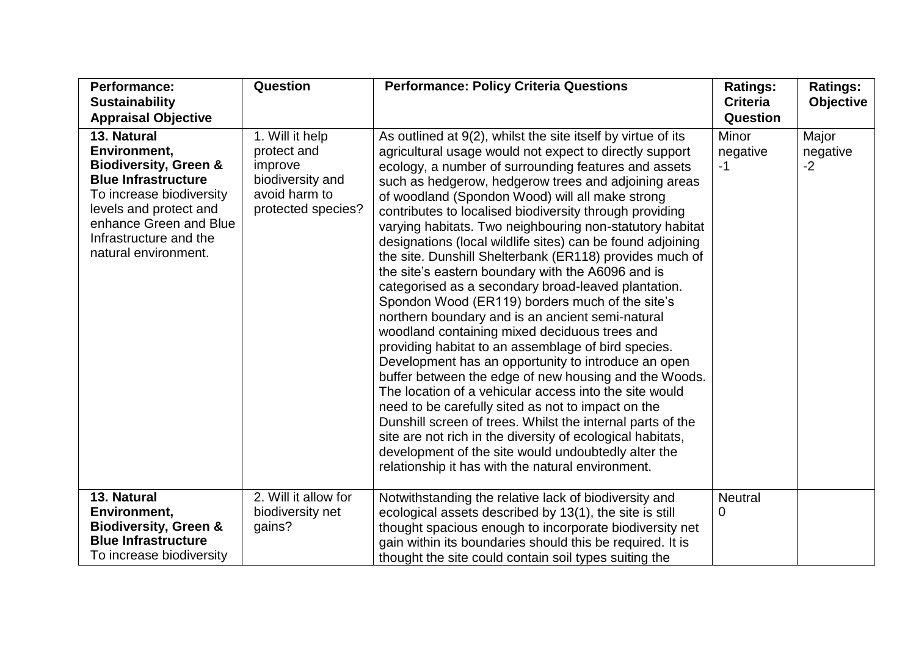| Performance: Sustainability Appraisal Objective | Question | Performance: Policy Criteria Questions | Ratings: Criteria Question | Ratings: Objective |
|---|---|---|---|---|
| **13. Natural Environment, Biodiversity, Green & Blue Infrastructure** To increase biodiversity levels and protect and enhance Green and Blue Infrastructure and the natural environment. | 1. Will it help protect and improve biodiversity and avoid harm to protected species? | As outlined at 9(2), whilst the site itself by virtue of its agricultural usage would not expect to directly support ecology, a number of surrounding features and assets such as hedgerow, hedgerow trees and adjoining areas of woodland (Spondon Wood) will all make strong contributes to localised biodiversity through providing varying habitats. Two neighbouring non-statutory habitat designations (local wildlife sites) can be found adjoining the site. Dunshill Shelterbank (ER118) provides much of the site's eastern boundary with the A6096 and is categorised as a secondary broad-leaved plantation. Spondon Wood (ER119) borders much of the site's northern boundary and is an ancient semi-natural woodland containing mixed deciduous trees and providing habitat to an assemblage of bird species. Development has an opportunity to introduce an open buffer between the edge of new housing and the Woods. The location of a vehicular access into the site would need to be carefully sited as not to impact on the Dunshill screen of trees. Whilst the internal parts of the site are not rich in the diversity of ecological habitats, development of the site would undoubtedly alter the relationship it has with the natural environment. | Minor negative -1 | Major negative -2 |
| **13. Natural Environment, Biodiversity, Green & Blue Infrastructure** To increase biodiversity | 2. Will it allow for biodiversity net gains? | Notwithstanding the relative lack of biodiversity and ecological assets described by 13(1), the site is still thought spacious enough to incorporate biodiversity net gain within its boundaries should this be required. It is thought the site could contain soil types suiting the | Neutral 0 | |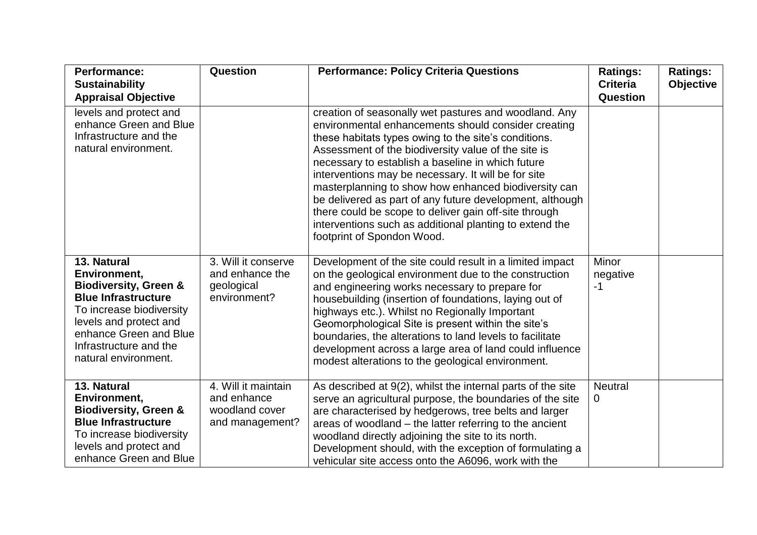| **Performance: Sustainability Appraisal Objective** | **Question** | **Performance: Policy Criteria Questions** | **Ratings: Criteria Question** | **Ratings: Objective** |
|---|---|---|---|---|
| levels and protect and enhance Green and Blue Infrastructure and the natural environment. | | creation of seasonally wet pastures and woodland. Any environmental enhancements should consider creating these habitats types owing to the site's conditions. Assessment of the biodiversity value of the site is necessary to establish a baseline in which future interventions may be necessary. It will be for site masterplanning to show how enhanced biodiversity can be delivered as part of any future development, although there could be scope to deliver gain off-site through interventions such as additional planting to extend the footprint of Spondon Wood. | | |
| **13. Natural Environment, Biodiversity, Green & Blue Infrastructure** To increase biodiversity levels and protect and enhance Green and Blue Infrastructure and the natural environment. | 3. Will it conserve and enhance the geological environment? | Development of the site could result in a limited impact on the geological environment due to the construction and engineering works necessary to prepare for housebuilding (insertion of foundations, laying out of highways etc.). Whilst no Regionally Important Geomorphological Site is present within the site's boundaries, the alterations to land levels to facilitate development across a large area of land could influence modest alterations to the geological environment. | Minor negative -1 | |
| **13. Natural Environment, Biodiversity, Green & Blue Infrastructure** To increase biodiversity levels and protect and enhance Green and Blue | 4. Will it maintain and enhance woodland cover and management? | As described at 9(2), whilst the internal parts of the site serve an agricultural purpose, the boundaries of the site are characterised by hedgerows, tree belts and larger areas of woodland – the latter referring to the ancient woodland directly adjoining the site to its north. Development should, with the exception of formulating a vehicular site access onto the A6096, work with the | Neutral 0 | |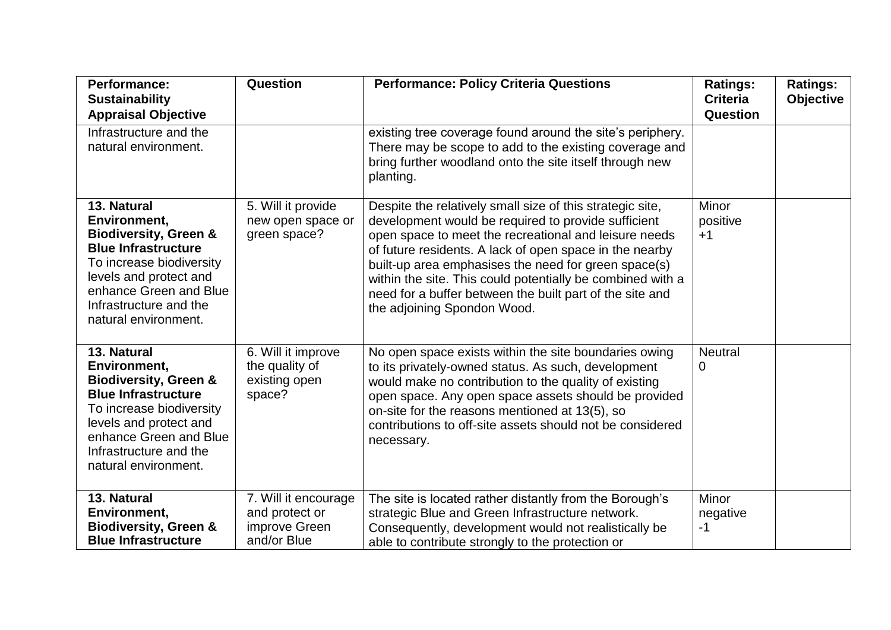| **Performance: Sustainability Appraisal Objective** | **Question** | **Performance: Policy Criteria Questions** | **Ratings: Criteria Question** | **Ratings: Objective** |
|---|---|---|---|---|
| Infrastructure and the natural environment. | | existing tree coverage found around the site's periphery. There may be scope to add to the existing coverage and bring further woodland onto the site itself through new planting. | | |
| **13. Natural Environment, Biodiversity, Green & Blue Infrastructure** To increase biodiversity levels and protect and enhance Green and Blue Infrastructure and the natural environment. | 5. Will it provide new open space or green space? | Despite the relatively small size of this strategic site, development would be required to provide sufficient open space to meet the recreational and leisure needs of future residents. A lack of open space in the nearby built-up area emphasises the need for green space(s) within the site. This could potentially be combined with a need for a buffer between the built part of the site and the adjoining Spondon Wood. | Minor positive +1 | |
| **13. Natural Environment, Biodiversity, Green & Blue Infrastructure** To increase biodiversity levels and protect and enhance Green and Blue Infrastructure and the natural environment. | 6. Will it improve the quality of existing open space? | No open space exists within the site boundaries owing to its privately-owned status. As such, development would make no contribution to the quality of existing open space. Any open space assets should be provided on-site for the reasons mentioned at 13(5), so contributions to off-site assets should not be considered necessary. | Neutral 0 | |
| **13. Natural Environment, Biodiversity, Green & Blue Infrastructure** | 7. Will it encourage and protect or improve Green and/or Blue | The site is located rather distantly from the Borough's strategic Blue and Green Infrastructure network. Consequently, development would not realistically be able to contribute strongly to the protection or | Minor negative -1 | |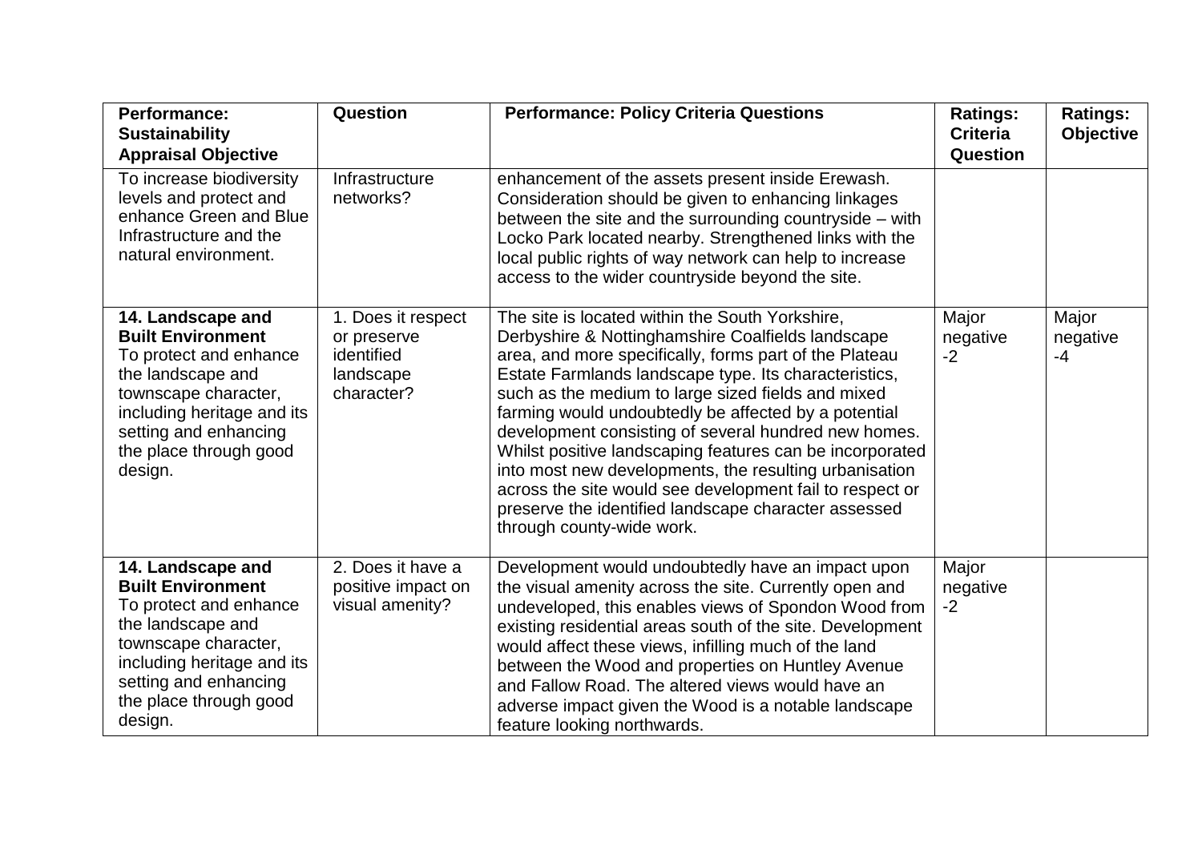| **Performance: Sustainability Appraisal Objective** | **Question** | **Performance: Policy Criteria Questions** | **Ratings: Criteria Question** | **Ratings: Objective** |
|---|---|---|---|---|
| To increase biodiversity levels and protect and enhance Green and Blue Infrastructure and the natural environment. | Infrastructure networks? | enhancement of the assets present inside Erewash. Consideration should be given to enhancing linkages between the site and the surrounding countryside – with Locko Park located nearby. Strengthened links with the local public rights of way network can help to increase access to the wider countryside beyond the site. | | |
| **14. Landscape and Built Environment** To protect and enhance the landscape and townscape character, including heritage and its setting and enhancing the place through good design. | 1. Does it respect or preserve identified landscape character? | The site is located within the South Yorkshire, Derbyshire & Nottinghamshire Coalfields landscape area, and more specifically, forms part of the Plateau Estate Farmlands landscape type. Its characteristics, such as the medium to large sized fields and mixed farming would undoubtedly be affected by a potential development consisting of several hundred new homes. Whilst positive landscaping features can be incorporated into most new developments, the resulting urbanisation across the site would see development fail to respect or preserve the identified landscape character assessed through county-wide work. | Major negative -2 | Major negative -4 |
| **14. Landscape and Built Environment** To protect and enhance the landscape and townscape character, including heritage and its setting and enhancing the place through good design. | 2. Does it have a positive impact on visual amenity? | Development would undoubtedly have an impact upon the visual amenity across the site. Currently open and undeveloped, this enables views of Spondon Wood from existing residential areas south of the site. Development would affect these views, infilling much of the land between the Wood and properties on Huntley Avenue and Fallow Road. The altered views would have an adverse impact given the Wood is a notable landscape feature looking northwards. | Major negative -2 | |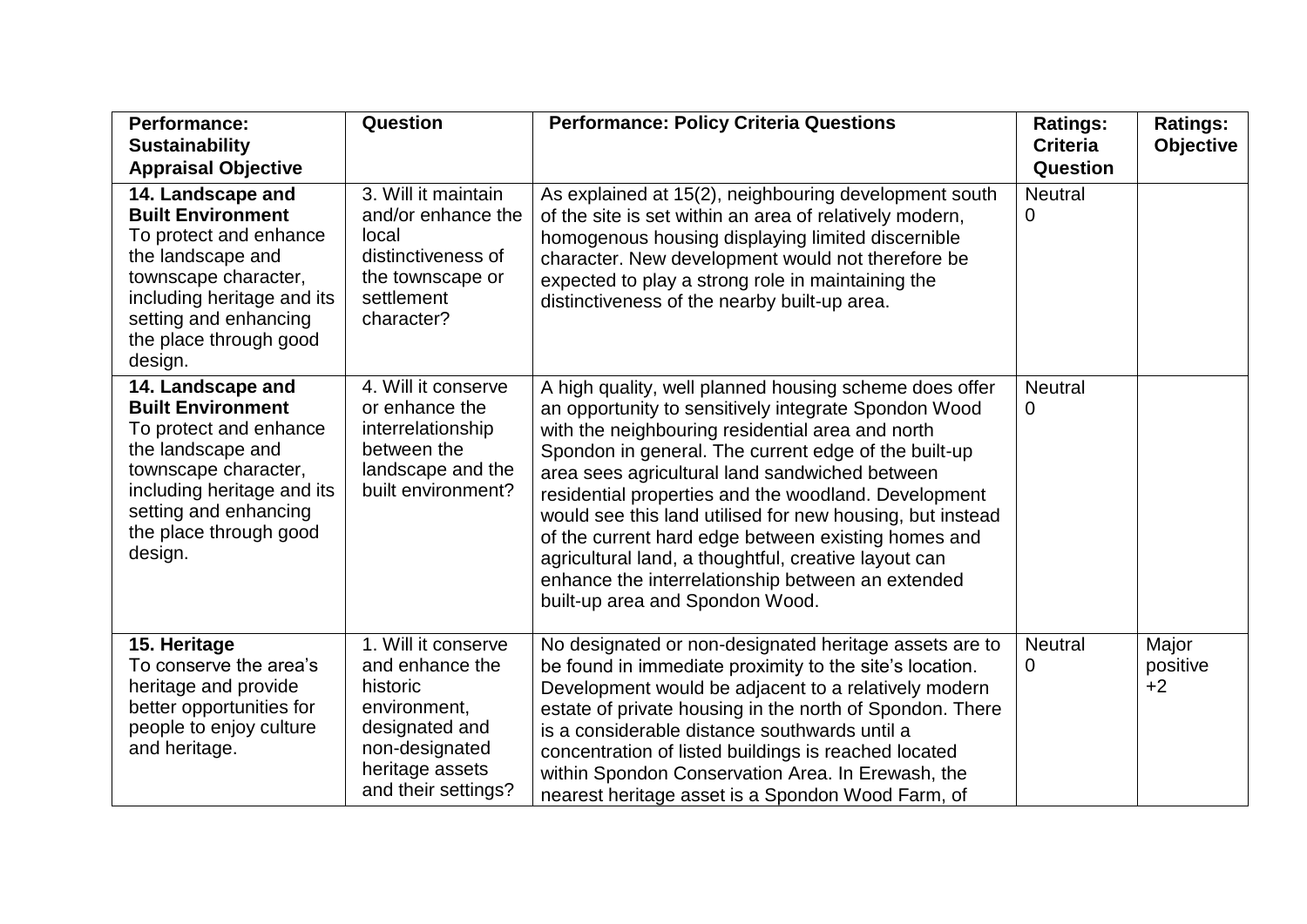| Performance: Sustainability Appraisal Objective | Question | Performance: Policy Criteria Questions | Ratings: Criteria Question | Ratings: Objective |
|---|---|---|---|---|
| **14. Landscape and Built Environment** To protect and enhance the landscape and townscape character, including heritage and its setting and enhancing the place through good design. | 3. Will it maintain and/or enhance the local distinctiveness of the townscape or settlement character? | As explained at 15(2), neighbouring development south of the site is set within an area of relatively modern, homogenous housing displaying limited discernible character. New development would not therefore be expected to play a strong role in maintaining the distinctiveness of the nearby built-up area. | Neutral 0 | |
| **14. Landscape and Built Environment** To protect and enhance the landscape and townscape character, including heritage and its setting and enhancing the place through good design. | 4. Will it conserve or enhance the interrelationship between the landscape and the built environment? | A high quality, well planned housing scheme does offer an opportunity to sensitively integrate Spondon Wood with the neighbouring residential area and north Spondon in general. The current edge of the built-up area sees agricultural land sandwiched between residential properties and the woodland. Development would see this land utilised for new housing, but instead of the current hard edge between existing homes and agricultural land, a thoughtful, creative layout can enhance the interrelationship between an extended built-up area and Spondon Wood. | Neutral 0 | |
| **15. Heritage** To conserve the area's heritage and provide better opportunities for people to enjoy culture and heritage. | 1. Will it conserve and enhance the historic environment, designated and non-designated heritage assets and their settings? | No designated or non-designated heritage assets are to be found in immediate proximity to the site's location. Development would be adjacent to a relatively modern estate of private housing in the north of Spondon. There is a considerable distance southwards until a concentration of listed buildings is reached located within Spondon Conservation Area. In Erewash, the nearest heritage asset is a Spondon Wood Farm, of | Neutral 0 | Major positive +2 |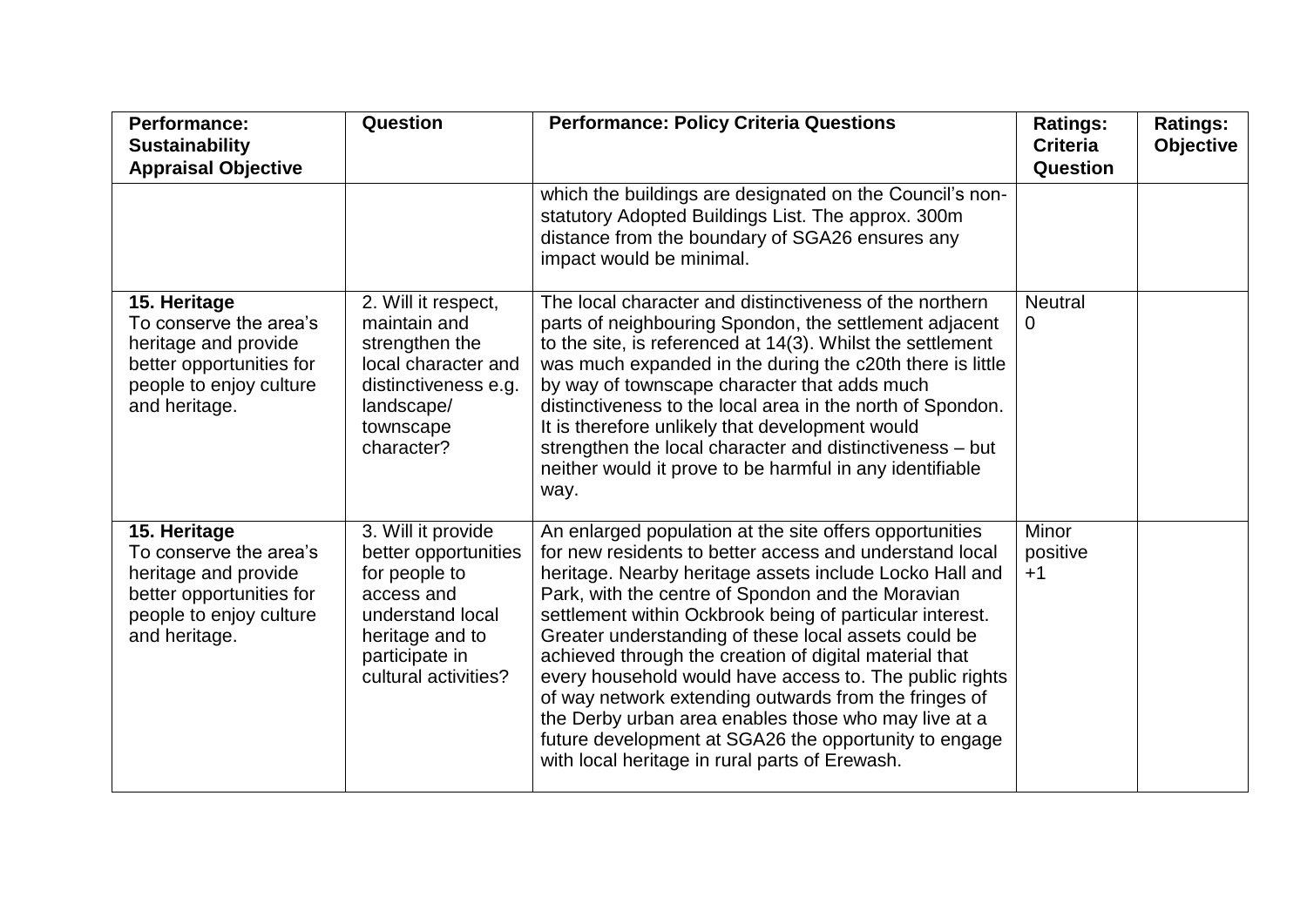| Performance: Sustainability Appraisal Objective | Question | Performance: Policy Criteria Questions | Ratings: Criteria Question | Ratings: Objective |
|---|---|---|---|---|
| | | which the buildings are designated on the Council's non-statutory Adopted Buildings List. The approx. 300m distance from the boundary of SGA26 ensures any impact would be minimal. | | |
| **15. Heritage** To conserve the area's heritage and provide better opportunities for people to enjoy culture and heritage. | 2. Will it respect, maintain and strengthen the local character and distinctiveness e.g. landscape/ townscape character? | The local character and distinctiveness of the northern parts of neighbouring Spondon, the settlement adjacent to the site, is referenced at 14(3). Whilst the settlement was much expanded in the during the c20th there is little by way of townscape character that adds much distinctiveness to the local area in the north of Spondon. It is therefore unlikely that development would strengthen the local character and distinctiveness – but neither would it prove to be harmful in any identifiable way. | Neutral 0 | |
| **15. Heritage** To conserve the area's heritage and provide better opportunities for people to enjoy culture and heritage. | 3. Will it provide better opportunities for people to access and understand local heritage and to participate in cultural activities? | An enlarged population at the site offers opportunities for new residents to better access and understand local heritage. Nearby heritage assets include Locko Hall and Park, with the centre of Spondon and the Moravian settlement within Ockbrook being of particular interest. Greater understanding of these local assets could be achieved through the creation of digital material that every household would have access to. The public rights of way network extending outwards from the fringes of the Derby urban area enables those who may live at a future development at SGA26 the opportunity to engage with local heritage in rural parts of Erewash. | Minor positive +1 | |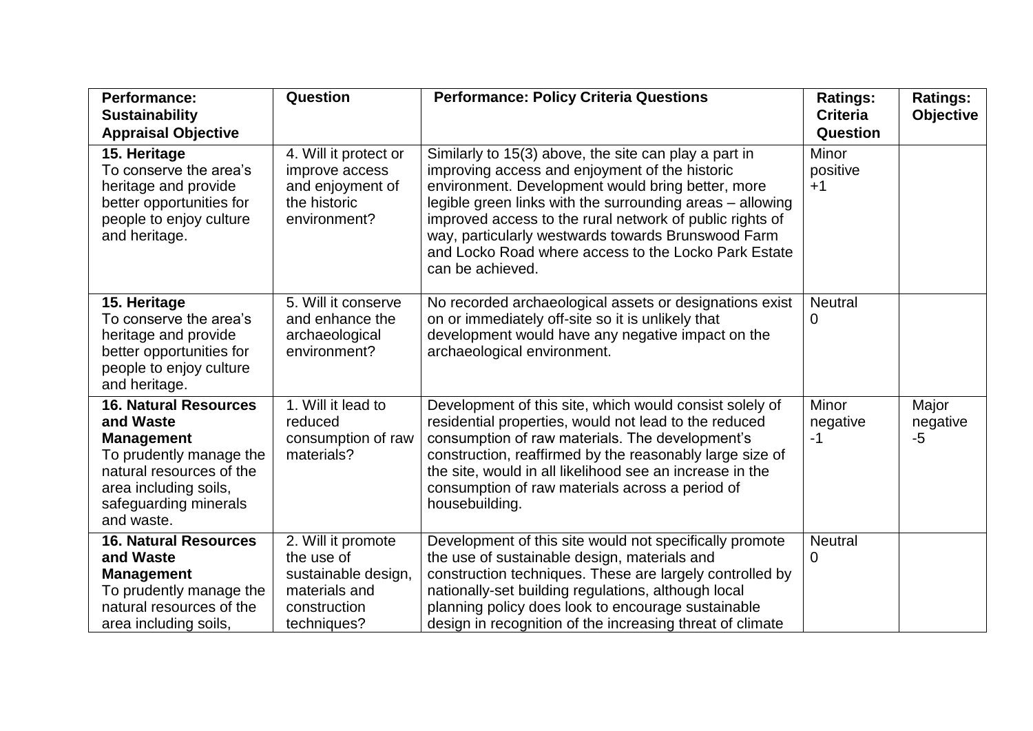| Performance: Sustainability Appraisal Objective | Question | Performance: Policy Criteria Questions | Ratings: Criteria Question | Ratings: Objective |
|---|---|---|---|---|
| **15. Heritage** To conserve the area's heritage and provide better opportunities for people to enjoy culture and heritage. | 4. Will it protect or improve access and enjoyment of the historic environment? | Similarly to 15(3) above, the site can play a part in improving access and enjoyment of the historic environment. Development would bring better, more legible green links with the surrounding areas – allowing improved access to the rural network of public rights of way, particularly westwards towards Brunswood Farm and Locko Road where access to the Locko Park Estate can be achieved. | Minor positive +1 | |
| **15. Heritage** To conserve the area's heritage and provide better opportunities for people to enjoy culture and heritage. | 5. Will it conserve and enhance the archaeological environment? | No recorded archaeological assets or designations exist on or immediately off-site so it is unlikely that development would have any negative impact on the archaeological environment. | Neutral 0 | |
| **16. Natural Resources and Waste Management** To prudently manage the natural resources of the area including soils, safeguarding minerals and waste. | 1. Will it lead to reduced consumption of raw materials? | Development of this site, which would consist solely of residential properties, would not lead to the reduced consumption of raw materials. The development's construction, reaffirmed by the reasonably large size of the site, would in all likelihood see an increase in the consumption of raw materials across a period of housebuilding. | Minor negative -1 | Major negative -5 |
| **16. Natural Resources and Waste Management** To prudently manage the natural resources of the area including soils, | 2. Will it promote the use of sustainable design, materials and construction techniques? | Development of this site would not specifically promote the use of sustainable design, materials and construction techniques. These are largely controlled by nationally-set building regulations, although local planning policy does look to encourage sustainable design in recognition of the increasing threat of climate | Neutral 0 | |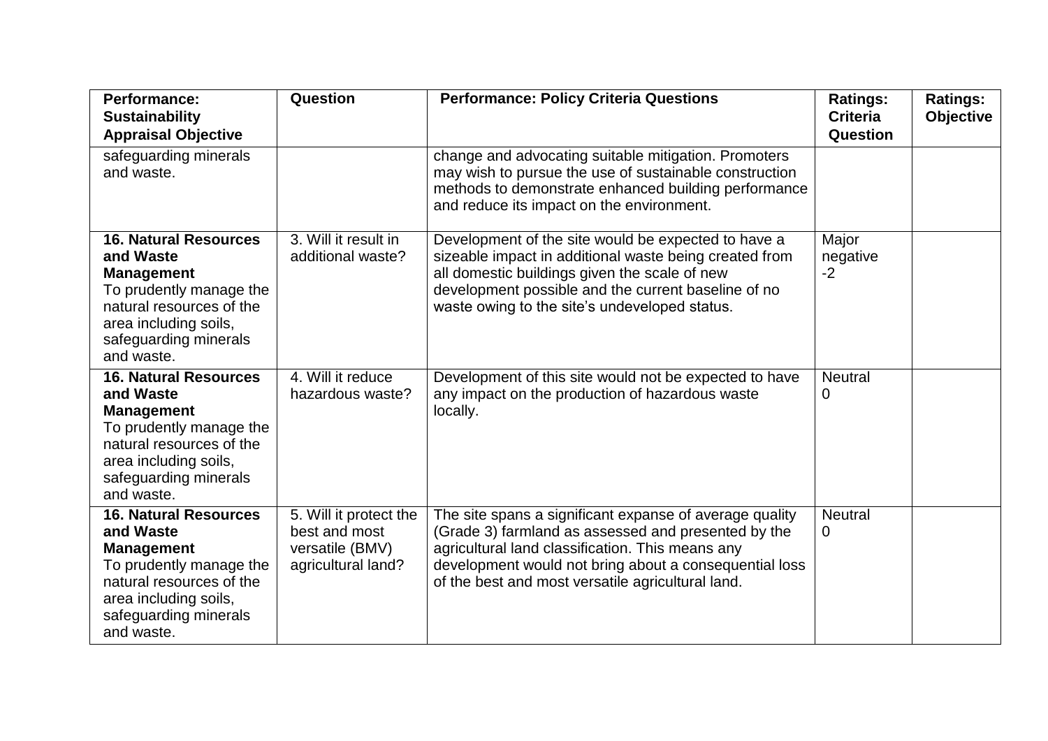| Performance: Sustainability Appraisal Objective | Question | Performance: Policy Criteria Questions | Ratings: Criteria Question | Ratings: Objective |
|---|---|---|---|---|
| safeguarding minerals and waste. | | change and advocating suitable mitigation. Promoters may wish to pursue the use of sustainable construction methods to demonstrate enhanced building performance and reduce its impact on the environment. | | |
| **16. Natural Resources and Waste Management** To prudently manage the natural resources of the area including soils, safeguarding minerals and waste. | 3. Will it result in additional waste? | Development of the site would be expected to have a sizeable impact in additional waste being created from all domestic buildings given the scale of new development possible and the current baseline of no waste owing to the site's undeveloped status. | Major negative -2 | |
| **16. Natural Resources and Waste Management** To prudently manage the natural resources of the area including soils, safeguarding minerals and waste. | 4. Will it reduce hazardous waste? | Development of this site would not be expected to have any impact on the production of hazardous waste locally. | Neutral 0 | |
| **16. Natural Resources and Waste Management** To prudently manage the natural resources of the area including soils, safeguarding minerals and waste. | 5. Will it protect the best and most versatile (BMV) agricultural land? | The site spans a significant expanse of average quality (Grade 3) farmland as assessed and presented by the agricultural land classification. This means any development would not bring about a consequential loss of the best and most versatile agricultural land. | Neutral 0 | |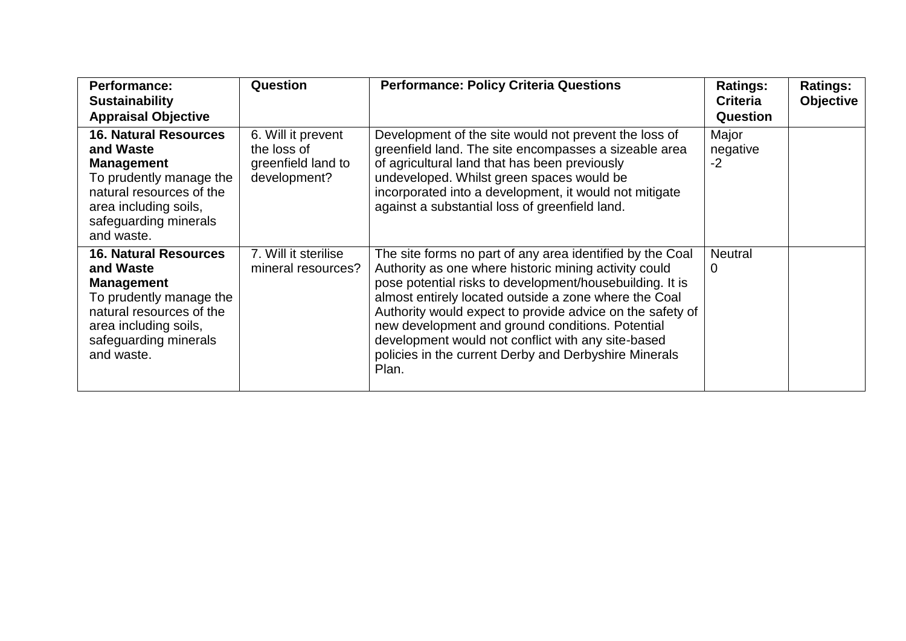| Performance: Sustainability Appraisal Objective | Question | Performance: Policy Criteria Questions | Ratings: Criteria Question | Ratings: Objective |
|---|---|---|---|---|
| **16. Natural Resources and Waste Management** To prudently manage the natural resources of the area including soils, safeguarding minerals and waste. | 6. Will it prevent the loss of greenfield land to development? | Development of the site would not prevent the loss of greenfield land. The site encompasses a sizeable area of agricultural land that has been previously undeveloped. Whilst green spaces would be incorporated into a development, it would not mitigate against a substantial loss of greenfield land. | Major negative -2 | |
| **16. Natural Resources and Waste Management** To prudently manage the natural resources of the area including soils, safeguarding minerals and waste. | 7. Will it sterilise mineral resources? | The site forms no part of any area identified by the Coal Authority as one where historic mining activity could pose potential risks to development/housebuilding. It is almost entirely located outside a zone where the Coal Authority would expect to provide advice on the safety of new development and ground conditions. Potential development would not conflict with any site-based policies in the current Derby and Derbyshire Minerals Plan. | Neutral 0 | |